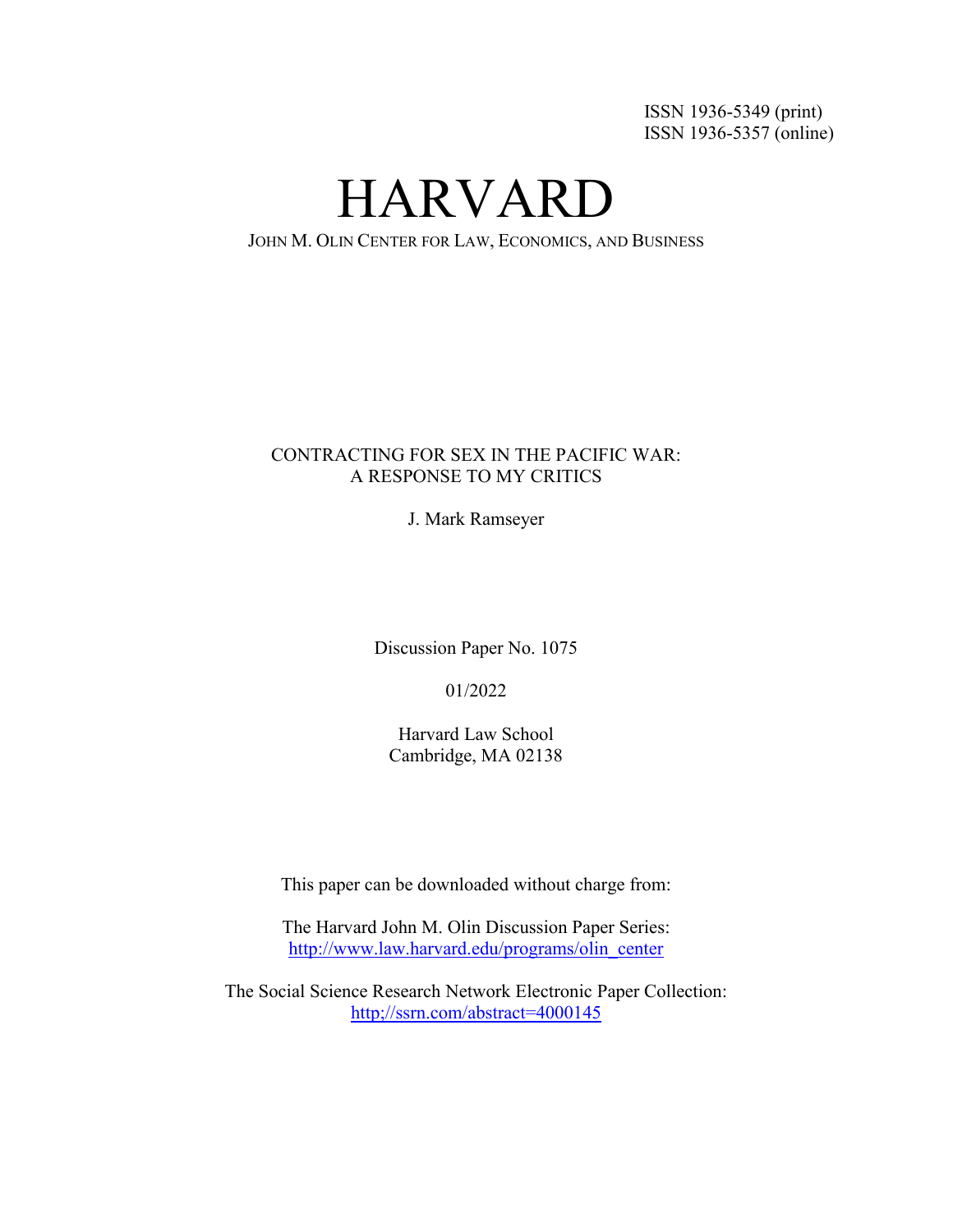ISSN 1936-5349 (print)
ISSN 1936-5357 (online)

# HARVARD

JOHN M. OLIN CENTER FOR LAW, ECONOMICS, AND BUSINESS

CONTRACTING FOR SEX IN THE PACIFIC WAR:
A RESPONSE TO MY CRITICS

J. Mark Ramseyer

Discussion Paper No. 1075

01/2022

Harvard Law School
Cambridge, MA 02138

This paper can be downloaded without charge from:

The Harvard John M. Olin Discussion Paper Series:
http://www.law.harvard.edu/programs/olin_center

The Social Science Research Network Electronic Paper Collection:
http;//ssrn.com/abstract=4000145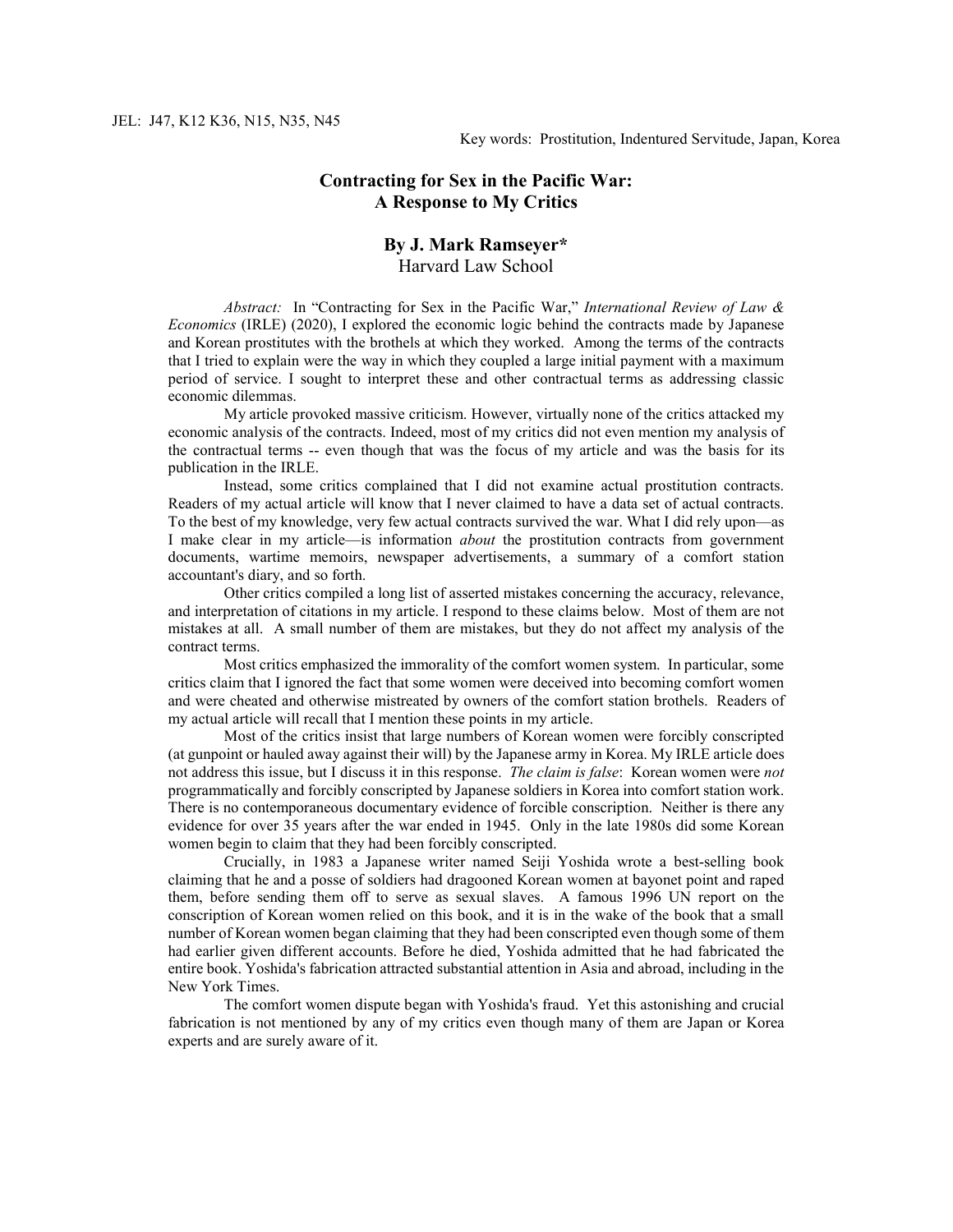JEL: J47, K12 K36, N15, N35, N45

Key words: Prostitution, Indentured Servitude, Japan, Korea

# Contracting for Sex in the Pacific War: A Response to My Critics

## By J. Mark Ramseyer*

Harvard Law School

*Abstract:* In "Contracting for Sex in the Pacific War," *International Review of Law & Economics* (IRLE) (2020), I explored the economic logic behind the contracts made by Japanese and Korean prostitutes with the brothels at which they worked. Among the terms of the contracts that I tried to explain were the way in which they coupled a large initial payment with a maximum period of service. I sought to interpret these and other contractual terms as addressing classic economic dilemmas.

My article provoked massive criticism. However, virtually none of the critics attacked my economic analysis of the contracts. Indeed, most of my critics did not even mention my analysis of the contractual terms -- even though that was the focus of my article and was the basis for its publication in the IRLE.

Instead, some critics complained that I did not examine actual prostitution contracts. Readers of my actual article will know that I never claimed to have a data set of actual contracts. To the best of my knowledge, very few actual contracts survived the war. What I did rely upon—as I make clear in my article—is information *about* the prostitution contracts from government documents, wartime memoirs, newspaper advertisements, a summary of a comfort station accountant's diary, and so forth.

Other critics compiled a long list of asserted mistakes concerning the accuracy, relevance, and interpretation of citations in my article. I respond to these claims below. Most of them are not mistakes at all. A small number of them are mistakes, but they do not affect my analysis of the contract terms.

Most critics emphasized the immorality of the comfort women system. In particular, some critics claim that I ignored the fact that some women were deceived into becoming comfort women and were cheated and otherwise mistreated by owners of the comfort station brothels. Readers of my actual article will recall that I mention these points in my article.

Most of the critics insist that large numbers of Korean women were forcibly conscripted (at gunpoint or hauled away against their will) by the Japanese army in Korea. My IRLE article does not address this issue, but I discuss it in this response. *The claim is false*: Korean women were *not* programmatically and forcibly conscripted by Japanese soldiers in Korea into comfort station work. There is no contemporaneous documentary evidence of forcible conscription. Neither is there any evidence for over 35 years after the war ended in 1945. Only in the late 1980s did some Korean women begin to claim that they had been forcibly conscripted.

Crucially, in 1983 a Japanese writer named Seiji Yoshida wrote a best-selling book claiming that he and a posse of soldiers had dragooned Korean women at bayonet point and raped them, before sending them off to serve as sexual slaves. A famous 1996 UN report on the conscription of Korean women relied on this book, and it is in the wake of the book that a small number of Korean women began claiming that they had been conscripted even though some of them had earlier given different accounts. Before he died, Yoshida admitted that he had fabricated the entire book. Yoshida's fabrication attracted substantial attention in Asia and abroad, including in the New York Times.

The comfort women dispute began with Yoshida's fraud. Yet this astonishing and crucial fabrication is not mentioned by any of my critics even though many of them are Japan or Korea experts and are surely aware of it.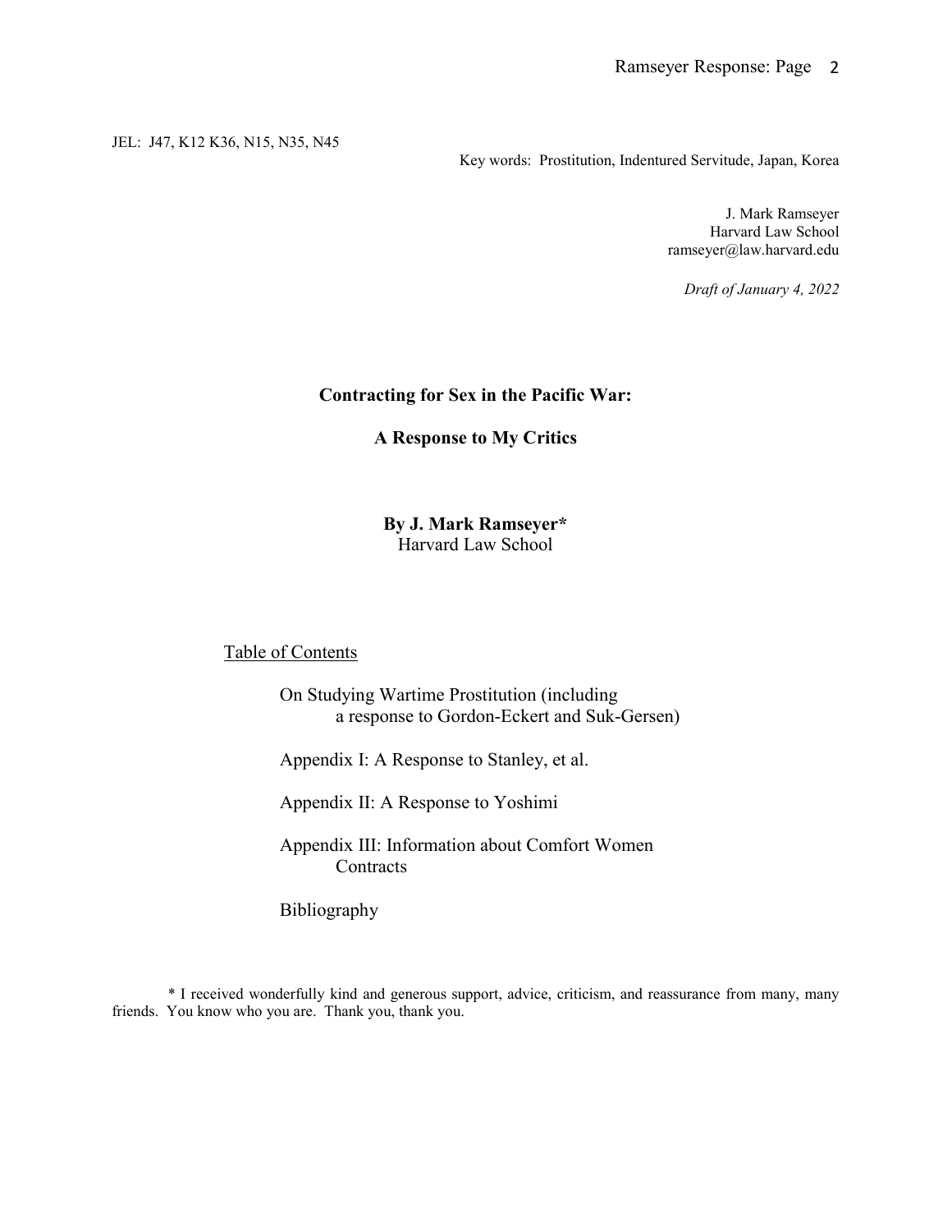JEL: J47, K12 K36, N15, N35, N45

Key words: Prostitution, Indentured Servitude, Japan, Korea

J. Mark Ramseyer
Harvard Law School
ramseyer@law.harvard.edu

*Draft of January 4, 2022*

# Contracting for Sex in the Pacific War:

# A Response to My Critics

**By J. Mark Ramseyer***
Harvard Law School

Table of Contents

- On Studying Wartime Prostitution (including a response to Gordon-Eckert and Suk-Gersen)
- Appendix I: A Response to Stanley, et al.
- Appendix II: A Response to Yoshimi
- Appendix III: Information about Comfort Women Contracts
- Bibliography

\* I received wonderfully kind and generous support, advice, criticism, and reassurance from many, many friends. You know who you are. Thank you, thank you.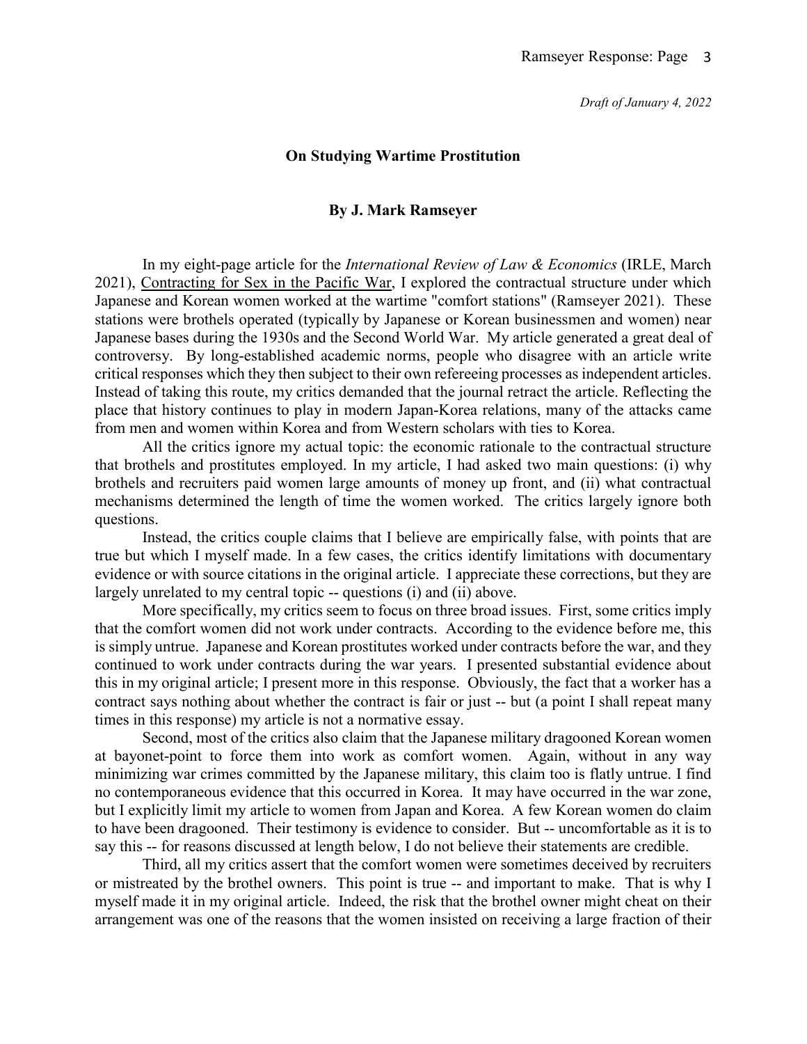*Draft of January 4, 2022*

## On Studying Wartime Prostitution

### By J. Mark Ramseyer

In my eight-page article for the *International Review of Law & Economics* (IRLE, March 2021), Contracting for Sex in the Pacific War, I explored the contractual structure under which Japanese and Korean women worked at the wartime "comfort stations" (Ramseyer 2021). These stations were brothels operated (typically by Japanese or Korean businessmen and women) near Japanese bases during the 1930s and the Second World War. My article generated a great deal of controversy. By long-established academic norms, people who disagree with an article write critical responses which they then subject to their own refereeing processes as independent articles. Instead of taking this route, my critics demanded that the journal retract the article. Reflecting the place that history continues to play in modern Japan-Korea relations, many of the attacks came from men and women within Korea and from Western scholars with ties to Korea.

All the critics ignore my actual topic: the economic rationale to the contractual structure that brothels and prostitutes employed. In my article, I had asked two main questions: (i) why brothels and recruiters paid women large amounts of money up front, and (ii) what contractual mechanisms determined the length of time the women worked. The critics largely ignore both questions.

Instead, the critics couple claims that I believe are empirically false, with points that are true but which I myself made. In a few cases, the critics identify limitations with documentary evidence or with source citations in the original article. I appreciate these corrections, but they are largely unrelated to my central topic -- questions (i) and (ii) above.

More specifically, my critics seem to focus on three broad issues. First, some critics imply that the comfort women did not work under contracts. According to the evidence before me, this is simply untrue. Japanese and Korean prostitutes worked under contracts before the war, and they continued to work under contracts during the war years. I presented substantial evidence about this in my original article; I present more in this response. Obviously, the fact that a worker has a contract says nothing about whether the contract is fair or just -- but (a point I shall repeat many times in this response) my article is not a normative essay.

Second, most of the critics also claim that the Japanese military dragooned Korean women at bayonet-point to force them into work as comfort women. Again, without in any way minimizing war crimes committed by the Japanese military, this claim too is flatly untrue. I find no contemporaneous evidence that this occurred in Korea. It may have occurred in the war zone, but I explicitly limit my article to women from Japan and Korea. A few Korean women do claim to have been dragooned. Their testimony is evidence to consider. But -- uncomfortable as it is to say this -- for reasons discussed at length below, I do not believe their statements are credible.

Third, all my critics assert that the comfort women were sometimes deceived by recruiters or mistreated by the brothel owners. This point is true -- and important to make. That is why I myself made it in my original article. Indeed, the risk that the brothel owner might cheat on their arrangement was one of the reasons that the women insisted on receiving a large fraction of their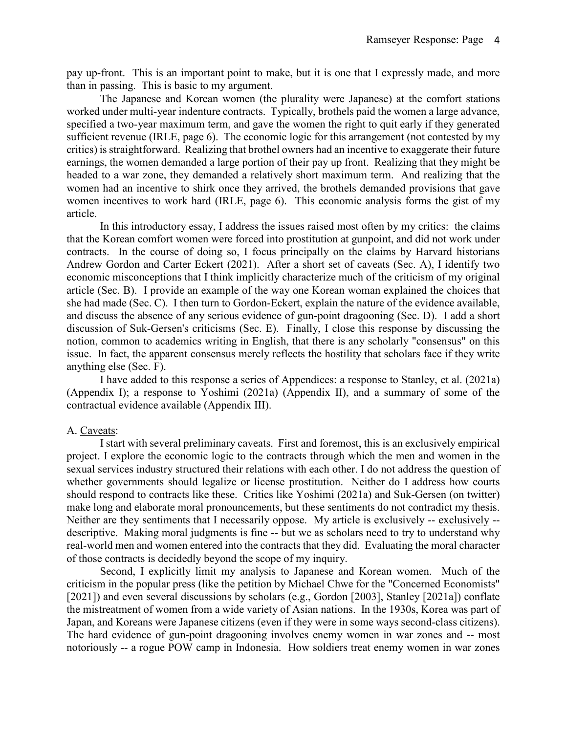pay up-front. This is an important point to make, but it is one that I expressly made, and more than in passing. This is basic to my argument.

The Japanese and Korean women (the plurality were Japanese) at the comfort stations worked under multi-year indenture contracts. Typically, brothels paid the women a large advance, specified a two-year maximum term, and gave the women the right to quit early if they generated sufficient revenue (IRLE, page 6). The economic logic for this arrangement (not contested by my critics) is straightforward. Realizing that brothel owners had an incentive to exaggerate their future earnings, the women demanded a large portion of their pay up front. Realizing that they might be headed to a war zone, they demanded a relatively short maximum term. And realizing that the women had an incentive to shirk once they arrived, the brothels demanded provisions that gave women incentives to work hard (IRLE, page 6). This economic analysis forms the gist of my article.

In this introductory essay, I address the issues raised most often by my critics: the claims that the Korean comfort women were forced into prostitution at gunpoint, and did not work under contracts. In the course of doing so, I focus principally on the claims by Harvard historians Andrew Gordon and Carter Eckert (2021). After a short set of caveats (Sec. A), I identify two economic misconceptions that I think implicitly characterize much of the criticism of my original article (Sec. B). I provide an example of the way one Korean woman explained the choices that she had made (Sec. C). I then turn to Gordon-Eckert, explain the nature of the evidence available, and discuss the absence of any serious evidence of gun-point dragooning (Sec. D). I add a short discussion of Suk-Gersen's criticisms (Sec. E). Finally, I close this response by discussing the notion, common to academics writing in English, that there is any scholarly "consensus" on this issue. In fact, the apparent consensus merely reflects the hostility that scholars face if they write anything else (Sec. F).

I have added to this response a series of Appendices: a response to Stanley, et al. (2021a) (Appendix I); a response to Yoshimi (2021a) (Appendix II), and a summary of some of the contractual evidence available (Appendix III).

A. Caveats:

I start with several preliminary caveats. First and foremost, this is an exclusively empirical project. I explore the economic logic to the contracts through which the men and women in the sexual services industry structured their relations with each other. I do not address the question of whether governments should legalize or license prostitution. Neither do I address how courts should respond to contracts like these. Critics like Yoshimi (2021a) and Suk-Gersen (on twitter) make long and elaborate moral pronouncements, but these sentiments do not contradict my thesis. Neither are they sentiments that I necessarily oppose. My article is exclusively -- exclusively -- descriptive. Making moral judgments is fine -- but we as scholars need to try to understand why real-world men and women entered into the contracts that they did. Evaluating the moral character of those contracts is decidedly beyond the scope of my inquiry.

Second, I explicitly limit my analysis to Japanese and Korean women. Much of the criticism in the popular press (like the petition by Michael Chwe for the "Concerned Economists" [2021]) and even several discussions by scholars (e.g., Gordon [2003], Stanley [2021a]) conflate the mistreatment of women from a wide variety of Asian nations. In the 1930s, Korea was part of Japan, and Koreans were Japanese citizens (even if they were in some ways second-class citizens). The hard evidence of gun-point dragooning involves enemy women in war zones and -- most notoriously -- a rogue POW camp in Indonesia. How soldiers treat enemy women in war zones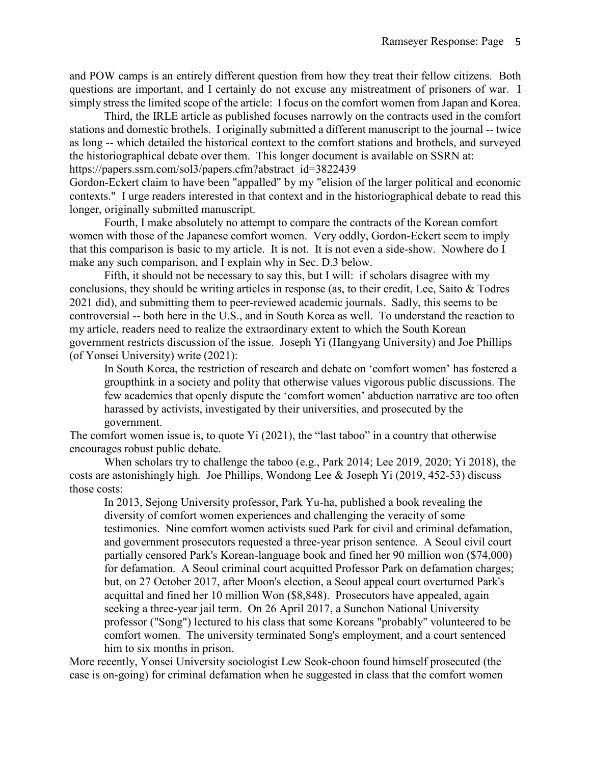and POW camps is an entirely different question from how they treat their fellow citizens. Both questions are important, and I certainly do not excuse any mistreatment of prisoners of war. I simply stress the limited scope of the article: I focus on the comfort women from Japan and Korea.

Third, the IRLE article as published focuses narrowly on the contracts used in the comfort stations and domestic brothels. I originally submitted a different manuscript to the journal -- twice as long -- which detailed the historical context to the comfort stations and brothels, and surveyed the historiographical debate over them. This longer document is available on SSRN at: https://papers.ssrn.com/sol3/papers.cfm?abstract_id=3822439

Gordon-Eckert claim to have been "appalled" by my "elision of the larger political and economic contexts." I urge readers interested in that context and in the historiographical debate to read this longer, originally submitted manuscript.

Fourth, I make absolutely no attempt to compare the contracts of the Korean comfort women with those of the Japanese comfort women. Very oddly, Gordon-Eckert seem to imply that this comparison is basic to my article. It is not. It is not even a side-show. Nowhere do I make any such comparison, and I explain why in Sec. D.3 below.

Fifth, it should not be necessary to say this, but I will: if scholars disagree with my conclusions, they should be writing articles in response (as, to their credit, Lee, Saito & Todres 2021 did), and submitting them to peer-reviewed academic journals. Sadly, this seems to be controversial -- both here in the U.S., and in South Korea as well. To understand the reaction to my article, readers need to realize the extraordinary extent to which the South Korean government restricts discussion of the issue. Joseph Yi (Hangyang University) and Joe Phillips (of Yonsei University) write (2021):

> In South Korea, the restriction of research and debate on 'comfort women' has fostered a groupthink in a society and polity that otherwise values vigorous public discussions. The few academics that openly dispute the 'comfort women' abduction narrative are too often harassed by activists, investigated by their universities, and prosecuted by the government.

The comfort women issue is, to quote Yi (2021), the "last taboo" in a country that otherwise encourages robust public debate.

When scholars try to challenge the taboo (e.g., Park 2014; Lee 2019, 2020; Yi 2018), the costs are astonishingly high. Joe Phillips, Wondong Lee & Joseph Yi (2019, 452-53) discuss those costs:

> In 2013, Sejong University professor, Park Yu-ha, published a book revealing the diversity of comfort women experiences and challenging the veracity of some testimonies. Nine comfort women activists sued Park for civil and criminal defamation, and government prosecutors requested a three-year prison sentence. A Seoul civil court partially censored Park's Korean-language book and fined her 90 million won ($74,000) for defamation. A Seoul criminal court acquitted Professor Park on defamation charges; but, on 27 October 2017, after Moon's election, a Seoul appeal court overturned Park's acquittal and fined her 10 million Won ($8,848). Prosecutors have appealed, again seeking a three-year jail term. On 26 April 2017, a Sunchon National University professor ("Song") lectured to his class that some Koreans "probably" volunteered to be comfort women. The university terminated Song's employment, and a court sentenced him to six months in prison.

More recently, Yonsei University sociologist Lew Seok-choon found himself prosecuted (the case is on-going) for criminal defamation when he suggested in class that the comfort women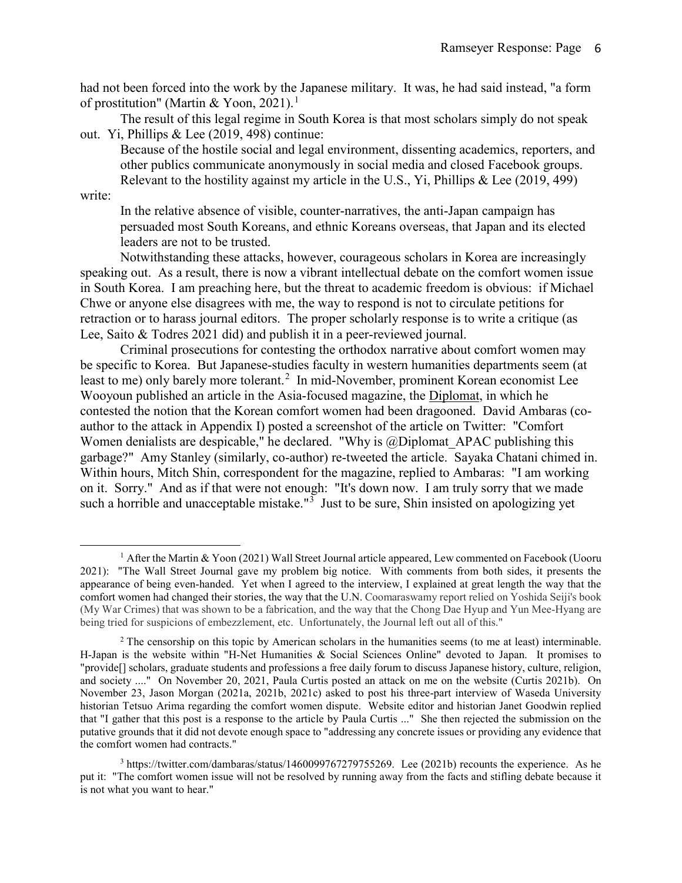had not been forced into the work by the Japanese military. It was, he had said instead, "a form of prostitution" (Martin & Yoon, 2021).[1]

The result of this legal regime in South Korea is that most scholars simply do not speak out. Yi, Phillips & Lee (2019, 498) continue:

> Because of the hostile social and legal environment, dissenting academics, reporters, and other publics communicate anonymously in social media and closed Facebook groups.

Relevant to the hostility against my article in the U.S., Yi, Phillips & Lee (2019, 499) write:

> In the relative absence of visible, counter-narratives, the anti-Japan campaign has persuaded most South Koreans, and ethnic Koreans overseas, that Japan and its elected leaders are not to be trusted.

Notwithstanding these attacks, however, courageous scholars in Korea are increasingly speaking out. As a result, there is now a vibrant intellectual debate on the comfort women issue in South Korea. I am preaching here, but the threat to academic freedom is obvious: if Michael Chwe or anyone else disagrees with me, the way to respond is not to circulate petitions for retraction or to harass journal editors. The proper scholarly response is to write a critique (as Lee, Saito & Todres 2021 did) and publish it in a peer-reviewed journal.

Criminal prosecutions for contesting the orthodox narrative about comfort women may be specific to Korea. But Japanese-studies faculty in western humanities departments seem (at least to me) only barely more tolerant.[2] In mid-November, prominent Korean economist Lee Wooyoun published an article in the Asia-focused magazine, the Diplomat, in which he contested the notion that the Korean comfort women had been dragooned. David Ambaras (co-author to the attack in Appendix I) posted a screenshot of the article on Twitter: "Comfort Women denialists are despicable," he declared. "Why is @Diplomat_APAC publishing this garbage?" Amy Stanley (similarly, co-author) re-tweeted the article. Sayaka Chatani chimed in. Within hours, Mitch Shin, correspondent for the magazine, replied to Ambaras: "I am working on it. Sorry." And as if that were not enough: "It's down now. I am truly sorry that we made such a horrible and unacceptable mistake."[3] Just to be sure, Shin insisted on apologizing yet

---

[1] After the Martin & Yoon (2021) Wall Street Journal article appeared, Lew commented on Facebook (Uooru 2021): "The Wall Street Journal gave my problem big notice. With comments from both sides, it presents the appearance of being even-handed. Yet when I agreed to the interview, I explained at great length the way that the comfort women had changed their stories, the way that the U.N. Coomaraswamy report relied on Yoshida Seiji's book (My War Crimes) that was shown to be a fabrication, and the way that the Chong Dae Hyup and Yun Mee-Hyang are being tried for suspicions of embezzlement, etc. Unfortunately, the Journal left out all of this."

[2] The censorship on this topic by American scholars in the humanities seems (to me at least) interminable. H-Japan is the website within "H-Net Humanities & Social Sciences Online" devoted to Japan. It promises to "provide[] scholars, graduate students and professions a free daily forum to discuss Japanese history, culture, religion, and society ...." On November 20, 2021, Paula Curtis posted an attack on me on the website (Curtis 2021b). On November 23, Jason Morgan (2021a, 2021b, 2021c) asked to post his three-part interview of Waseda University historian Tetsuo Arima regarding the comfort women dispute. Website editor and historian Janet Goodwin replied that "I gather that this post is a response to the article by Paula Curtis ..." She then rejected the submission on the putative grounds that it did not devote enough space to "addressing any concrete issues or providing any evidence that the comfort women had contracts."

[3] https://twitter.com/dambaras/status/1460099767279755269. Lee (2021b) recounts the experience. As he put it: "The comfort women issue will not be resolved by running away from the facts and stifling debate because it is not what you want to hear."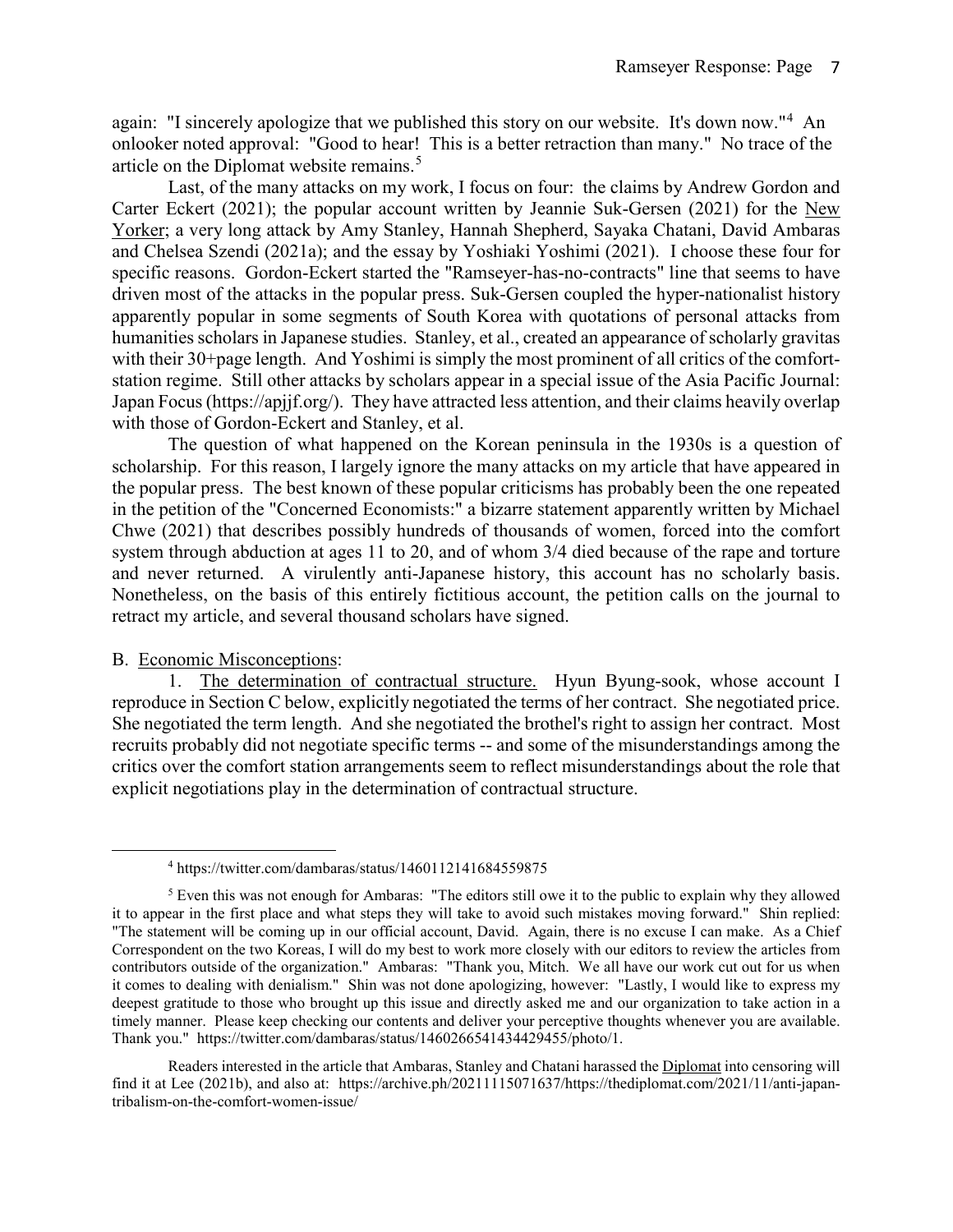again: "I sincerely apologize that we published this story on our website. It's down now."[4] An onlooker noted approval: "Good to hear! This is a better retraction than many." No trace of the article on the Diplomat website remains.[5]

Last, of the many attacks on my work, I focus on four: the claims by Andrew Gordon and Carter Eckert (2021); the popular account written by Jeannie Suk-Gersen (2021) for the New Yorker; a very long attack by Amy Stanley, Hannah Shepherd, Sayaka Chatani, David Ambaras and Chelsea Szendi (2021a); and the essay by Yoshiaki Yoshimi (2021). I choose these four for specific reasons. Gordon-Eckert started the "Ramseyer-has-no-contracts" line that seems to have driven most of the attacks in the popular press. Suk-Gersen coupled the hyper-nationalist history apparently popular in some segments of South Korea with quotations of personal attacks from humanities scholars in Japanese studies. Stanley, et al., created an appearance of scholarly gravitas with their 30+page length. And Yoshimi is simply the most prominent of all critics of the comfort-station regime. Still other attacks by scholars appear in a special issue of the Asia Pacific Journal: Japan Focus (https://apjjf.org/). They have attracted less attention, and their claims heavily overlap with those of Gordon-Eckert and Stanley, et al.

The question of what happened on the Korean peninsula in the 1930s is a question of scholarship. For this reason, I largely ignore the many attacks on my article that have appeared in the popular press. The best known of these popular criticisms has probably been the one repeated in the petition of the "Concerned Economists:" a bizarre statement apparently written by Michael Chwe (2021) that describes possibly hundreds of thousands of women, forced into the comfort system through abduction at ages 11 to 20, and of whom 3/4 died because of the rape and torture and never returned. A virulently anti-Japanese history, this account has no scholarly basis. Nonetheless, on the basis of this entirely fictitious account, the petition calls on the journal to retract my article, and several thousand scholars have signed.

B. Economic Misconceptions:

1. The determination of contractual structure. Hyun Byung-sook, whose account I reproduce in Section C below, explicitly negotiated the terms of her contract. She negotiated price. She negotiated the term length. And she negotiated the brothel's right to assign her contract. Most recruits probably did not negotiate specific terms -- and some of the misunderstandings among the critics over the comfort station arrangements seem to reflect misunderstandings about the role that explicit negotiations play in the determination of contractual structure.

---

[4] https://twitter.com/dambaras/status/1460112141684559875

[5] Even this was not enough for Ambaras: "The editors still owe it to the public to explain why they allowed it to appear in the first place and what steps they will take to avoid such mistakes moving forward." Shin replied: "The statement will be coming up in our official account, David. Again, there is no excuse I can make. As a Chief Correspondent on the two Koreas, I will do my best to work more closely with our editors to review the articles from contributors outside of the organization." Ambaras: "Thank you, Mitch. We all have our work cut out for us when it comes to dealing with denialism." Shin was not done apologizing, however: "Lastly, I would like to express my deepest gratitude to those who brought up this issue and directly asked me and our organization to take action in a timely manner. Please keep checking our contents and deliver your perceptive thoughts whenever you are available. Thank you." https://twitter.com/dambaras/status/1460266541434429455/photo/1.

Readers interested in the article that Ambaras, Stanley and Chatani harassed the Diplomat into censoring will find it at Lee (2021b), and also at: https://archive.ph/20211115071637/https://thediplomat.com/2021/11/anti-japan-tribalism-on-the-comfort-women-issue/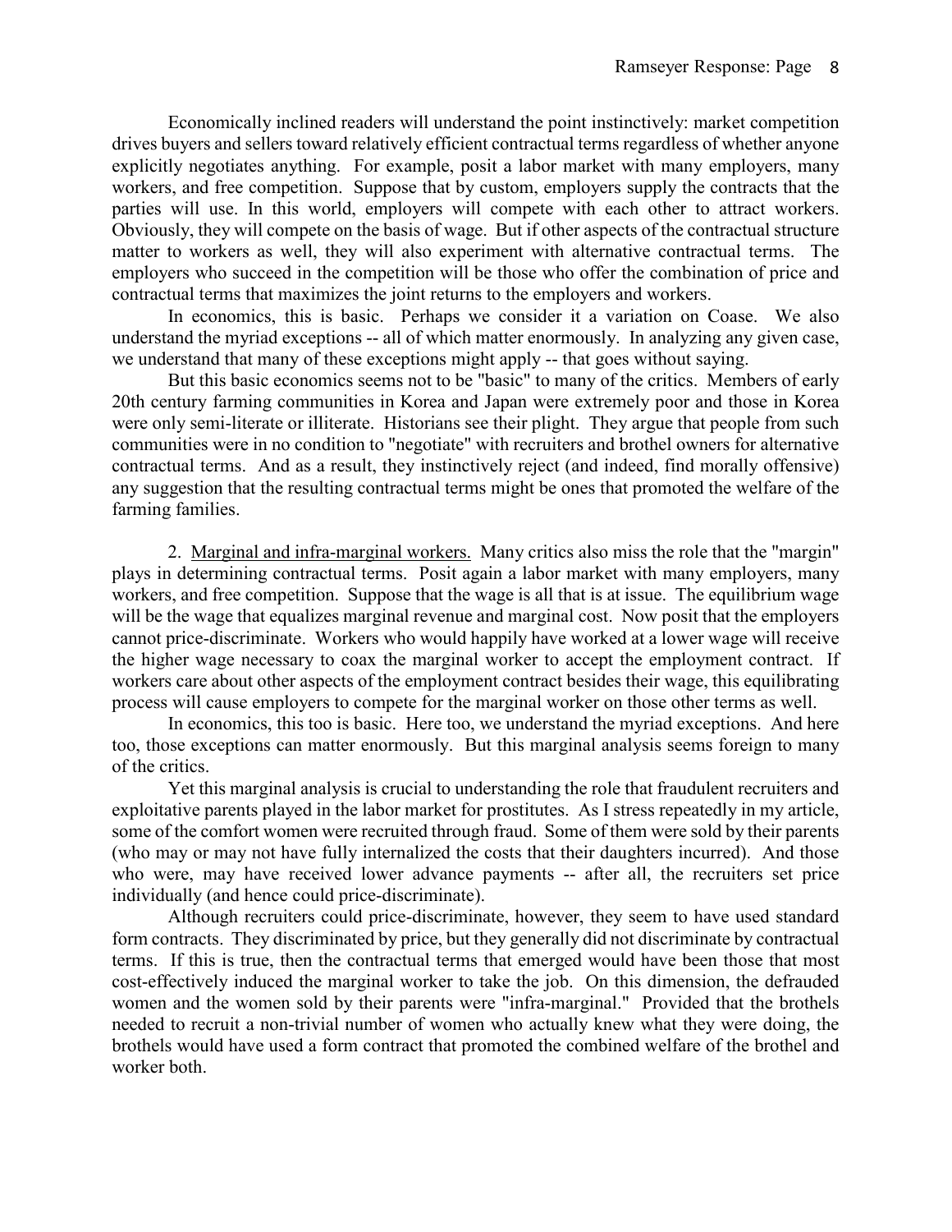Economically inclined readers will understand the point instinctively: market competition drives buyers and sellers toward relatively efficient contractual terms regardless of whether anyone explicitly negotiates anything. For example, posit a labor market with many employers, many workers, and free competition. Suppose that by custom, employers supply the contracts that the parties will use. In this world, employers will compete with each other to attract workers. Obviously, they will compete on the basis of wage. But if other aspects of the contractual structure matter to workers as well, they will also experiment with alternative contractual terms. The employers who succeed in the competition will be those who offer the combination of price and contractual terms that maximizes the joint returns to the employers and workers.

In economics, this is basic. Perhaps we consider it a variation on Coase. We also understand the myriad exceptions -- all of which matter enormously. In analyzing any given case, we understand that many of these exceptions might apply -- that goes without saying.

But this basic economics seems not to be "basic" to many of the critics. Members of early 20th century farming communities in Korea and Japan were extremely poor and those in Korea were only semi-literate or illiterate. Historians see their plight. They argue that people from such communities were in no condition to "negotiate" with recruiters and brothel owners for alternative contractual terms. And as a result, they instinctively reject (and indeed, find morally offensive) any suggestion that the resulting contractual terms might be ones that promoted the welfare of the farming families.

2. Marginal and infra-marginal workers. Many critics also miss the role that the "margin" plays in determining contractual terms. Posit again a labor market with many employers, many workers, and free competition. Suppose that the wage is all that is at issue. The equilibrium wage will be the wage that equalizes marginal revenue and marginal cost. Now posit that the employers cannot price-discriminate. Workers who would happily have worked at a lower wage will receive the higher wage necessary to coax the marginal worker to accept the employment contract. If workers care about other aspects of the employment contract besides their wage, this equilibrating process will cause employers to compete for the marginal worker on those other terms as well.

In economics, this too is basic. Here too, we understand the myriad exceptions. And here too, those exceptions can matter enormously. But this marginal analysis seems foreign to many of the critics.

Yet this marginal analysis is crucial to understanding the role that fraudulent recruiters and exploitative parents played in the labor market for prostitutes. As I stress repeatedly in my article, some of the comfort women were recruited through fraud. Some of them were sold by their parents (who may or may not have fully internalized the costs that their daughters incurred). And those who were, may have received lower advance payments -- after all, the recruiters set price individually (and hence could price-discriminate).

Although recruiters could price-discriminate, however, they seem to have used standard form contracts. They discriminated by price, but they generally did not discriminate by contractual terms. If this is true, then the contractual terms that emerged would have been those that most cost-effectively induced the marginal worker to take the job. On this dimension, the defrauded women and the women sold by their parents were "infra-marginal." Provided that the brothels needed to recruit a non-trivial number of women who actually knew what they were doing, the brothels would have used a form contract that promoted the combined welfare of the brothel and worker both.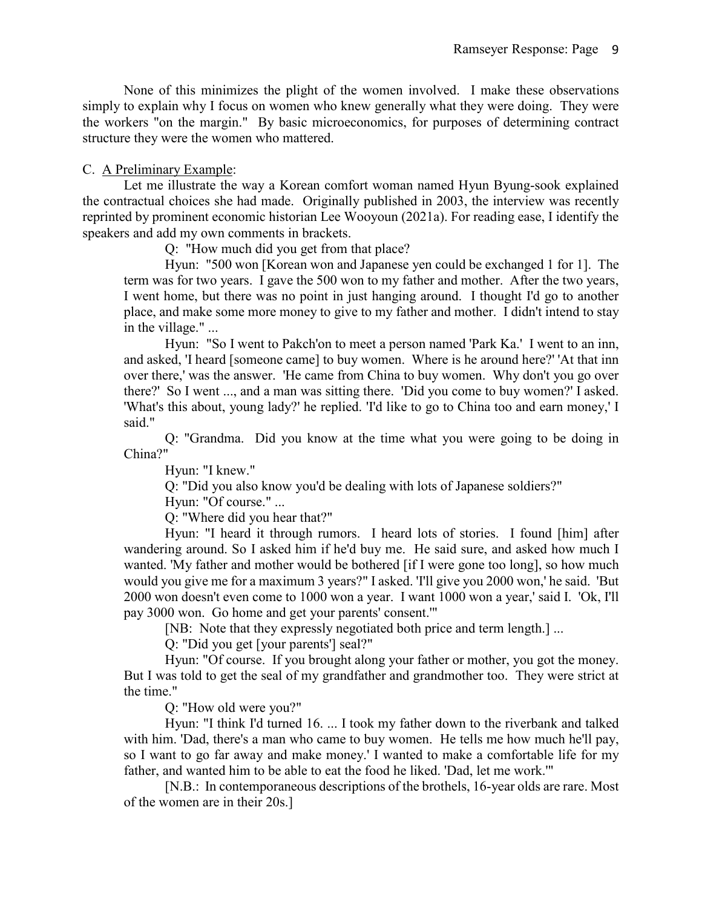None of this minimizes the plight of the women involved. I make these observations simply to explain why I focus on women who knew generally what they were doing. They were the workers "on the margin." By basic microeconomics, for purposes of determining contract structure they were the women who mattered.

C. <u>A Preliminary Example</u>:

Let me illustrate the way a Korean comfort woman named Hyun Byung-sook explained the contractual choices she had made. Originally published in 2003, the interview was recently reprinted by prominent economic historian Lee Wooyoun (2021a). For reading ease, I identify the speakers and add my own comments in brackets.

> Q: "How much did you get from that place?
>
> Hyun: "500 won [Korean won and Japanese yen could be exchanged 1 for 1]. The term was for two years. I gave the 500 won to my father and mother. After the two years, I went home, but there was no point in just hanging around. I thought I'd go to another place, and make some more money to give to my father and mother. I didn't intend to stay in the village." ...
>
> Hyun: "So I went to Pakch'on to meet a person named 'Park Ka.' I went to an inn, and asked, 'I heard [someone came] to buy women. Where is he around here?' 'At that inn over there,' was the answer. 'He came from China to buy women. Why don't you go over there?' So I went ..., and a man was sitting there. 'Did you come to buy women?' I asked. 'What's this about, young lady?' he replied. 'I'd like to go to China too and earn money,' I said."
>
> Q: "Grandma. Did you know at the time what you were going to be doing in China?"
>
> Hyun: "I knew."
>
> Q: "Did you also know you'd be dealing with lots of Japanese soldiers?"
>
> Hyun: "Of course." ...
>
> Q: "Where did you hear that?"
>
> Hyun: "I heard it through rumors. I heard lots of stories. I found [him] after wandering around. So I asked him if he'd buy me. He said sure, and asked how much I wanted. 'My father and mother would be bothered [if I were gone too long], so how much would you give me for a maximum 3 years?" I asked. 'I'll give you 2000 won,' he said. 'But 2000 won doesn't even come to 1000 won a year. I want 1000 won a year,' said I. 'Ok, I'll pay 3000 won. Go home and get your parents' consent.'"
>
> [NB: Note that they expressly negotiated both price and term length.] ...
>
> Q: "Did you get [your parents'] seal?"
>
> Hyun: "Of course. If you brought along your father or mother, you got the money. But I was told to get the seal of my grandfather and grandmother too. They were strict at the time."
>
> Q: "How old were you?"
>
> Hyun: "I think I'd turned 16. ... I took my father down to the riverbank and talked with him. 'Dad, there's a man who came to buy women. He tells me how much he'll pay, so I want to go far away and make money.' I wanted to make a comfortable life for my father, and wanted him to be able to eat the food he liked. 'Dad, let me work.'"
>
> [N.B.: In contemporaneous descriptions of the brothels, 16-year olds are rare. Most of the women are in their 20s.]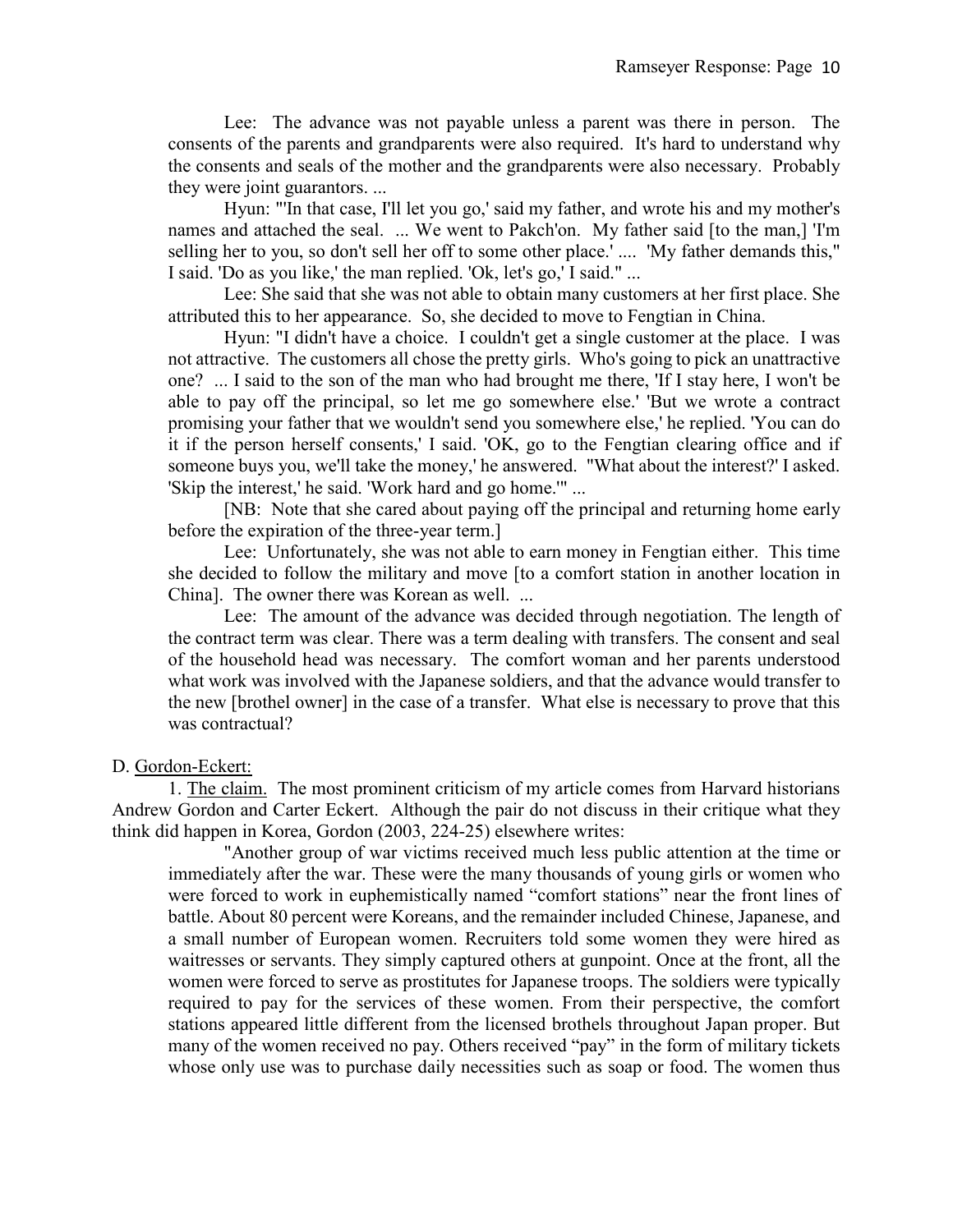Lee: The advance was not payable unless a parent was there in person. The consents of the parents and grandparents were also required. It's hard to understand why the consents and seals of the mother and the grandparents were also necessary. Probably they were joint guarantors. ...

Hyun: "'In that case, I'll let you go,' said my father, and wrote his and my mother's names and attached the seal. ... We went to Pakch'on. My father said [to the man,] 'I'm selling her to you, so don't sell her off to some other place.' .... 'My father demands this," I said. 'Do as you like,' the man replied. 'Ok, let's go,' I said." ...

Lee: She said that she was not able to obtain many customers at her first place. She attributed this to her appearance. So, she decided to move to Fengtian in China.

Hyun: "I didn't have a choice. I couldn't get a single customer at the place. I was not attractive. The customers all chose the pretty girls. Who's going to pick an unattractive one? ... I said to the son of the man who had brought me there, 'If I stay here, I won't be able to pay off the principal, so let me go somewhere else.' 'But we wrote a contract promising your father that we wouldn't send you somewhere else,' he replied. 'You can do it if the person herself consents,' I said. 'OK, go to the Fengtian clearing office and if someone buys you, we'll take the money,' he answered. "What about the interest?' I asked. 'Skip the interest,' he said. 'Work hard and go home.'" ...

[NB: Note that she cared about paying off the principal and returning home early before the expiration of the three-year term.]

Lee: Unfortunately, she was not able to earn money in Fengtian either. This time she decided to follow the military and move [to a comfort station in another location in China]. The owner there was Korean as well. ...

Lee: The amount of the advance was decided through negotiation. The length of the contract term was clear. There was a term dealing with transfers. The consent and seal of the household head was necessary. The comfort woman and her parents understood what work was involved with the Japanese soldiers, and that the advance would transfer to the new [brothel owner] in the case of a transfer. What else is necessary to prove that this was contractual?

D. Gordon-Eckert:

1. The claim. The most prominent criticism of my article comes from Harvard historians Andrew Gordon and Carter Eckert. Although the pair do not discuss in their critique what they think did happen in Korea, Gordon (2003, 224-25) elsewhere writes:

> "Another group of war victims received much less public attention at the time or immediately after the war. These were the many thousands of young girls or women who were forced to work in euphemistically named "comfort stations" near the front lines of battle. About 80 percent were Koreans, and the remainder included Chinese, Japanese, and a small number of European women. Recruiters told some women they were hired as waitresses or servants. They simply captured others at gunpoint. Once at the front, all the women were forced to serve as prostitutes for Japanese troops. The soldiers were typically required to pay for the services of these women. From their perspective, the comfort stations appeared little different from the licensed brothels throughout Japan proper. But many of the women received no pay. Others received "pay" in the form of military tickets whose only use was to purchase daily necessities such as soap or food. The women thus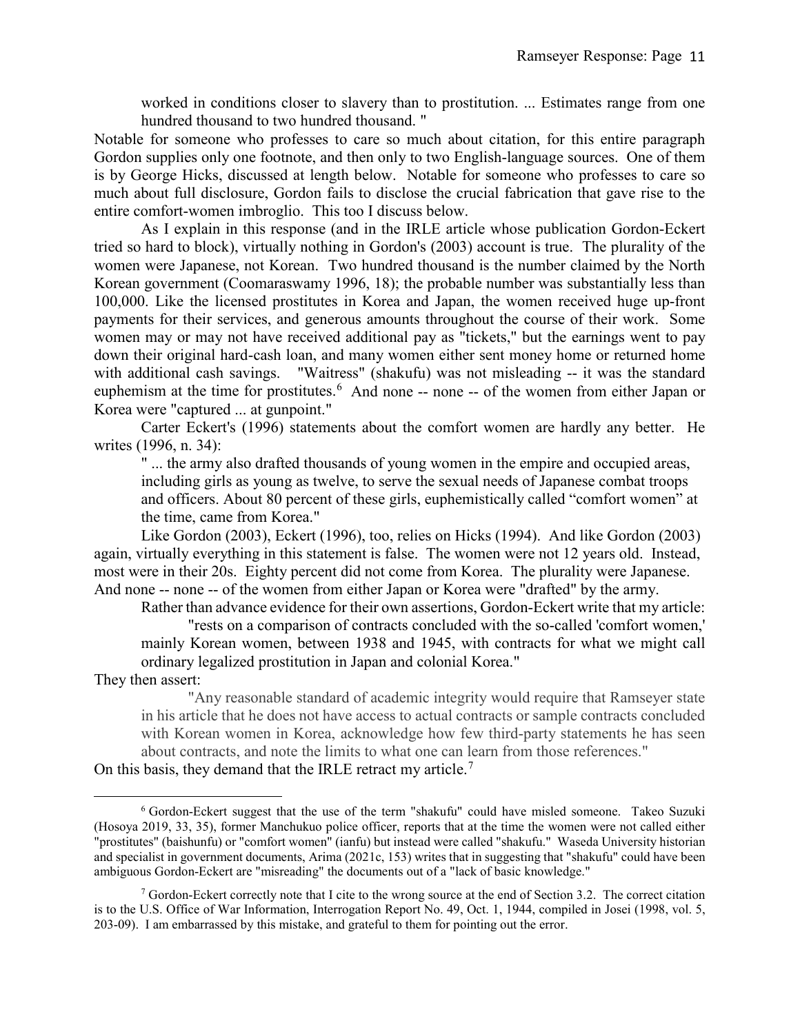> worked in conditions closer to slavery than to prostitution. ... Estimates range from one hundred thousand to two hundred thousand. "

Notable for someone who professes to care so much about citation, for this entire paragraph Gordon supplies only one footnote, and then only to two English-language sources. One of them is by George Hicks, discussed at length below. Notable for someone who professes to care so much about full disclosure, Gordon fails to disclose the crucial fabrication that gave rise to the entire comfort-women imbroglio. This too I discuss below.

As I explain in this response (and in the IRLE article whose publication Gordon-Eckert tried so hard to block), virtually nothing in Gordon's (2003) account is true. The plurality of the women were Japanese, not Korean. Two hundred thousand is the number claimed by the North Korean government (Coomaraswamy 1996, 18); the probable number was substantially less than 100,000. Like the licensed prostitutes in Korea and Japan, the women received huge up-front payments for their services, and generous amounts throughout the course of their work. Some women may or may not have received additional pay as "tickets," but the earnings went to pay down their original hard-cash loan, and many women either sent money home or returned home with additional cash savings. "Waitress" (shakufu) was not misleading -- it was the standard euphemism at the time for prostitutes.[6] And none -- none -- of the women from either Japan or Korea were "captured ... at gunpoint."

Carter Eckert's (1996) statements about the comfort women are hardly any better. He writes (1996, n. 34):

> " ... the army also drafted thousands of young women in the empire and occupied areas, including girls as young as twelve, to serve the sexual needs of Japanese combat troops and officers. About 80 percent of these girls, euphemistically called "comfort women" at the time, came from Korea."

Like Gordon (2003), Eckert (1996), too, relies on Hicks (1994). And like Gordon (2003) again, virtually everything in this statement is false. The women were not 12 years old. Instead, most were in their 20s. Eighty percent did not come from Korea. The plurality were Japanese. And none -- none -- of the women from either Japan or Korea were "drafted" by the army.

Rather than advance evidence for their own assertions, Gordon-Eckert write that my article:

> "rests on a comparison of contracts concluded with the so-called 'comfort women,' mainly Korean women, between 1938 and 1945, with contracts for what we might call ordinary legalized prostitution in Japan and colonial Korea."

They then assert:

> "Any reasonable standard of academic integrity would require that Ramseyer state in his article that he does not have access to actual contracts or sample contracts concluded with Korean women in Korea, acknowledge how few third-party statements he has seen about contracts, and note the limits to what one can learn from those references."

On this basis, they demand that the IRLE retract my article.[7]

---

[6] Gordon-Eckert suggest that the use of the term "shakufu" could have misled someone. Takeo Suzuki (Hosoya 2019, 33, 35), former Manchukuo police officer, reports that at the time the women were not called either "prostitutes" (baishunfu) or "comfort women" (ianfu) but instead were called "shakufu." Waseda University historian and specialist in government documents, Arima (2021c, 153) writes that in suggesting that "shakufu" could have been ambiguous Gordon-Eckert are "misreading" the documents out of a "lack of basic knowledge."

[7] Gordon-Eckert correctly note that I cite to the wrong source at the end of Section 3.2. The correct citation is to the U.S. Office of War Information, Interrogation Report No. 49, Oct. 1, 1944, compiled in Josei (1998, vol. 5, 203-09). I am embarrassed by this mistake, and grateful to them for pointing out the error.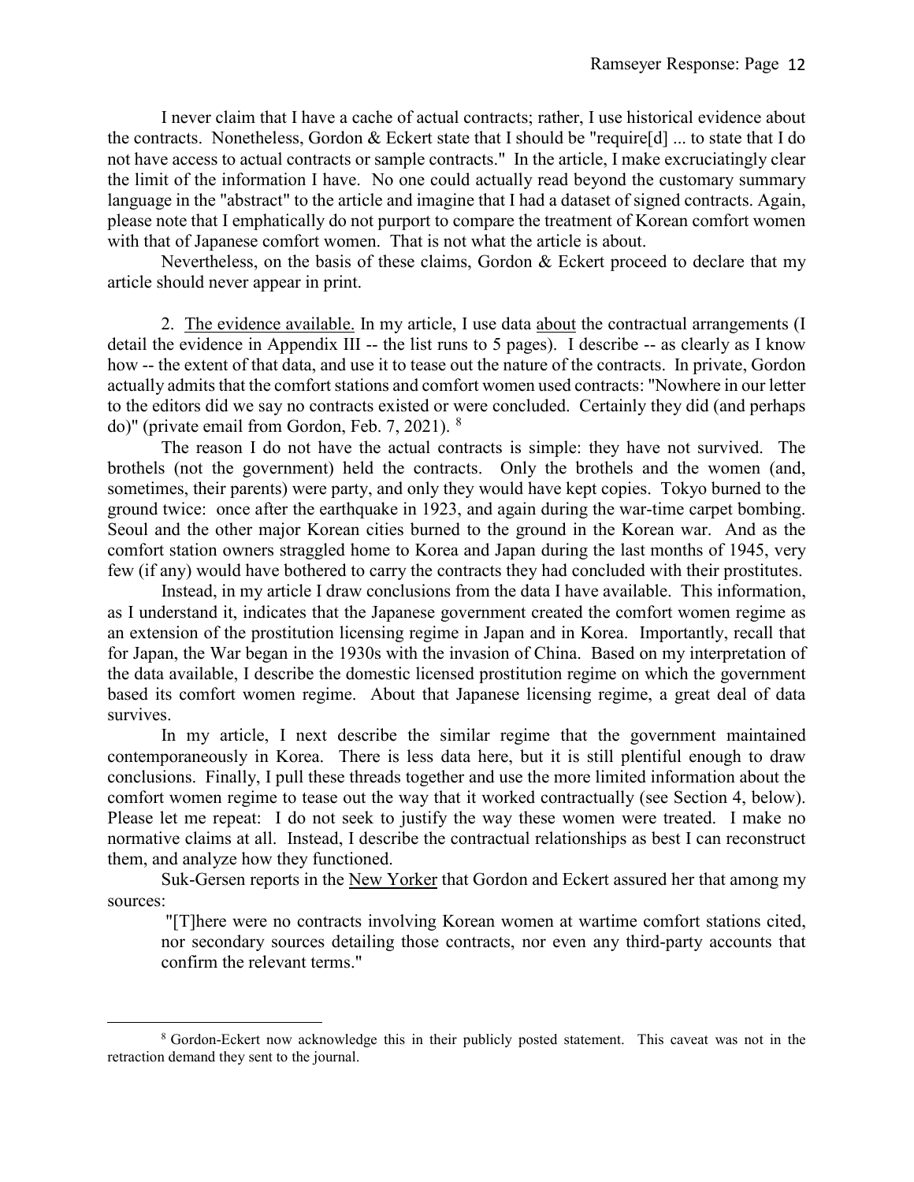I never claim that I have a cache of actual contracts; rather, I use historical evidence about the contracts. Nonetheless, Gordon & Eckert state that I should be "require[d] ... to state that I do not have access to actual contracts or sample contracts." In the article, I make excruciatingly clear the limit of the information I have. No one could actually read beyond the customary summary language in the "abstract" to the article and imagine that I had a dataset of signed contracts. Again, please note that I emphatically do not purport to compare the treatment of Korean comfort women with that of Japanese comfort women. That is not what the article is about.

Nevertheless, on the basis of these claims, Gordon & Eckert proceed to declare that my article should never appear in print.

2. <u>The evidence available.</u> In my article, I use data <u>about</u> the contractual arrangements (I detail the evidence in Appendix III -- the list runs to 5 pages). I describe -- as clearly as I know how -- the extent of that data, and use it to tease out the nature of the contracts. In private, Gordon actually admits that the comfort stations and comfort women used contracts: "Nowhere in our letter to the editors did we say no contracts existed or were concluded. Certainly they did (and perhaps do)" (private email from Gordon, Feb. 7, 2021). [8]

The reason I do not have the actual contracts is simple: they have not survived. The brothels (not the government) held the contracts. Only the brothels and the women (and, sometimes, their parents) were party, and only they would have kept copies. Tokyo burned to the ground twice: once after the earthquake in 1923, and again during the war-time carpet bombing. Seoul and the other major Korean cities burned to the ground in the Korean war. And as the comfort station owners straggled home to Korea and Japan during the last months of 1945, very few (if any) would have bothered to carry the contracts they had concluded with their prostitutes.

Instead, in my article I draw conclusions from the data I have available. This information, as I understand it, indicates that the Japanese government created the comfort women regime as an extension of the prostitution licensing regime in Japan and in Korea. Importantly, recall that for Japan, the War began in the 1930s with the invasion of China. Based on my interpretation of the data available, I describe the domestic licensed prostitution regime on which the government based its comfort women regime. About that Japanese licensing regime, a great deal of data survives.

In my article, I next describe the similar regime that the government maintained contemporaneously in Korea. There is less data here, but it is still plentiful enough to draw conclusions. Finally, I pull these threads together and use the more limited information about the comfort women regime to tease out the way that it worked contractually (see Section 4, below). Please let me repeat: I do not seek to justify the way these women were treated. I make no normative claims at all. Instead, I describe the contractual relationships as best I can reconstruct them, and analyze how they functioned.

Suk-Gersen reports in the <u>New Yorker</u> that Gordon and Eckert assured her that among my sources:

> "[T]here were no contracts involving Korean women at wartime comfort stations cited, nor secondary sources detailing those contracts, nor even any third-party accounts that confirm the relevant terms."

---

[8] Gordon-Eckert now acknowledge this in their publicly posted statement. This caveat was not in the retraction demand they sent to the journal.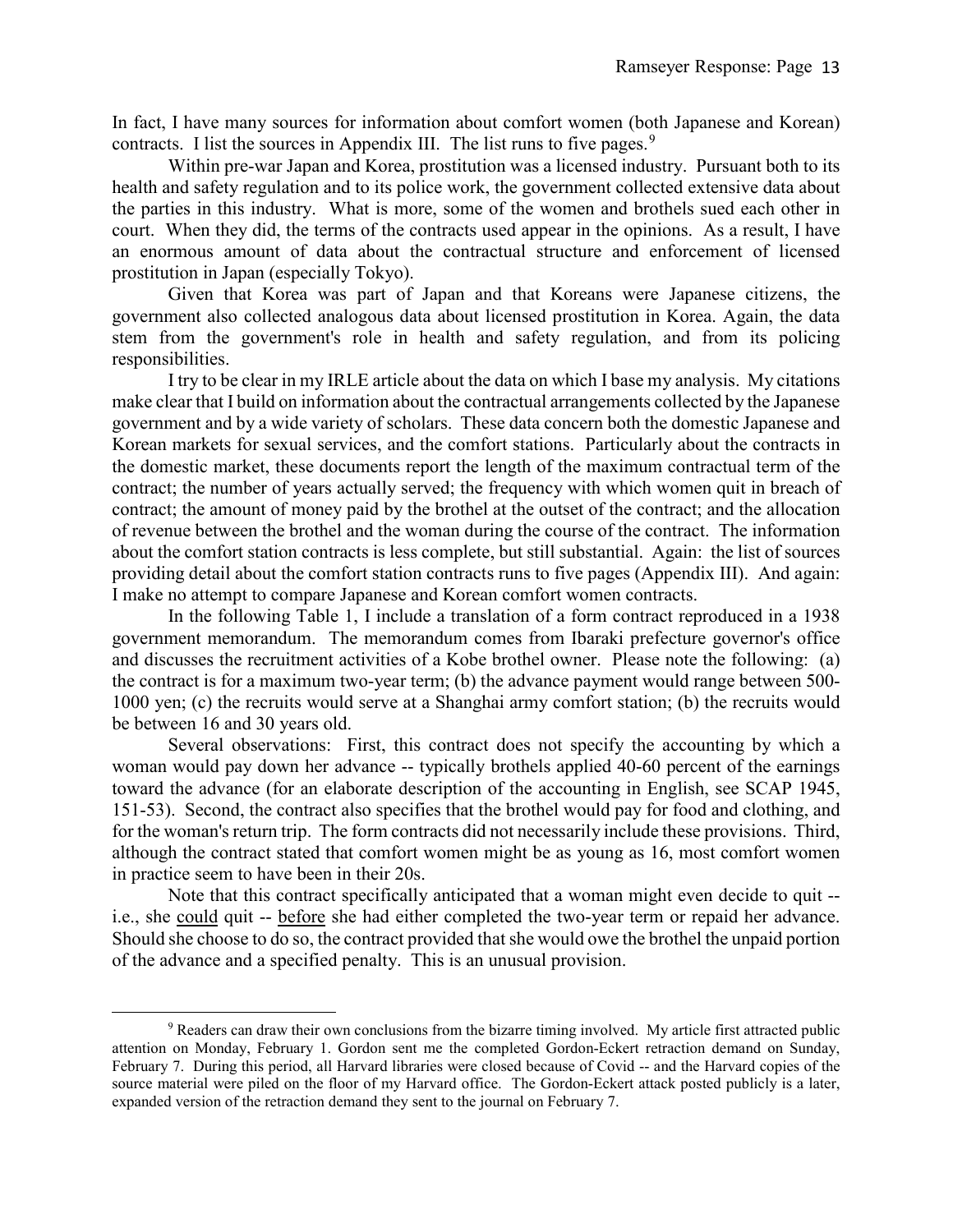In fact, I have many sources for information about comfort women (both Japanese and Korean) contracts. I list the sources in Appendix III. The list runs to five pages.[9]

Within pre-war Japan and Korea, prostitution was a licensed industry. Pursuant both to its health and safety regulation and to its police work, the government collected extensive data about the parties in this industry. What is more, some of the women and brothels sued each other in court. When they did, the terms of the contracts used appear in the opinions. As a result, I have an enormous amount of data about the contractual structure and enforcement of licensed prostitution in Japan (especially Tokyo).

Given that Korea was part of Japan and that Koreans were Japanese citizens, the government also collected analogous data about licensed prostitution in Korea. Again, the data stem from the government's role in health and safety regulation, and from its policing responsibilities.

I try to be clear in my IRLE article about the data on which I base my analysis. My citations make clear that I build on information about the contractual arrangements collected by the Japanese government and by a wide variety of scholars. These data concern both the domestic Japanese and Korean markets for sexual services, and the comfort stations. Particularly about the contracts in the domestic market, these documents report the length of the maximum contractual term of the contract; the number of years actually served; the frequency with which women quit in breach of contract; the amount of money paid by the brothel at the outset of the contract; and the allocation of revenue between the brothel and the woman during the course of the contract. The information about the comfort station contracts is less complete, but still substantial. Again: the list of sources providing detail about the comfort station contracts runs to five pages (Appendix III). And again: I make no attempt to compare Japanese and Korean comfort women contracts.

In the following Table 1, I include a translation of a form contract reproduced in a 1938 government memorandum. The memorandum comes from Ibaraki prefecture governor's office and discusses the recruitment activities of a Kobe brothel owner. Please note the following: (a) the contract is for a maximum two-year term; (b) the advance payment would range between 500-1000 yen; (c) the recruits would serve at a Shanghai army comfort station; (b) the recruits would be between 16 and 30 years old.

Several observations: First, this contract does not specify the accounting by which a woman would pay down her advance -- typically brothels applied 40-60 percent of the earnings toward the advance (for an elaborate description of the accounting in English, see SCAP 1945, 151-53). Second, the contract also specifies that the brothel would pay for food and clothing, and for the woman's return trip. The form contracts did not necessarily include these provisions. Third, although the contract stated that comfort women might be as young as 16, most comfort women in practice seem to have been in their 20s.

Note that this contract specifically anticipated that a woman might even decide to quit -- i.e., she <u>could</u> quit -- <u>before</u> she had either completed the two-year term or repaid her advance. Should she choose to do so, the contract provided that she would owe the brothel the unpaid portion of the advance and a specified penalty. This is an unusual provision.

[9] Readers can draw their own conclusions from the bizarre timing involved. My article first attracted public attention on Monday, February 1. Gordon sent me the completed Gordon-Eckert retraction demand on Sunday, February 7. During this period, all Harvard libraries were closed because of Covid -- and the Harvard copies of the source material were piled on the floor of my Harvard office. The Gordon-Eckert attack posted publicly is a later, expanded version of the retraction demand they sent to the journal on February 7.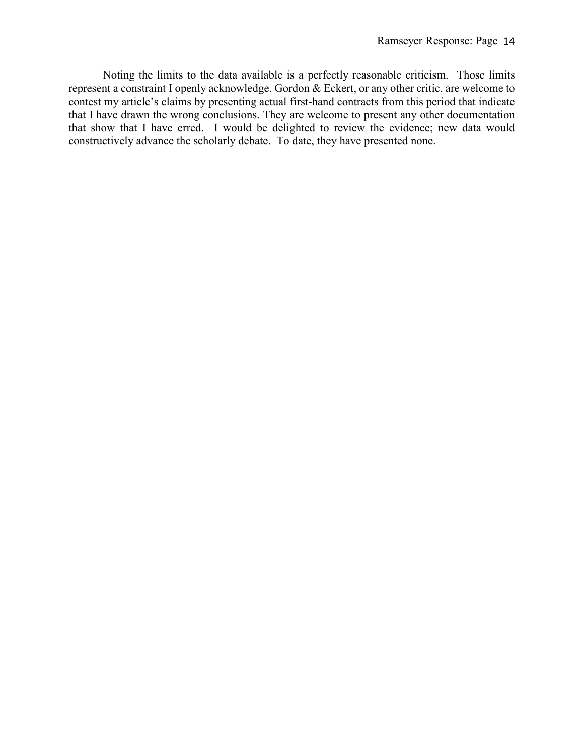Noting the limits to the data available is a perfectly reasonable criticism. Those limits represent a constraint I openly acknowledge. Gordon & Eckert, or any other critic, are welcome to contest my article's claims by presenting actual first-hand contracts from this period that indicate that I have drawn the wrong conclusions. They are welcome to present any other documentation that show that I have erred. I would be delighted to review the evidence; new data would constructively advance the scholarly debate. To date, they have presented none.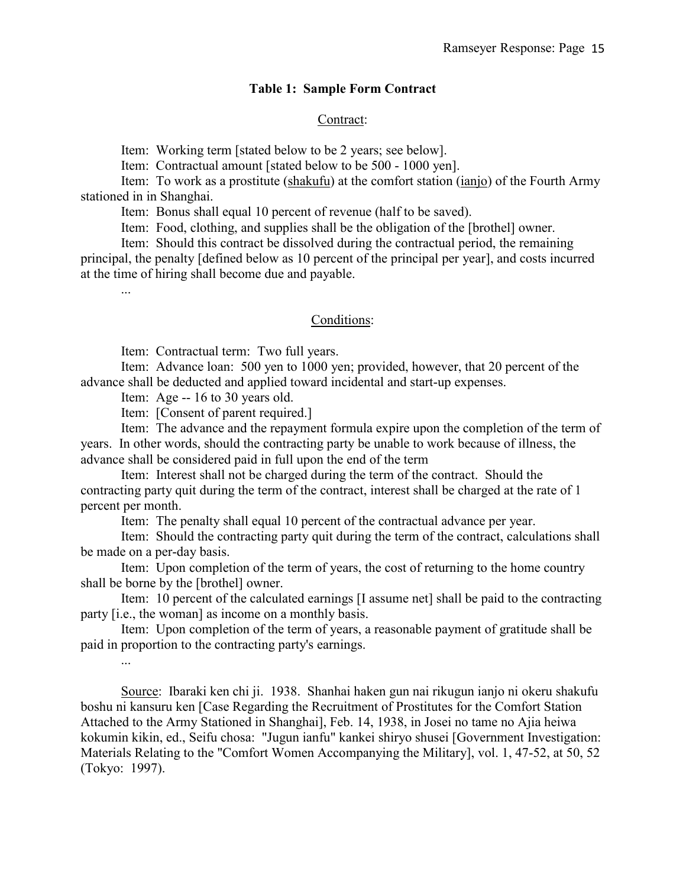### Table 1: Sample Form Contract

<u>Contract</u>:

Item: Working term [stated below to be 2 years; see below].

Item: Contractual amount [stated below to be 500 - 1000 yen].

Item: To work as a prostitute (<u>shakufu</u>) at the comfort station (<u>ianjo</u>) of the Fourth Army stationed in in Shanghai.

Item: Bonus shall equal 10 percent of revenue (half to be saved).

Item: Food, clothing, and supplies shall be the obligation of the [brothel] owner.

Item: Should this contract be dissolved during the contractual period, the remaining principal, the penalty [defined below as 10 percent of the principal per year], and costs incurred at the time of hiring shall become due and payable.

...

<u>Conditions</u>:

Item: Contractual term: Two full years.

Item: Advance loan: 500 yen to 1000 yen; provided, however, that 20 percent of the advance shall be deducted and applied toward incidental and start-up expenses.

Item: Age -- 16 to 30 years old.

Item: [Consent of parent required.]

Item: The advance and the repayment formula expire upon the completion of the term of years. In other words, should the contracting party be unable to work because of illness, the advance shall be considered paid in full upon the end of the term

Item: Interest shall not be charged during the term of the contract. Should the contracting party quit during the term of the contract, interest shall be charged at the rate of 1 percent per month.

Item: The penalty shall equal 10 percent of the contractual advance per year.

Item: Should the contracting party quit during the term of the contract, calculations shall be made on a per-day basis.

Item: Upon completion of the term of years, the cost of returning to the home country shall be borne by the [brothel] owner.

Item: 10 percent of the calculated earnings [I assume net] shall be paid to the contracting party [i.e., the woman] as income on a monthly basis.

Item: Upon completion of the term of years, a reasonable payment of gratitude shall be paid in proportion to the contracting party's earnings.

...

<u>Source</u>: Ibaraki ken chi ji. 1938. Shanhai haken gun nai rikugun ianjo ni okeru shakufu boshu ni kansuru ken [Case Regarding the Recruitment of Prostitutes for the Comfort Station Attached to the Army Stationed in Shanghai], Feb. 14, 1938, in Josei no tame no Ajia heiwa kokumin kikin, ed., Seifu chosa: "Jugun ianfu" kankei shiryo shusei [Government Investigation: Materials Relating to the "Comfort Women Accompanying the Military], vol. 1, 47-52, at 50, 52 (Tokyo: 1997).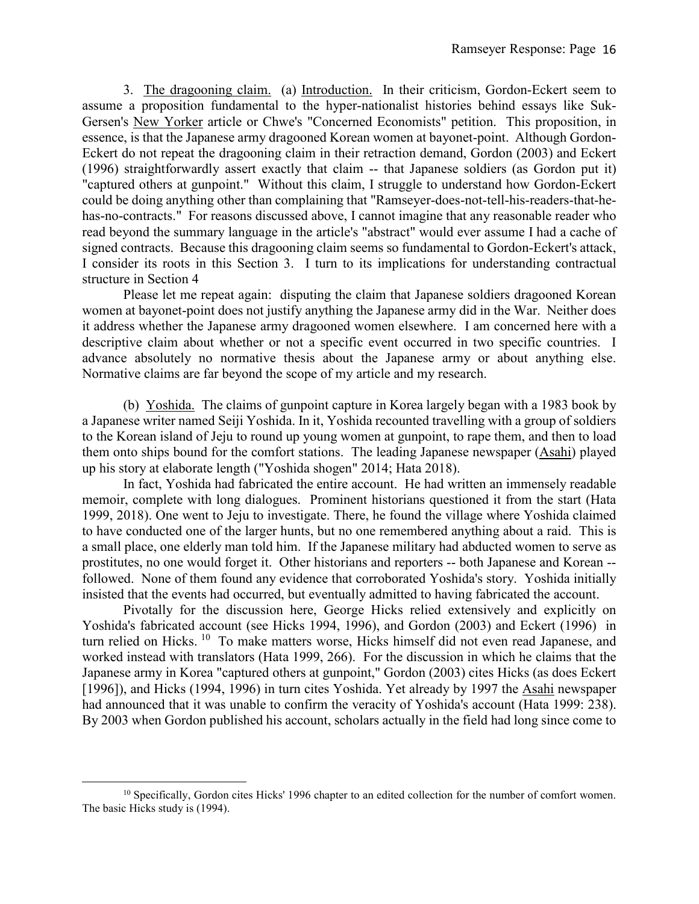3. The dragooning claim. (a) Introduction. In their criticism, Gordon-Eckert seem to assume a proposition fundamental to the hyper-nationalist histories behind essays like Suk-Gersen's *New Yorker* article or Chwe's "Concerned Economists" petition. This proposition, in essence, is that the Japanese army dragooned Korean women at bayonet-point. Although Gordon-Eckert do not repeat the dragooning claim in their retraction demand, Gordon (2003) and Eckert (1996) straightforwardly assert exactly that claim -- that Japanese soldiers (as Gordon put it) "captured others at gunpoint." Without this claim, I struggle to understand how Gordon-Eckert could be doing anything other than complaining that "Ramseyer-does-not-tell-his-readers-that-he-has-no-contracts." For reasons discussed above, I cannot imagine that any reasonable reader who read beyond the summary language in the article's "abstract" would ever assume I had a cache of signed contracts. Because this dragooning claim seems so fundamental to Gordon-Eckert's attack, I consider its roots in this Section 3. I turn to its implications for understanding contractual structure in Section 4

Please let me repeat again: disputing the claim that Japanese soldiers dragooned Korean women at bayonet-point does not justify anything the Japanese army did in the War. Neither does it address whether the Japanese army dragooned women elsewhere. I am concerned here with a descriptive claim about whether or not a specific event occurred in two specific countries. I advance absolutely no normative thesis about the Japanese army or about anything else. Normative claims are far beyond the scope of my article and my research.

(b) Yoshida. The claims of gunpoint capture in Korea largely began with a 1983 book by a Japanese writer named Seiji Yoshida. In it, Yoshida recounted travelling with a group of soldiers to the Korean island of Jeju to round up young women at gunpoint, to rape them, and then to load them onto ships bound for the comfort stations. The leading Japanese newspaper (*Asahi*) played up his story at elaborate length ("Yoshida shogen" 2014; Hata 2018).

In fact, Yoshida had fabricated the entire account. He had written an immensely readable memoir, complete with long dialogues. Prominent historians questioned it from the start (Hata 1999, 2018). One went to Jeju to investigate. There, he found the village where Yoshida claimed to have conducted one of the larger hunts, but no one remembered anything about a raid. This is a small place, one elderly man told him. If the Japanese military had abducted women to serve as prostitutes, no one would forget it. Other historians and reporters -- both Japanese and Korean -- followed. None of them found any evidence that corroborated Yoshida's story. Yoshida initially insisted that the events had occurred, but eventually admitted to having fabricated the account.

Pivotally for the discussion here, George Hicks relied extensively and explicitly on Yoshida's fabricated account (see Hicks 1994, 1996), and Gordon (2003) and Eckert (1996) in turn relied on Hicks.[10] To make matters worse, Hicks himself did not even read Japanese, and worked instead with translators (Hata 1999, 266). For the discussion in which he claims that the Japanese army in Korea "captured others at gunpoint," Gordon (2003) cites Hicks (as does Eckert [1996]), and Hicks (1994, 1996) in turn cites Yoshida. Yet already by 1997 the *Asahi* newspaper had announced that it was unable to confirm the veracity of Yoshida's account (Hata 1999: 238). By 2003 when Gordon published his account, scholars actually in the field had long since come to

[10] Specifically, Gordon cites Hicks' 1996 chapter to an edited collection for the number of comfort women. The basic Hicks study is (1994).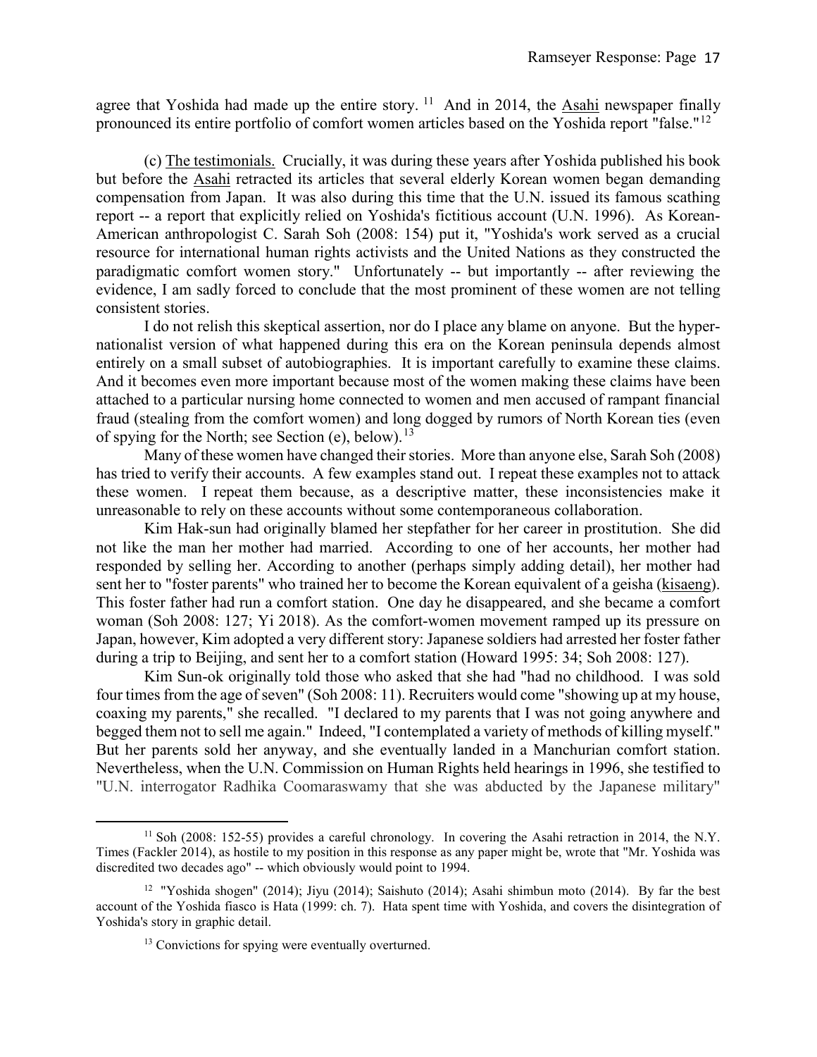agree that Yoshida had made up the entire story.[11] And in 2014, the Asahi newspaper finally pronounced its entire portfolio of comfort women articles based on the Yoshida report "false."[12]

(c) The testimonials. Crucially, it was during these years after Yoshida published his book but before the Asahi retracted its articles that several elderly Korean women began demanding compensation from Japan. It was also during this time that the U.N. issued its famous scathing report -- a report that explicitly relied on Yoshida's fictitious account (U.N. 1996). As Korean-American anthropologist C. Sarah Soh (2008: 154) put it, "Yoshida's work served as a crucial resource for international human rights activists and the United Nations as they constructed the paradigmatic comfort women story." Unfortunately -- but importantly -- after reviewing the evidence, I am sadly forced to conclude that the most prominent of these women are not telling consistent stories.

I do not relish this skeptical assertion, nor do I place any blame on anyone. But the hyper-nationalist version of what happened during this era on the Korean peninsula depends almost entirely on a small subset of autobiographies. It is important carefully to examine these claims. And it becomes even more important because most of the women making these claims have been attached to a particular nursing home connected to women and men accused of rampant financial fraud (stealing from the comfort women) and long dogged by rumors of North Korean ties (even of spying for the North; see Section (e), below).[13]

Many of these women have changed their stories. More than anyone else, Sarah Soh (2008) has tried to verify their accounts. A few examples stand out. I repeat these examples not to attack these women. I repeat them because, as a descriptive matter, these inconsistencies make it unreasonable to rely on these accounts without some contemporaneous collaboration.

Kim Hak-sun had originally blamed her stepfather for her career in prostitution. She did not like the man her mother had married. According to one of her accounts, her mother had responded by selling her. According to another (perhaps simply adding detail), her mother had sent her to "foster parents" who trained her to become the Korean equivalent of a geisha (kisaeng). This foster father had run a comfort station. One day he disappeared, and she became a comfort woman (Soh 2008: 127; Yi 2018). As the comfort-women movement ramped up its pressure on Japan, however, Kim adopted a very different story: Japanese soldiers had arrested her foster father during a trip to Beijing, and sent her to a comfort station (Howard 1995: 34; Soh 2008: 127).

Kim Sun-ok originally told those who asked that she had "had no childhood. I was sold four times from the age of seven" (Soh 2008: 11). Recruiters would come "showing up at my house, coaxing my parents," she recalled. "I declared to my parents that I was not going anywhere and begged them not to sell me again." Indeed, "I contemplated a variety of methods of killing myself." But her parents sold her anyway, and she eventually landed in a Manchurian comfort station. Nevertheless, when the U.N. Commission on Human Rights held hearings in 1996, she testified to "U.N. interrogator Radhika Coomaraswamy that she was abducted by the Japanese military"

---

[11] Soh (2008: 152-55) provides a careful chronology. In covering the Asahi retraction in 2014, the N.Y. Times (Fackler 2014), as hostile to my position in this response as any paper might be, wrote that "Mr. Yoshida was discredited two decades ago" -- which obviously would point to 1994.

[12] "Yoshida shogen" (2014); Jiyu (2014); Saishuto (2014); Asahi shimbun moto (2014). By far the best account of the Yoshida fiasco is Hata (1999: ch. 7). Hata spent time with Yoshida, and covers the disintegration of Yoshida's story in graphic detail.

[13] Convictions for spying were eventually overturned.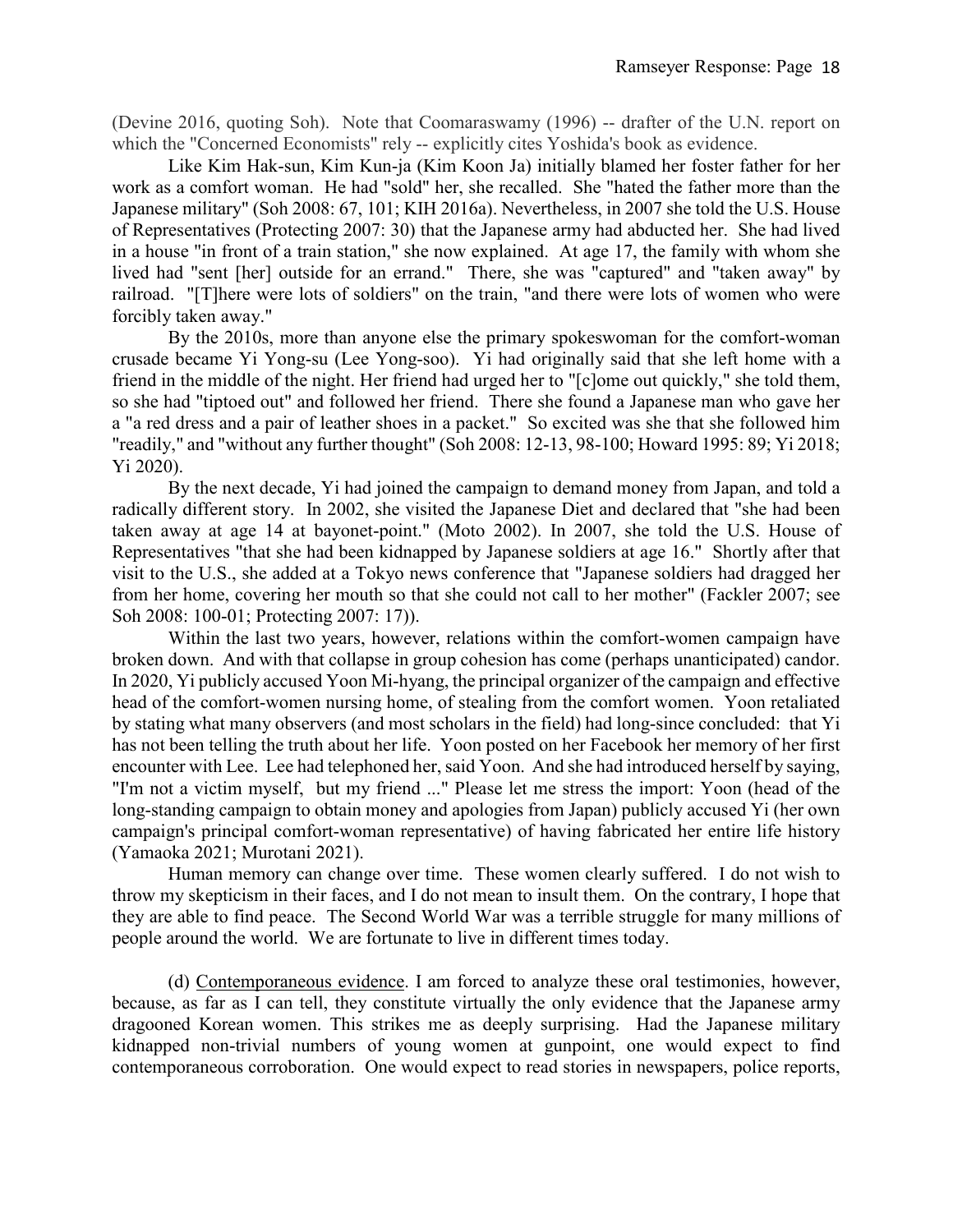(Devine 2016, quoting Soh). Note that Coomaraswamy (1996) -- drafter of the U.N. report on which the "Concerned Economists" rely -- explicitly cites Yoshida's book as evidence.

Like Kim Hak-sun, Kim Kun-ja (Kim Koon Ja) initially blamed her foster father for her work as a comfort woman. He had "sold" her, she recalled. She "hated the father more than the Japanese military" (Soh 2008: 67, 101; KIH 2016a). Nevertheless, in 2007 she told the U.S. House of Representatives (Protecting 2007: 30) that the Japanese army had abducted her. She had lived in a house "in front of a train station," she now explained. At age 17, the family with whom she lived had "sent [her] outside for an errand." There, she was "captured" and "taken away" by railroad. "[T]here were lots of soldiers" on the train, "and there were lots of women who were forcibly taken away."

By the 2010s, more than anyone else the primary spokeswoman for the comfort-woman crusade became Yi Yong-su (Lee Yong-soo). Yi had originally said that she left home with a friend in the middle of the night. Her friend had urged her to "[c]ome out quickly," she told them, so she had "tiptoed out" and followed her friend. There she found a Japanese man who gave her a "a red dress and a pair of leather shoes in a packet." So excited was she that she followed him "readily," and "without any further thought" (Soh 2008: 12-13, 98-100; Howard 1995: 89; Yi 2018; Yi 2020).

By the next decade, Yi had joined the campaign to demand money from Japan, and told a radically different story. In 2002, she visited the Japanese Diet and declared that "she had been taken away at age 14 at bayonet-point." (Moto 2002). In 2007, she told the U.S. House of Representatives "that she had been kidnapped by Japanese soldiers at age 16." Shortly after that visit to the U.S., she added at a Tokyo news conference that "Japanese soldiers had dragged her from her home, covering her mouth so that she could not call to her mother" (Fackler 2007; see Soh 2008: 100-01; Protecting 2007: 17)).

Within the last two years, however, relations within the comfort-women campaign have broken down. And with that collapse in group cohesion has come (perhaps unanticipated) candor. In 2020, Yi publicly accused Yoon Mi-hyang, the principal organizer of the campaign and effective head of the comfort-women nursing home, of stealing from the comfort women. Yoon retaliated by stating what many observers (and most scholars in the field) had long-since concluded: that Yi has not been telling the truth about her life. Yoon posted on her Facebook her memory of her first encounter with Lee. Lee had telephoned her, said Yoon. And she had introduced herself by saying, "I'm not a victim myself, but my friend ..." Please let me stress the import: Yoon (head of the long-standing campaign to obtain money and apologies from Japan) publicly accused Yi (her own campaign's principal comfort-woman representative) of having fabricated her entire life history (Yamaoka 2021; Murotani 2021).

Human memory can change over time. These women clearly suffered. I do not wish to throw my skepticism in their faces, and I do not mean to insult them. On the contrary, I hope that they are able to find peace. The Second World War was a terrible struggle for many millions of people around the world. We are fortunate to live in different times today.

(d) Contemporaneous evidence. I am forced to analyze these oral testimonies, however, because, as far as I can tell, they constitute virtually the only evidence that the Japanese army dragooned Korean women. This strikes me as deeply surprising. Had the Japanese military kidnapped non-trivial numbers of young women at gunpoint, one would expect to find contemporaneous corroboration. One would expect to read stories in newspapers, police reports,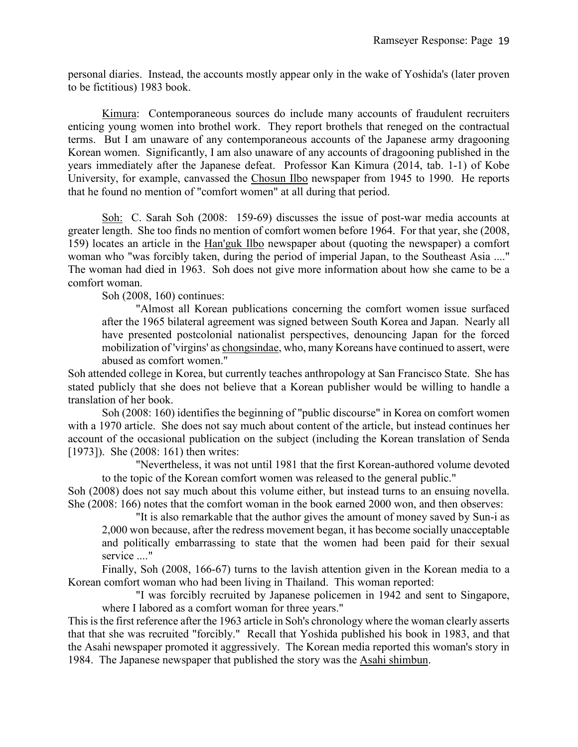personal diaries. Instead, the accounts mostly appear only in the wake of Yoshida's (later proven to be fictitious) 1983 book.

Kimura: Contemporaneous sources do include many accounts of fraudulent recruiters enticing young women into brothel work. They report brothels that reneged on the contractual terms. But I am unaware of any contemporaneous accounts of the Japanese army dragooning Korean women. Significantly, I am also unaware of any accounts of dragooning published in the years immediately after the Japanese defeat. Professor Kan Kimura (2014, tab. 1-1) of Kobe University, for example, canvassed the Chosun Ilbo newspaper from 1945 to 1990. He reports that he found no mention of "comfort women" at all during that period.

Soh: C. Sarah Soh (2008: 159-69) discusses the issue of post-war media accounts at greater length. She too finds no mention of comfort women before 1964. For that year, she (2008, 159) locates an article in the Han'guk Ilbo newspaper about (quoting the newspaper) a comfort woman who "was forcibly taken, during the period of imperial Japan, to the Southeast Asia ...." The woman had died in 1963. Soh does not give more information about how she came to be a comfort woman.

Soh (2008, 160) continues:

> "Almost all Korean publications concerning the comfort women issue surfaced after the 1965 bilateral agreement was signed between South Korea and Japan. Nearly all have presented postcolonial nationalist perspectives, denouncing Japan for the forced mobilization of 'virgins' as chongsindae, who, many Koreans have continued to assert, were abused as comfort women."

Soh attended college in Korea, but currently teaches anthropology at San Francisco State. She has stated publicly that she does not believe that a Korean publisher would be willing to handle a translation of her book.

Soh (2008: 160) identifies the beginning of "public discourse" in Korea on comfort women with a 1970 article. She does not say much about content of the article, but instead continues her account of the occasional publication on the subject (including the Korean translation of Senda [1973]). She (2008: 161) then writes:

> "Nevertheless, it was not until 1981 that the first Korean-authored volume devoted to the topic of the Korean comfort women was released to the general public."

Soh (2008) does not say much about this volume either, but instead turns to an ensuing novella. She (2008: 166) notes that the comfort woman in the book earned 2000 won, and then observes:

> "It is also remarkable that the author gives the amount of money saved by Sun-i as 2,000 won because, after the redress movement began, it has become socially unacceptable and politically embarrassing to state that the women had been paid for their sexual service ...."

Finally, Soh (2008, 166-67) turns to the lavish attention given in the Korean media to a Korean comfort woman who had been living in Thailand. This woman reported:

> "I was forcibly recruited by Japanese policemen in 1942 and sent to Singapore, where I labored as a comfort woman for three years."

This is the first reference after the 1963 article in Soh's chronology where the woman clearly asserts that that she was recruited "forcibly." Recall that Yoshida published his book in 1983, and that the Asahi newspaper promoted it aggressively. The Korean media reported this woman's story in 1984. The Japanese newspaper that published the story was the Asahi shimbun.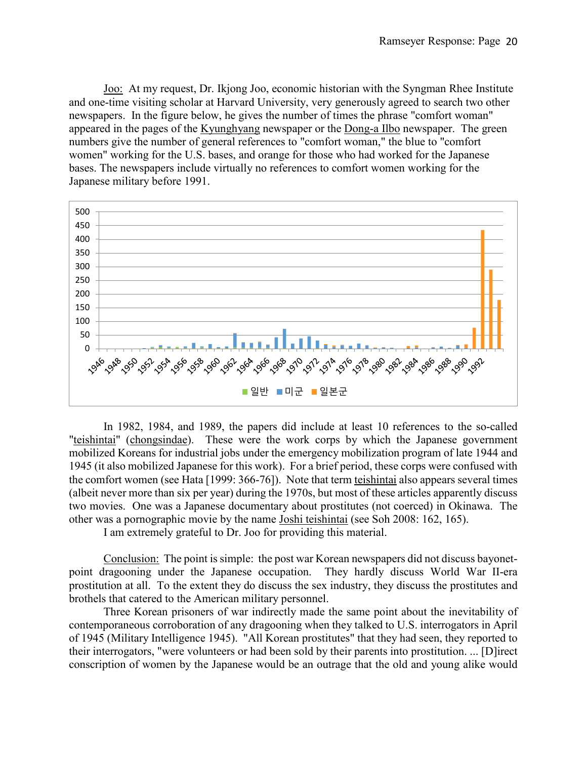Joo: At my request, Dr. Ikjong Joo, economic historian with the Syngman Rhee Institute and one-time visiting scholar at Harvard University, very generously agreed to search two other newspapers. In the figure below, he gives the number of times the phrase "comfort woman" appeared in the pages of the Kyunghyang newspaper or the Dong-a Ilbo newspaper. The green numbers give the number of general references to "comfort woman," the blue to "comfort women" working for the U.S. bases, and orange for those who had worked for the Japanese bases. The newspapers include virtually no references to comfort women working for the Japanese military before 1991.

In 1982, 1984, and 1989, the papers did include at least 10 references to the so-called "teishintai" (chongsindae). These were the work corps by which the Japanese government mobilized Koreans for industrial jobs under the emergency mobilization program of late 1944 and 1945 (it also mobilized Japanese for this work). For a brief period, these corps were confused with the comfort women (see Hata [1999: 366-76]). Note that term teishintai also appears several times (albeit never more than six per year) during the 1970s, but most of these articles apparently discuss two movies. One was a Japanese documentary about prostitutes (not coerced) in Okinawa. The other was a pornographic movie by the name Joshi teishintai (see Soh 2008: 162, 165).

I am extremely grateful to Dr. Joo for providing this material.

Conclusion: The point is simple: the post war Korean newspapers did not discuss bayonet-point dragooning under the Japanese occupation. They hardly discuss World War II-era prostitution at all. To the extent they do discuss the sex industry, they discuss the prostitutes and brothels that catered to the American military personnel.

Three Korean prisoners of war indirectly made the same point about the inevitability of contemporaneous corroboration of any dragooning when they talked to U.S. interrogators in April of 1945 (Military Intelligence 1945). "All Korean prostitutes" that they had seen, they reported to their interrogators, "were volunteers or had been sold by their parents into prostitution. ... [D]irect conscription of women by the Japanese would be an outrage that the old and young alike would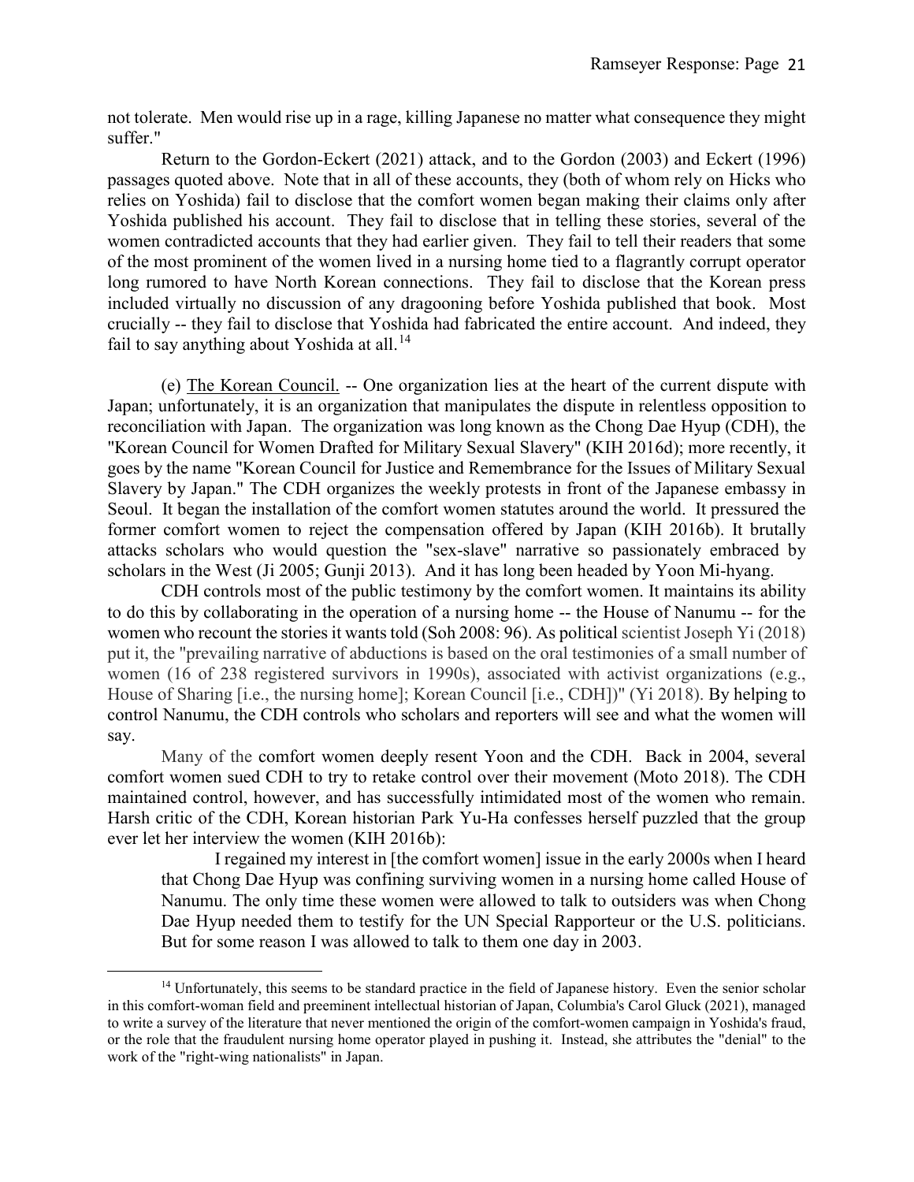not tolerate. Men would rise up in a rage, killing Japanese no matter what consequence they might suffer."

Return to the Gordon-Eckert (2021) attack, and to the Gordon (2003) and Eckert (1996) passages quoted above. Note that in all of these accounts, they (both of whom rely on Hicks who relies on Yoshida) fail to disclose that the comfort women began making their claims only after Yoshida published his account. They fail to disclose that in telling these stories, several of the women contradicted accounts that they had earlier given. They fail to tell their readers that some of the most prominent of the women lived in a nursing home tied to a flagrantly corrupt operator long rumored to have North Korean connections. They fail to disclose that the Korean press included virtually no discussion of any dragooning before Yoshida published that book. Most crucially -- they fail to disclose that Yoshida had fabricated the entire account. And indeed, they fail to say anything about Yoshida at all.[14]

(e) <u>The Korean Council.</u> -- One organization lies at the heart of the current dispute with Japan; unfortunately, it is an organization that manipulates the dispute in relentless opposition to reconciliation with Japan. The organization was long known as the Chong Dae Hyup (CDH), the "Korean Council for Women Drafted for Military Sexual Slavery" (KIH 2016d); more recently, it goes by the name "Korean Council for Justice and Remembrance for the Issues of Military Sexual Slavery by Japan." The CDH organizes the weekly protests in front of the Japanese embassy in Seoul. It began the installation of the comfort women statutes around the world. It pressured the former comfort women to reject the compensation offered by Japan (KIH 2016b). It brutally attacks scholars who would question the "sex-slave" narrative so passionately embraced by scholars in the West (Ji 2005; Gunji 2013). And it has long been headed by Yoon Mi-hyang.

CDH controls most of the public testimony by the comfort women. It maintains its ability to do this by collaborating in the operation of a nursing home -- the House of Nanumu -- for the women who recount the stories it wants told (Soh 2008: 96). As political scientist Joseph Yi (2018) put it, the "prevailing narrative of abductions is based on the oral testimonies of a small number of women (16 of 238 registered survivors in 1990s), associated with activist organizations (e.g., House of Sharing [i.e., the nursing home]; Korean Council [i.e., CDH])" (Yi 2018). By helping to control Nanumu, the CDH controls who scholars and reporters will see and what the women will say.

Many of the comfort women deeply resent Yoon and the CDH. Back in 2004, several comfort women sued CDH to try to retake control over their movement (Moto 2018). The CDH maintained control, however, and has successfully intimidated most of the women who remain. Harsh critic of the CDH, Korean historian Park Yu-Ha confesses herself puzzled that the group ever let her interview the women (KIH 2016b):

> I regained my interest in [the comfort women] issue in the early 2000s when I heard that Chong Dae Hyup was confining surviving women in a nursing home called House of Nanumu. The only time these women were allowed to talk to outsiders was when Chong Dae Hyup needed them to testify for the UN Special Rapporteur or the U.S. politicians. But for some reason I was allowed to talk to them one day in 2003.

---

[14] Unfortunately, this seems to be standard practice in the field of Japanese history. Even the senior scholar in this comfort-woman field and preeminent intellectual historian of Japan, Columbia's Carol Gluck (2021), managed to write a survey of the literature that never mentioned the origin of the comfort-women campaign in Yoshida's fraud, or the role that the fraudulent nursing home operator played in pushing it. Instead, she attributes the "denial" to the work of the "right-wing nationalists" in Japan.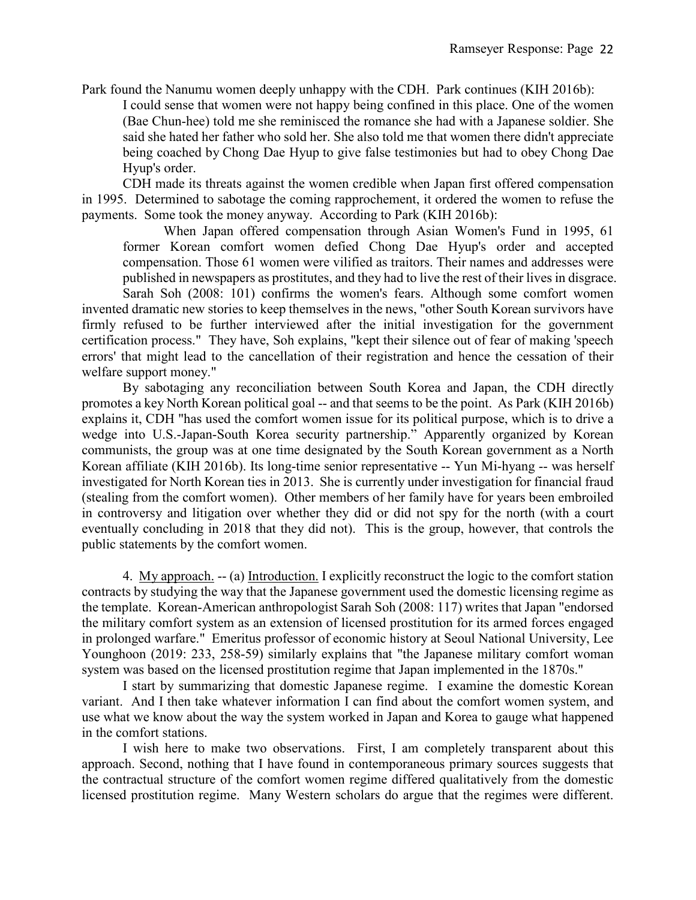Park found the Nanumu women deeply unhappy with the CDH. Park continues (KIH 2016b):

> I could sense that women were not happy being confined in this place. One of the women (Bae Chun-hee) told me she reminisced the romance she had with a Japanese soldier. She said she hated her father who sold her. She also told me that women there didn't appreciate being coached by Chong Dae Hyup to give false testimonies but had to obey Chong Dae Hyup's order.

CDH made its threats against the women credible when Japan first offered compensation in 1995. Determined to sabotage the coming rapprochement, it ordered the women to refuse the payments. Some took the money anyway. According to Park (KIH 2016b):

> When Japan offered compensation through Asian Women's Fund in 1995, 61 former Korean comfort women defied Chong Dae Hyup's order and accepted compensation. Those 61 women were vilified as traitors. Their names and addresses were published in newspapers as prostitutes, and they had to live the rest of their lives in disgrace.

Sarah Soh (2008: 101) confirms the women's fears. Although some comfort women invented dramatic new stories to keep themselves in the news, "other South Korean survivors have firmly refused to be further interviewed after the initial investigation for the government certification process." They have, Soh explains, "kept their silence out of fear of making 'speech errors' that might lead to the cancellation of their registration and hence the cessation of their welfare support money."

By sabotaging any reconciliation between South Korea and Japan, the CDH directly promotes a key North Korean political goal -- and that seems to be the point. As Park (KIH 2016b) explains it, CDH "has used the comfort women issue for its political purpose, which is to drive a wedge into U.S.-Japan-South Korea security partnership." Apparently organized by Korean communists, the group was at one time designated by the South Korean government as a North Korean affiliate (KIH 2016b). Its long-time senior representative -- Yun Mi-hyang -- was herself investigated for North Korean ties in 2013. She is currently under investigation for financial fraud (stealing from the comfort women). Other members of her family have for years been embroiled in controversy and litigation over whether they did or did not spy for the north (with a court eventually concluding in 2018 that they did not). This is the group, however, that controls the public statements by the comfort women.

4. <u>My approach.</u> -- (a) <u>Introduction.</u> I explicitly reconstruct the logic to the comfort station contracts by studying the way that the Japanese government used the domestic licensing regime as the template. Korean-American anthropologist Sarah Soh (2008: 117) writes that Japan "endorsed the military comfort system as an extension of licensed prostitution for its armed forces engaged in prolonged warfare." Emeritus professor of economic history at Seoul National University, Lee Younghoon (2019: 233, 258-59) similarly explains that "the Japanese military comfort woman system was based on the licensed prostitution regime that Japan implemented in the 1870s."

I start by summarizing that domestic Japanese regime. I examine the domestic Korean variant. And I then take whatever information I can find about the comfort women system, and use what we know about the way the system worked in Japan and Korea to gauge what happened in the comfort stations.

I wish here to make two observations. First, I am completely transparent about this approach. Second, nothing that I have found in contemporaneous primary sources suggests that the contractual structure of the comfort women regime differed qualitatively from the domestic licensed prostitution regime. Many Western scholars do argue that the regimes were different.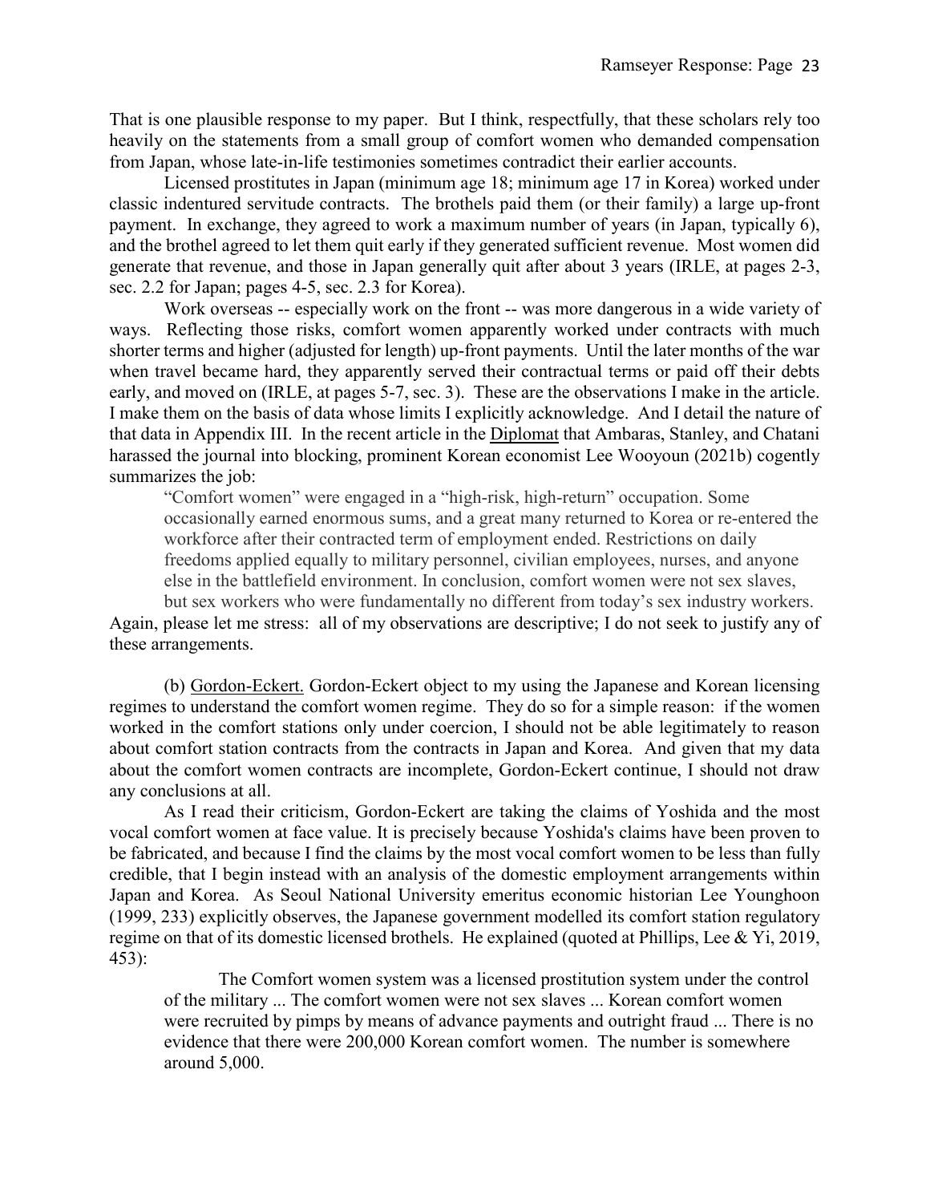That is one plausible response to my paper. But I think, respectfully, that these scholars rely too heavily on the statements from a small group of comfort women who demanded compensation from Japan, whose late-in-life testimonies sometimes contradict their earlier accounts.

Licensed prostitutes in Japan (minimum age 18; minimum age 17 in Korea) worked under classic indentured servitude contracts. The brothels paid them (or their family) a large up-front payment. In exchange, they agreed to work a maximum number of years (in Japan, typically 6), and the brothel agreed to let them quit early if they generated sufficient revenue. Most women did generate that revenue, and those in Japan generally quit after about 3 years (IRLE, at pages 2-3, sec. 2.2 for Japan; pages 4-5, sec. 2.3 for Korea).

Work overseas -- especially work on the front -- was more dangerous in a wide variety of ways. Reflecting those risks, comfort women apparently worked under contracts with much shorter terms and higher (adjusted for length) up-front payments. Until the later months of the war when travel became hard, they apparently served their contractual terms or paid off their debts early, and moved on (IRLE, at pages 5-7, sec. 3). These are the observations I make in the article. I make them on the basis of data whose limits I explicitly acknowledge. And I detail the nature of that data in Appendix III. In the recent article in the Diplomat that Ambaras, Stanley, and Chatani harassed the journal into blocking, prominent Korean economist Lee Wooyoun (2021b) cogently summarizes the job:

> "Comfort women" were engaged in a "high-risk, high-return" occupation. Some occasionally earned enormous sums, and a great many returned to Korea or re-entered the workforce after their contracted term of employment ended. Restrictions on daily freedoms applied equally to military personnel, civilian employees, nurses, and anyone else in the battlefield environment. In conclusion, comfort women were not sex slaves, but sex workers who were fundamentally no different from today's sex industry workers.

Again, please let me stress: all of my observations are descriptive; I do not seek to justify any of these arrangements.

(b) Gordon-Eckert. Gordon-Eckert object to my using the Japanese and Korean licensing regimes to understand the comfort women regime. They do so for a simple reason: if the women worked in the comfort stations only under coercion, I should not be able legitimately to reason about comfort station contracts from the contracts in Japan and Korea. And given that my data about the comfort women contracts are incomplete, Gordon-Eckert continue, I should not draw any conclusions at all.

As I read their criticism, Gordon-Eckert are taking the claims of Yoshida and the most vocal comfort women at face value. It is precisely because Yoshida's claims have been proven to be fabricated, and because I find the claims by the most vocal comfort women to be less than fully credible, that I begin instead with an analysis of the domestic employment arrangements within Japan and Korea. As Seoul National University emeritus economic historian Lee Younghoon (1999, 233) explicitly observes, the Japanese government modelled its comfort station regulatory regime on that of its domestic licensed brothels. He explained (quoted at Phillips, Lee & Yi, 2019, 453):

> The Comfort women system was a licensed prostitution system under the control of the military ... The comfort women were not sex slaves ... Korean comfort women were recruited by pimps by means of advance payments and outright fraud ... There is no evidence that there were 200,000 Korean comfort women. The number is somewhere around 5,000.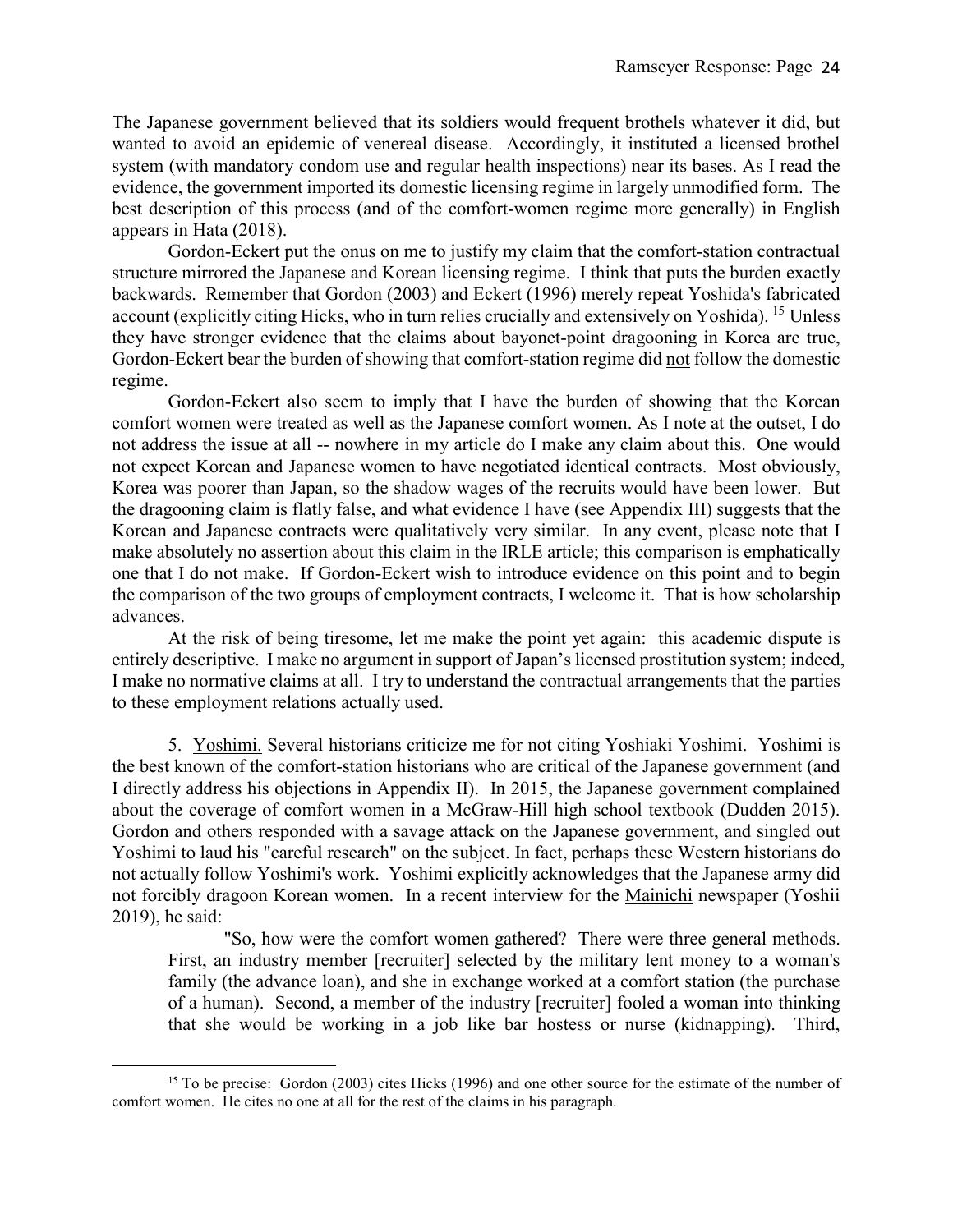The Japanese government believed that its soldiers would frequent brothels whatever it did, but wanted to avoid an epidemic of venereal disease. Accordingly, it instituted a licensed brothel system (with mandatory condom use and regular health inspections) near its bases. As I read the evidence, the government imported its domestic licensing regime in largely unmodified form. The best description of this process (and of the comfort-women regime more generally) in English appears in Hata (2018).

Gordon-Eckert put the onus on me to justify my claim that the comfort-station contractual structure mirrored the Japanese and Korean licensing regime. I think that puts the burden exactly backwards. Remember that Gordon (2003) and Eckert (1996) merely repeat Yoshida's fabricated account (explicitly citing Hicks, who in turn relies crucially and extensively on Yoshida).[15] Unless they have stronger evidence that the claims about bayonet-point dragooning in Korea are true, Gordon-Eckert bear the burden of showing that comfort-station regime did not follow the domestic regime.

Gordon-Eckert also seem to imply that I have the burden of showing that the Korean comfort women were treated as well as the Japanese comfort women. As I note at the outset, I do not address the issue at all -- nowhere in my article do I make any claim about this. One would not expect Korean and Japanese women to have negotiated identical contracts. Most obviously, Korea was poorer than Japan, so the shadow wages of the recruits would have been lower. But the dragooning claim is flatly false, and what evidence I have (see Appendix III) suggests that the Korean and Japanese contracts were qualitatively very similar. In any event, please note that I make absolutely no assertion about this claim in the IRLE article; this comparison is emphatically one that I do not make. If Gordon-Eckert wish to introduce evidence on this point and to begin the comparison of the two groups of employment contracts, I welcome it. That is how scholarship advances.

At the risk of being tiresome, let me make the point yet again: this academic dispute is entirely descriptive. I make no argument in support of Japan's licensed prostitution system; indeed, I make no normative claims at all. I try to understand the contractual arrangements that the parties to these employment relations actually used.

5. Yoshimi. Several historians criticize me for not citing Yoshiaki Yoshimi. Yoshimi is the best known of the comfort-station historians who are critical of the Japanese government (and I directly address his objections in Appendix II). In 2015, the Japanese government complained about the coverage of comfort women in a McGraw-Hill high school textbook (Dudden 2015). Gordon and others responded with a savage attack on the Japanese government, and singled out Yoshimi to laud his "careful research" on the subject. In fact, perhaps these Western historians do not actually follow Yoshimi's work. Yoshimi explicitly acknowledges that the Japanese army did not forcibly dragoon Korean women. In a recent interview for the Mainichi newspaper (Yoshii 2019), he said:

> "So, how were the comfort women gathered? There were three general methods. First, an industry member [recruiter] selected by the military lent money to a woman's family (the advance loan), and she in exchange worked at a comfort station (the purchase of a human). Second, a member of the industry [recruiter] fooled a woman into thinking that she would be working in a job like bar hostess or nurse (kidnapping). Third,

[15] To be precise: Gordon (2003) cites Hicks (1996) and one other source for the estimate of the number of comfort women. He cites no one at all for the rest of the claims in his paragraph.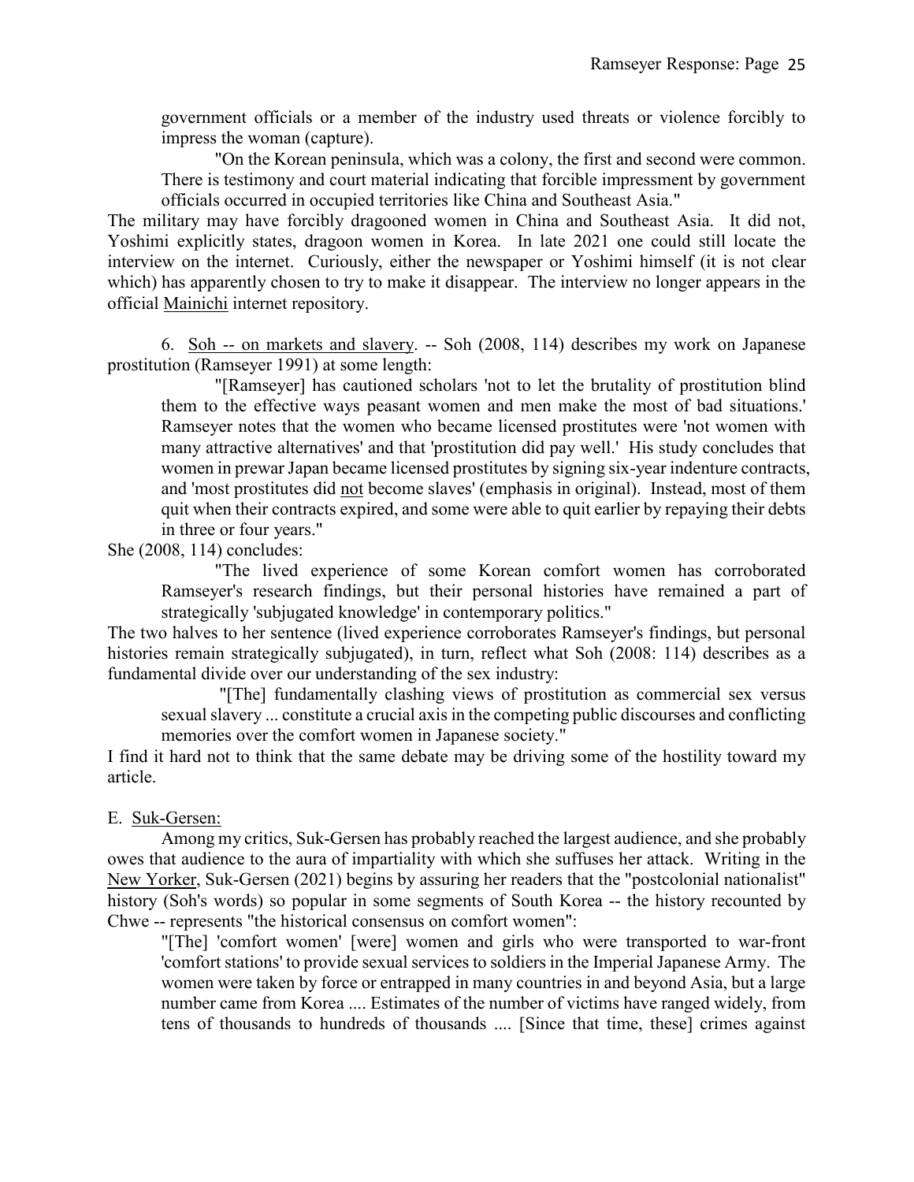government officials or a member of the industry used threats or violence forcibly to impress the woman (capture).

> "On the Korean peninsula, which was a colony, the first and second were common. There is testimony and court material indicating that forcible impressment by government officials occurred in occupied territories like China and Southeast Asia."

The military may have forcibly dragooned women in China and Southeast Asia. It did not, Yoshimi explicitly states, dragoon women in Korea. In late 2021 one could still locate the interview on the internet. Curiously, either the newspaper or Yoshimi himself (it is not clear which) has apparently chosen to try to make it disappear. The interview no longer appears in the official Mainichi internet repository.

6. Soh -- on markets and slavery. -- Soh (2008, 114) describes my work on Japanese prostitution (Ramseyer 1991) at some length:

> "[Ramseyer] has cautioned scholars 'not to let the brutality of prostitution blind them to the effective ways peasant women and men make the most of bad situations.' Ramseyer notes that the women who became licensed prostitutes were 'not women with many attractive alternatives' and that 'prostitution did pay well.' His study concludes that women in prewar Japan became licensed prostitutes by signing six-year indenture contracts, and 'most prostitutes did not become slaves' (emphasis in original). Instead, most of them quit when their contracts expired, and some were able to quit earlier by repaying their debts in three or four years."

She (2008, 114) concludes:

> "The lived experience of some Korean comfort women has corroborated Ramseyer's research findings, but their personal histories have remained a part of strategically 'subjugated knowledge' in contemporary politics."

The two halves to her sentence (lived experience corroborates Ramseyer's findings, but personal histories remain strategically subjugated), in turn, reflect what Soh (2008: 114) describes as a fundamental divide over our understanding of the sex industry:

> "[The] fundamentally clashing views of prostitution as commercial sex versus sexual slavery ... constitute a crucial axis in the competing public discourses and conflicting memories over the comfort women in Japanese society."

I find it hard not to think that the same debate may be driving some of the hostility toward my article.

E. Suk-Gersen:

Among my critics, Suk-Gersen has probably reached the largest audience, and she probably owes that audience to the aura of impartiality with which she suffuses her attack. Writing in the New Yorker, Suk-Gersen (2021) begins by assuring her readers that the "postcolonial nationalist" history (Soh's words) so popular in some segments of South Korea -- the history recounted by Chwe -- represents "the historical consensus on comfort women":

> "[The] 'comfort women' [were] women and girls who were transported to war-front 'comfort stations' to provide sexual services to soldiers in the Imperial Japanese Army. The women were taken by force or entrapped in many countries in and beyond Asia, but a large number came from Korea .... Estimates of the number of victims have ranged widely, from tens of thousands to hundreds of thousands .... [Since that time, these] crimes against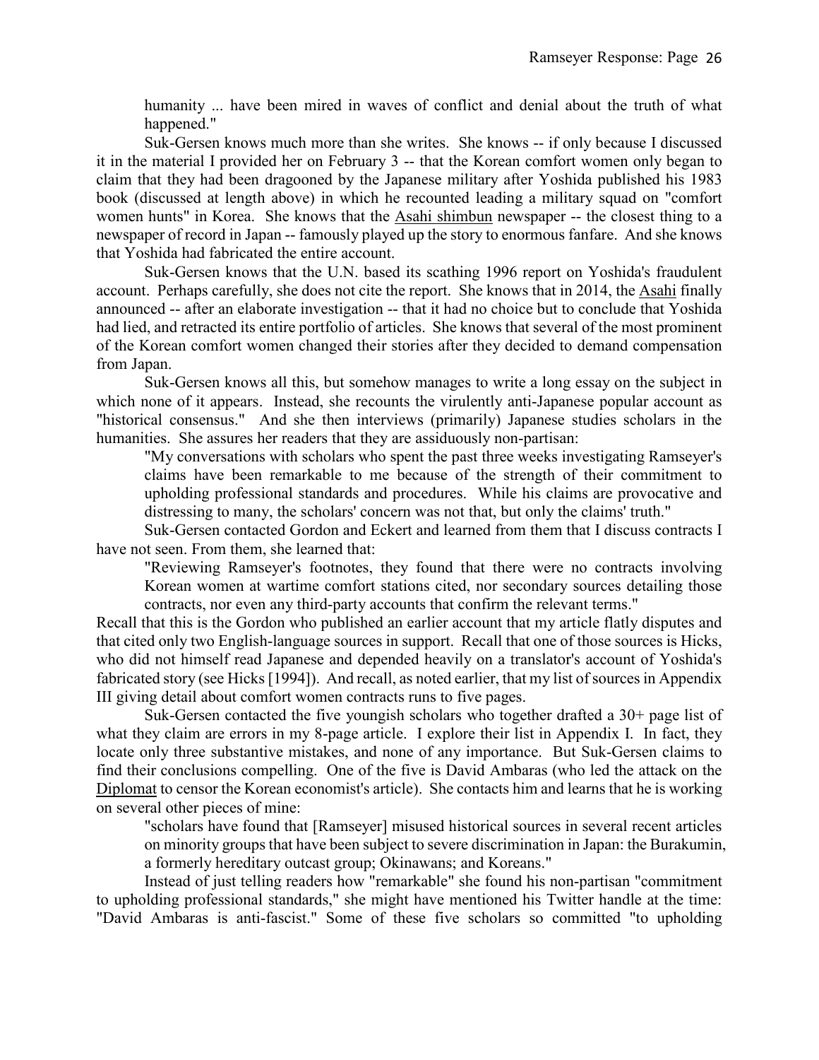humanity ... have been mired in waves of conflict and denial about the truth of what happened."

Suk-Gersen knows much more than she writes. She knows -- if only because I discussed it in the material I provided her on February 3 -- that the Korean comfort women only began to claim that they had been dragooned by the Japanese military after Yoshida published his 1983 book (discussed at length above) in which he recounted leading a military squad on "comfort women hunts" in Korea. She knows that the Asahi shimbun newspaper -- the closest thing to a newspaper of record in Japan -- famously played up the story to enormous fanfare. And she knows that Yoshida had fabricated the entire account.

Suk-Gersen knows that the U.N. based its scathing 1996 report on Yoshida's fraudulent account. Perhaps carefully, she does not cite the report. She knows that in 2014, the Asahi finally announced -- after an elaborate investigation -- that it had no choice but to conclude that Yoshida had lied, and retracted its entire portfolio of articles. She knows that several of the most prominent of the Korean comfort women changed their stories after they decided to demand compensation from Japan.

Suk-Gersen knows all this, but somehow manages to write a long essay on the subject in which none of it appears. Instead, she recounts the virulently anti-Japanese popular account as "historical consensus." And she then interviews (primarily) Japanese studies scholars in the humanities. She assures her readers that they are assiduously non-partisan:

> "My conversations with scholars who spent the past three weeks investigating Ramseyer's claims have been remarkable to me because of the strength of their commitment to upholding professional standards and procedures. While his claims are provocative and distressing to many, the scholars' concern was not that, but only the claims' truth."

Suk-Gersen contacted Gordon and Eckert and learned from them that I discuss contracts I have not seen. From them, she learned that:

> "Reviewing Ramseyer's footnotes, they found that there were no contracts involving Korean women at wartime comfort stations cited, nor secondary sources detailing those contracts, nor even any third-party accounts that confirm the relevant terms."

Recall that this is the Gordon who published an earlier account that my article flatly disputes and that cited only two English-language sources in support. Recall that one of those sources is Hicks, who did not himself read Japanese and depended heavily on a translator's account of Yoshida's fabricated story (see Hicks [1994]). And recall, as noted earlier, that my list of sources in Appendix III giving detail about comfort women contracts runs to five pages.

Suk-Gersen contacted the five youngish scholars who together drafted a 30+ page list of what they claim are errors in my 8-page article. I explore their list in Appendix I. In fact, they locate only three substantive mistakes, and none of any importance. But Suk-Gersen claims to find their conclusions compelling. One of the five is David Ambaras (who led the attack on the Diplomat to censor the Korean economist's article). She contacts him and learns that he is working on several other pieces of mine:

> "scholars have found that [Ramseyer] misused historical sources in several recent articles on minority groups that have been subject to severe discrimination in Japan: the Burakumin, a formerly hereditary outcast group; Okinawans; and Koreans."

Instead of just telling readers how "remarkable" she found his non-partisan "commitment to upholding professional standards," she might have mentioned his Twitter handle at the time: "David Ambaras is anti-fascist." Some of these five scholars so committed "to upholding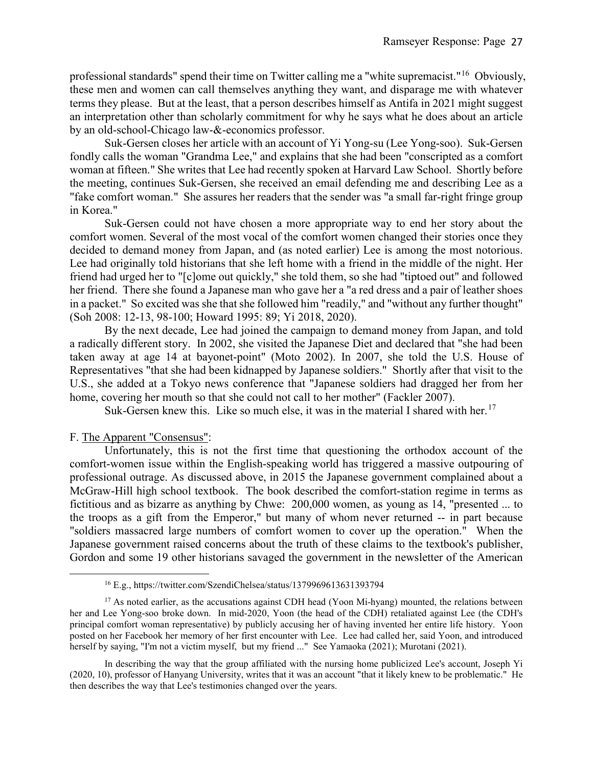professional standards" spend their time on Twitter calling me a "white supremacist."[16] Obviously, these men and women can call themselves anything they want, and disparage me with whatever terms they please. But at the least, that a person describes himself as Antifa in 2021 might suggest an interpretation other than scholarly commitment for why he says what he does about an article by an old-school-Chicago law-&-economics professor.

Suk-Gersen closes her article with an account of Yi Yong-su (Lee Yong-soo). Suk-Gersen fondly calls the woman "Grandma Lee," and explains that she had been "conscripted as a comfort woman at fifteen." She writes that Lee had recently spoken at Harvard Law School. Shortly before the meeting, continues Suk-Gersen, she received an email defending me and describing Lee as a "fake comfort woman." She assures her readers that the sender was "a small far-right fringe group in Korea."

Suk-Gersen could not have chosen a more appropriate way to end her story about the comfort women. Several of the most vocal of the comfort women changed their stories once they decided to demand money from Japan, and (as noted earlier) Lee is among the most notorious. Lee had originally told historians that she left home with a friend in the middle of the night. Her friend had urged her to "[c]ome out quickly," she told them, so she had "tiptoed out" and followed her friend. There she found a Japanese man who gave her a "a red dress and a pair of leather shoes in a packet." So excited was she that she followed him "readily," and "without any further thought" (Soh 2008: 12-13, 98-100; Howard 1995: 89; Yi 2018, 2020).

By the next decade, Lee had joined the campaign to demand money from Japan, and told a radically different story. In 2002, she visited the Japanese Diet and declared that "she had been taken away at age 14 at bayonet-point" (Moto 2002). In 2007, she told the U.S. House of Representatives "that she had been kidnapped by Japanese soldiers." Shortly after that visit to the U.S., she added at a Tokyo news conference that "Japanese soldiers had dragged her from her home, covering her mouth so that she could not call to her mother" (Fackler 2007).

Suk-Gersen knew this. Like so much else, it was in the material I shared with her.[17]

F. <u>The Apparent "Consensus"</u>:

Unfortunately, this is not the first time that questioning the orthodox account of the comfort-women issue within the English-speaking world has triggered a massive outpouring of professional outrage. As discussed above, in 2015 the Japanese government complained about a McGraw-Hill high school textbook. The book described the comfort-station regime in terms as fictitious and as bizarre as anything by Chwe: 200,000 women, as young as 14, "presented ... to the troops as a gift from the Emperor," but many of whom never returned -- in part because "soldiers massacred large numbers of comfort women to cover up the operation." When the Japanese government raised concerns about the truth of these claims to the textbook's publisher, Gordon and some 19 other historians savaged the government in the newsletter of the American

---

[16] E.g., https://twitter.com/SzendiChelsea/status/1379969613631393794

[17] As noted earlier, as the accusations against CDH head (Yoon Mi-hyang) mounted, the relations between her and Lee Yong-soo broke down. In mid-2020, Yoon (the head of the CDH) retaliated against Lee (the CDH's principal comfort woman representative) by publicly accusing her of having invented her entire life history. Yoon posted on her Facebook her memory of her first encounter with Lee. Lee had called her, said Yoon, and introduced herself by saying, "I'm not a victim myself, but my friend ..." See Yamaoka (2021); Murotani (2021).

In describing the way that the group affiliated with the nursing home publicized Lee's account, Joseph Yi (2020, 10), professor of Hanyang University, writes that it was an account "that it likely knew to be problematic." He then describes the way that Lee's testimonies changed over the years.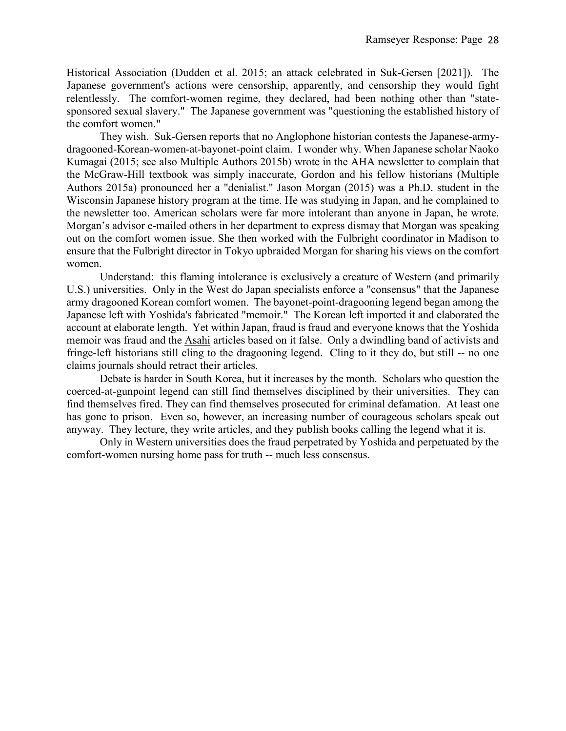Historical Association (Dudden et al. 2015; an attack celebrated in Suk-Gersen [2021]). The Japanese government's actions were censorship, apparently, and censorship they would fight relentlessly. The comfort-women regime, they declared, had been nothing other than "state-sponsored sexual slavery." The Japanese government was "questioning the established history of the comfort women."

They wish. Suk-Gersen reports that no Anglophone historian contests the Japanese-army-dragooned-Korean-women-at-bayonet-point claim. I wonder why. When Japanese scholar Naoko Kumagai (2015; see also Multiple Authors 2015b) wrote in the AHA newsletter to complain that the McGraw-Hill textbook was simply inaccurate, Gordon and his fellow historians (Multiple Authors 2015a) pronounced her a "denialist." Jason Morgan (2015) was a Ph.D. student in the Wisconsin Japanese history program at the time. He was studying in Japan, and he complained to the newsletter too. American scholars were far more intolerant than anyone in Japan, he wrote. Morgan's advisor e-mailed others in her department to express dismay that Morgan was speaking out on the comfort women issue. She then worked with the Fulbright coordinator in Madison to ensure that the Fulbright director in Tokyo upbraided Morgan for sharing his views on the comfort women.

Understand: this flaming intolerance is exclusively a creature of Western (and primarily U.S.) universities. Only in the West do Japan specialists enforce a "consensus" that the Japanese army dragooned Korean comfort women. The bayonet-point-dragooning legend began among the Japanese left with Yoshida's fabricated "memoir." The Korean left imported it and elaborated the account at elaborate length. Yet within Japan, fraud is fraud and everyone knows that the Yoshida memoir was fraud and the <u>Asahi</u> articles based on it false. Only a dwindling band of activists and fringe-left historians still cling to the dragooning legend. Cling to it they do, but still -- no one claims journals should retract their articles.

Debate is harder in South Korea, but it increases by the month. Scholars who question the coerced-at-gunpoint legend can still find themselves disciplined by their universities. They can find themselves fired. They can find themselves prosecuted for criminal defamation. At least one has gone to prison. Even so, however, an increasing number of courageous scholars speak out anyway. They lecture, they write articles, and they publish books calling the legend what it is.

Only in Western universities does the fraud perpetrated by Yoshida and perpetuated by the comfort-women nursing home pass for truth -- much less consensus.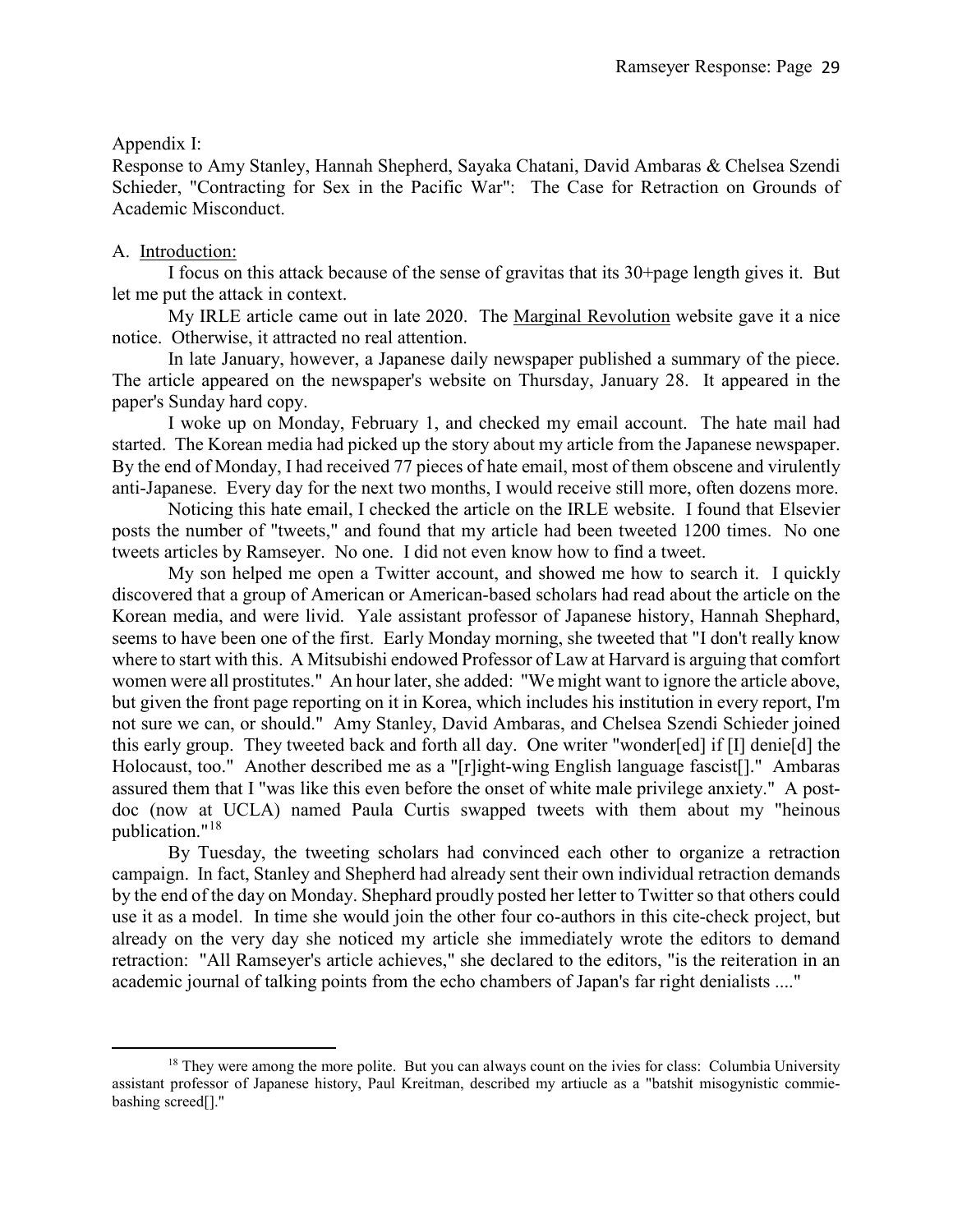Appendix I:
Response to Amy Stanley, Hannah Shepherd, Sayaka Chatani, David Ambaras & Chelsea Szendi Schieder, "Contracting for Sex in the Pacific War": The Case for Retraction on Grounds of Academic Misconduct.

A. Introduction:

I focus on this attack because of the sense of gravitas that its 30+page length gives it. But let me put the attack in context.

My IRLE article came out in late 2020. The Marginal Revolution website gave it a nice notice. Otherwise, it attracted no real attention.

In late January, however, a Japanese daily newspaper published a summary of the piece. The article appeared on the newspaper's website on Thursday, January 28. It appeared in the paper's Sunday hard copy.

I woke up on Monday, February 1, and checked my email account. The hate mail had started. The Korean media had picked up the story about my article from the Japanese newspaper. By the end of Monday, I had received 77 pieces of hate email, most of them obscene and virulently anti-Japanese. Every day for the next two months, I would receive still more, often dozens more.

Noticing this hate email, I checked the article on the IRLE website. I found that Elsevier posts the number of "tweets," and found that my article had been tweeted 1200 times. No one tweets articles by Ramseyer. No one. I did not even know how to find a tweet.

My son helped me open a Twitter account, and showed me how to search it. I quickly discovered that a group of American or American-based scholars had read about the article on the Korean media, and were livid. Yale assistant professor of Japanese history, Hannah Shephard, seems to have been one of the first. Early Monday morning, she tweeted that "I don't really know where to start with this. A Mitsubishi endowed Professor of Law at Harvard is arguing that comfort women were all prostitutes." An hour later, she added: "We might want to ignore the article above, but given the front page reporting on it in Korea, which includes his institution in every report, I'm not sure we can, or should." Amy Stanley, David Ambaras, and Chelsea Szendi Schieder joined this early group. They tweeted back and forth all day. One writer "wonder[ed] if [I] denie[d] the Holocaust, too." Another described me as a "[r]ight-wing English language fascist[]." Ambaras assured them that I "was like this even before the onset of white male privilege anxiety." A post-doc (now at UCLA) named Paula Curtis swapped tweets with them about my "heinous publication."[18]

By Tuesday, the tweeting scholars had convinced each other to organize a retraction campaign. In fact, Stanley and Shepherd had already sent their own individual retraction demands by the end of the day on Monday. Shephard proudly posted her letter to Twitter so that others could use it as a model. In time she would join the other four co-authors in this cite-check project, but already on the very day she noticed my article she immediately wrote the editors to demand retraction: "All Ramseyer's article achieves," she declared to the editors, "is the reiteration in an academic journal of talking points from the echo chambers of Japan's far right denialists ...."

[18] They were among the more polite. But you can always count on the ivies for class: Columbia University assistant professor of Japanese history, Paul Kreitman, described my artiucle as a "batshit misogynistic commie-bashing screed[]."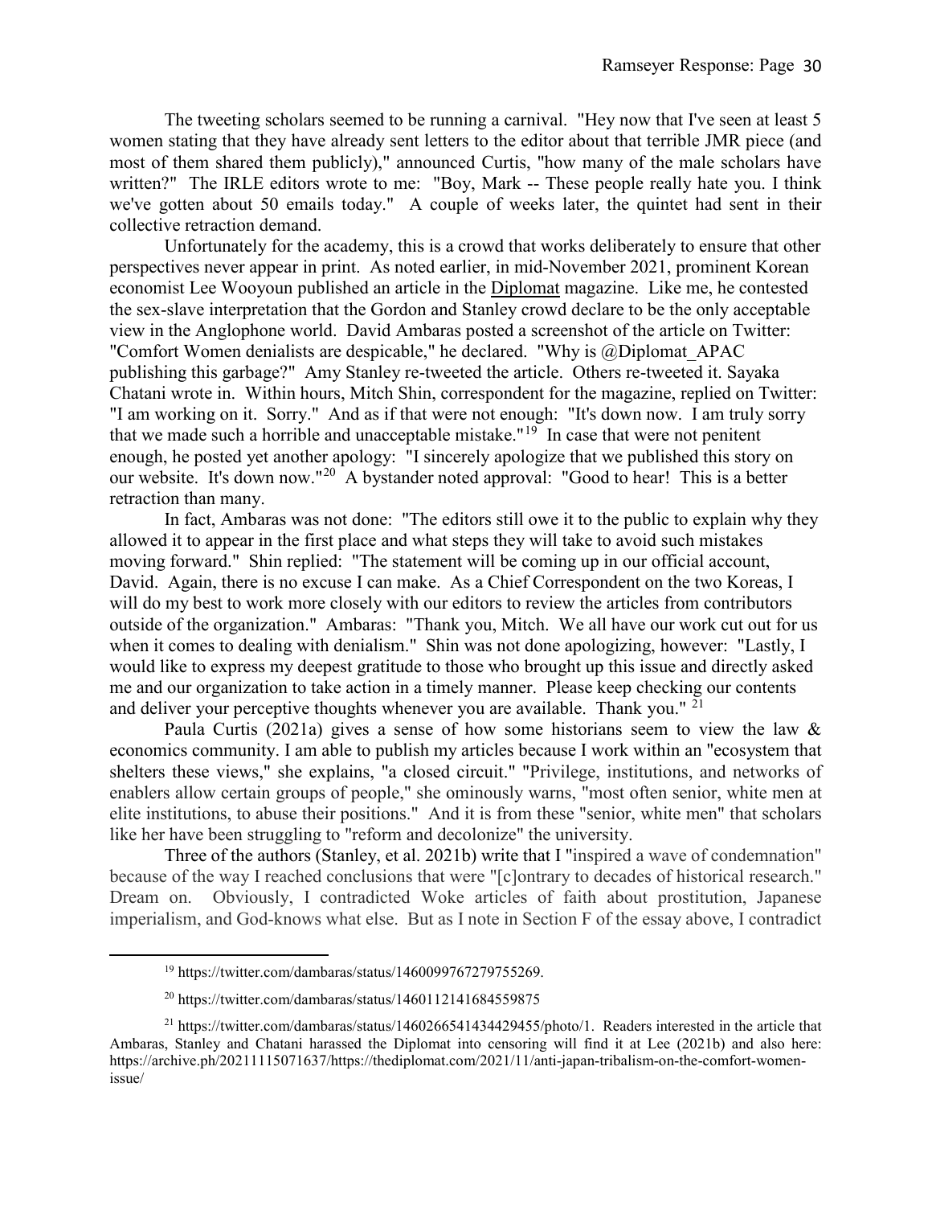The tweeting scholars seemed to be running a carnival. "Hey now that I've seen at least 5 women stating that they have already sent letters to the editor about that terrible JMR piece (and most of them shared them publicly)," announced Curtis, "how many of the male scholars have written?" The IRLE editors wrote to me: "Boy, Mark -- These people really hate you. I think we've gotten about 50 emails today." A couple of weeks later, the quintet had sent in their collective retraction demand.

Unfortunately for the academy, this is a crowd that works deliberately to ensure that other perspectives never appear in print. As noted earlier, in mid-November 2021, prominent Korean economist Lee Wooyoun published an article in the Diplomat magazine. Like me, he contested the sex-slave interpretation that the Gordon and Stanley crowd declare to be the only acceptable view in the Anglophone world. David Ambaras posted a screenshot of the article on Twitter: "Comfort Women denialists are despicable," he declared. "Why is @Diplomat_APAC publishing this garbage?" Amy Stanley re-tweeted the article. Others re-tweeted it. Sayaka Chatani wrote in. Within hours, Mitch Shin, correspondent for the magazine, replied on Twitter: "I am working on it. Sorry." And as if that were not enough: "It's down now. I am truly sorry that we made such a horrible and unacceptable mistake."[19] In case that were not penitent enough, he posted yet another apology: "I sincerely apologize that we published this story on our website. It's down now."[20] A bystander noted approval: "Good to hear! This is a better retraction than many.

In fact, Ambaras was not done: "The editors still owe it to the public to explain why they allowed it to appear in the first place and what steps they will take to avoid such mistakes moving forward." Shin replied: "The statement will be coming up in our official account, David. Again, there is no excuse I can make. As a Chief Correspondent on the two Koreas, I will do my best to work more closely with our editors to review the articles from contributors outside of the organization." Ambaras: "Thank you, Mitch. We all have our work cut out for us when it comes to dealing with denialism." Shin was not done apologizing, however: "Lastly, I would like to express my deepest gratitude to those who brought up this issue and directly asked me and our organization to take action in a timely manner. Please keep checking our contents and deliver your perceptive thoughts whenever you are available. Thank you." [21]

Paula Curtis (2021a) gives a sense of how some historians seem to view the law & economics community. I am able to publish my articles because I work within an "ecosystem that shelters these views," she explains, "a closed circuit." "Privilege, institutions, and networks of enablers allow certain groups of people," she ominously warns, "most often senior, white men at elite institutions, to abuse their positions." And it is from these "senior, white men" that scholars like her have been struggling to "reform and decolonize" the university.

Three of the authors (Stanley, et al. 2021b) write that I "inspired a wave of condemnation" because of the way I reached conclusions that were "[c]ontrary to decades of historical research." Dream on. Obviously, I contradicted Woke articles of faith about prostitution, Japanese imperialism, and God-knows what else. But as I note in Section F of the essay above, I contradict

---

[19] https://twitter.com/dambaras/status/1460099767279755269.

[20] https://twitter.com/dambaras/status/1460112141684559875

[21] https://twitter.com/dambaras/status/1460266541434429455/photo/1. Readers interested in the article that Ambaras, Stanley and Chatani harassed the Diplomat into censoring will find it at Lee (2021b) and also here: https://archive.ph/20211115071637/https://thediplomat.com/2021/11/anti-japan-tribalism-on-the-comfort-women-issue/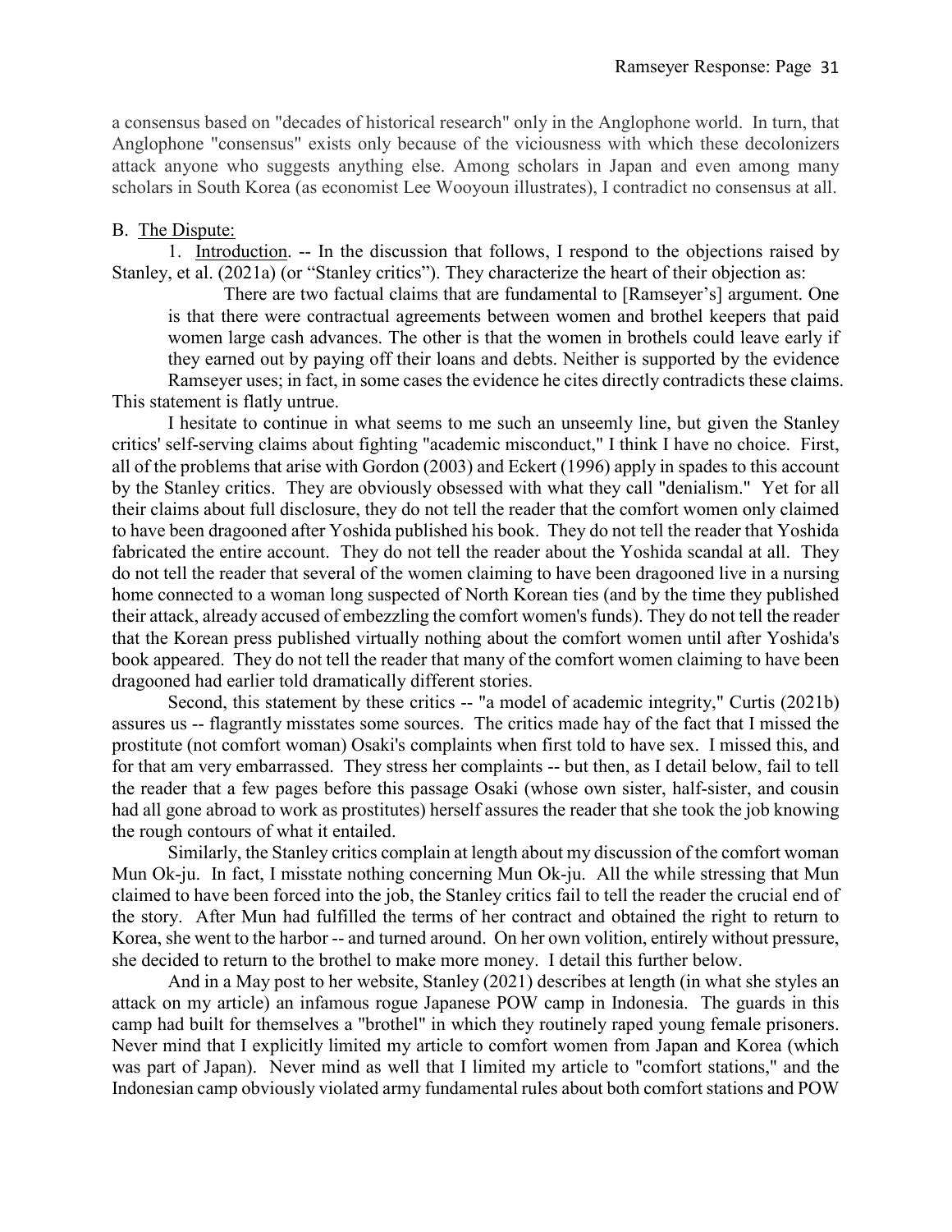a consensus based on "decades of historical research" only in the Anglophone world. In turn, that Anglophone "consensus" exists only because of the viciousness with which these decolonizers attack anyone who suggests anything else. Among scholars in Japan and even among many scholars in South Korea (as economist Lee Wooyoun illustrates), I contradict no consensus at all.

B. The Dispute:

1. Introduction. -- In the discussion that follows, I respond to the objections raised by Stanley, et al. (2021a) (or "Stanley critics"). They characterize the heart of their objection as:

> There are two factual claims that are fundamental to [Ramseyer's] argument. One is that there were contractual agreements between women and brothel keepers that paid women large cash advances. The other is that the women in brothels could leave early if they earned out by paying off their loans and debts. Neither is supported by the evidence Ramseyer uses; in fact, in some cases the evidence he cites directly contradicts these claims.

This statement is flatly untrue.

I hesitate to continue in what seems to me such an unseemly line, but given the Stanley critics' self-serving claims about fighting "academic misconduct," I think I have no choice. First, all of the problems that arise with Gordon (2003) and Eckert (1996) apply in spades to this account by the Stanley critics. They are obviously obsessed with what they call "denialism." Yet for all their claims about full disclosure, they do not tell the reader that the comfort women only claimed to have been dragooned after Yoshida published his book. They do not tell the reader that Yoshida fabricated the entire account. They do not tell the reader about the Yoshida scandal at all. They do not tell the reader that several of the women claiming to have been dragooned live in a nursing home connected to a woman long suspected of North Korean ties (and by the time they published their attack, already accused of embezzling the comfort women's funds). They do not tell the reader that the Korean press published virtually nothing about the comfort women until after Yoshida's book appeared. They do not tell the reader that many of the comfort women claiming to have been dragooned had earlier told dramatically different stories.

Second, this statement by these critics -- "a model of academic integrity," Curtis (2021b) assures us -- flagrantly misstates some sources. The critics made hay of the fact that I missed the prostitute (not comfort woman) Osaki's complaints when first told to have sex. I missed this, and for that am very embarrassed. They stress her complaints -- but then, as I detail below, fail to tell the reader that a few pages before this passage Osaki (whose own sister, half-sister, and cousin had all gone abroad to work as prostitutes) herself assures the reader that she took the job knowing the rough contours of what it entailed.

Similarly, the Stanley critics complain at length about my discussion of the comfort woman Mun Ok-ju. In fact, I misstate nothing concerning Mun Ok-ju. All the while stressing that Mun claimed to have been forced into the job, the Stanley critics fail to tell the reader the crucial end of the story. After Mun had fulfilled the terms of her contract and obtained the right to return to Korea, she went to the harbor -- and turned around. On her own volition, entirely without pressure, she decided to return to the brothel to make more money. I detail this further below.

And in a May post to her website, Stanley (2021) describes at length (in what she styles an attack on my article) an infamous rogue Japanese POW camp in Indonesia. The guards in this camp had built for themselves a "brothel" in which they routinely raped young female prisoners. Never mind that I explicitly limited my article to comfort women from Japan and Korea (which was part of Japan). Never mind as well that I limited my article to "comfort stations," and the Indonesian camp obviously violated army fundamental rules about both comfort stations and POW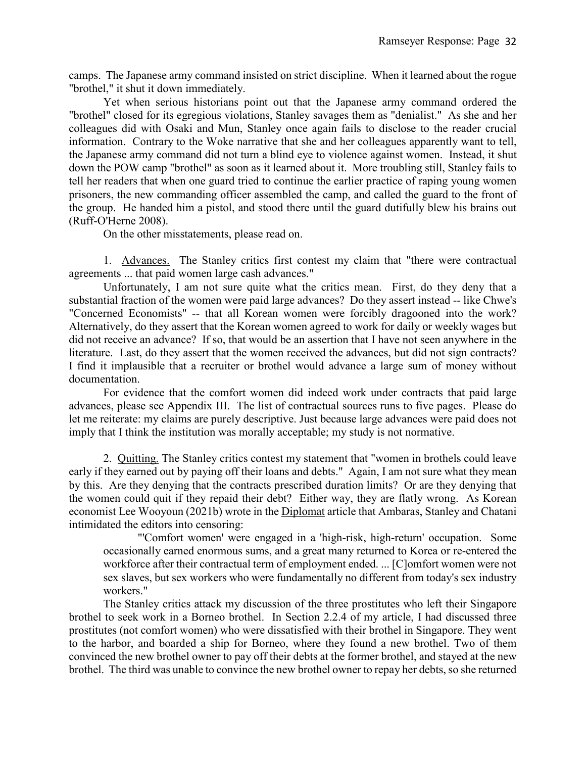camps. The Japanese army command insisted on strict discipline. When it learned about the rogue "brothel," it shut it down immediately.

Yet when serious historians point out that the Japanese army command ordered the "brothel" closed for its egregious violations, Stanley savages them as "denialist." As she and her colleagues did with Osaki and Mun, Stanley once again fails to disclose to the reader crucial information. Contrary to the Woke narrative that she and her colleagues apparently want to tell, the Japanese army command did not turn a blind eye to violence against women. Instead, it shut down the POW camp "brothel" as soon as it learned about it. More troubling still, Stanley fails to tell her readers that when one guard tried to continue the earlier practice of raping young women prisoners, the new commanding officer assembled the camp, and called the guard to the front of the group. He handed him a pistol, and stood there until the guard dutifully blew his brains out (Ruff-O'Herne 2008).

On the other misstatements, please read on.

1. Advances. The Stanley critics first contest my claim that "there were contractual agreements ... that paid women large cash advances."

Unfortunately, I am not sure quite what the critics mean. First, do they deny that a substantial fraction of the women were paid large advances? Do they assert instead -- like Chwe's "Concerned Economists" -- that all Korean women were forcibly dragooned into the work? Alternatively, do they assert that the Korean women agreed to work for daily or weekly wages but did not receive an advance? If so, that would be an assertion that I have not seen anywhere in the literature. Last, do they assert that the women received the advances, but did not sign contracts? I find it implausible that a recruiter or brothel would advance a large sum of money without documentation.

For evidence that the comfort women did indeed work under contracts that paid large advances, please see Appendix III. The list of contractual sources runs to five pages. Please do let me reiterate: my claims are purely descriptive. Just because large advances were paid does not imply that I think the institution was morally acceptable; my study is not normative.

2. Quitting. The Stanley critics contest my statement that "women in brothels could leave early if they earned out by paying off their loans and debts." Again, I am not sure what they mean by this. Are they denying that the contracts prescribed duration limits? Or are they denying that the women could quit if they repaid their debt? Either way, they are flatly wrong. As Korean economist Lee Wooyoun (2021b) wrote in the Diplomat article that Ambaras, Stanley and Chatani intimidated the editors into censoring:

> "'Comfort women' were engaged in a 'high-risk, high-return' occupation. Some occasionally earned enormous sums, and a great many returned to Korea or re-entered the workforce after their contractual term of employment ended. ... [C]omfort women were not sex slaves, but sex workers who were fundamentally no different from today's sex industry workers."

The Stanley critics attack my discussion of the three prostitutes who left their Singapore brothel to seek work in a Borneo brothel. In Section 2.2.4 of my article, I had discussed three prostitutes (not comfort women) who were dissatisfied with their brothel in Singapore. They went to the harbor, and boarded a ship for Borneo, where they found a new brothel. Two of them convinced the new brothel owner to pay off their debts at the former brothel, and stayed at the new brothel. The third was unable to convince the new brothel owner to repay her debts, so she returned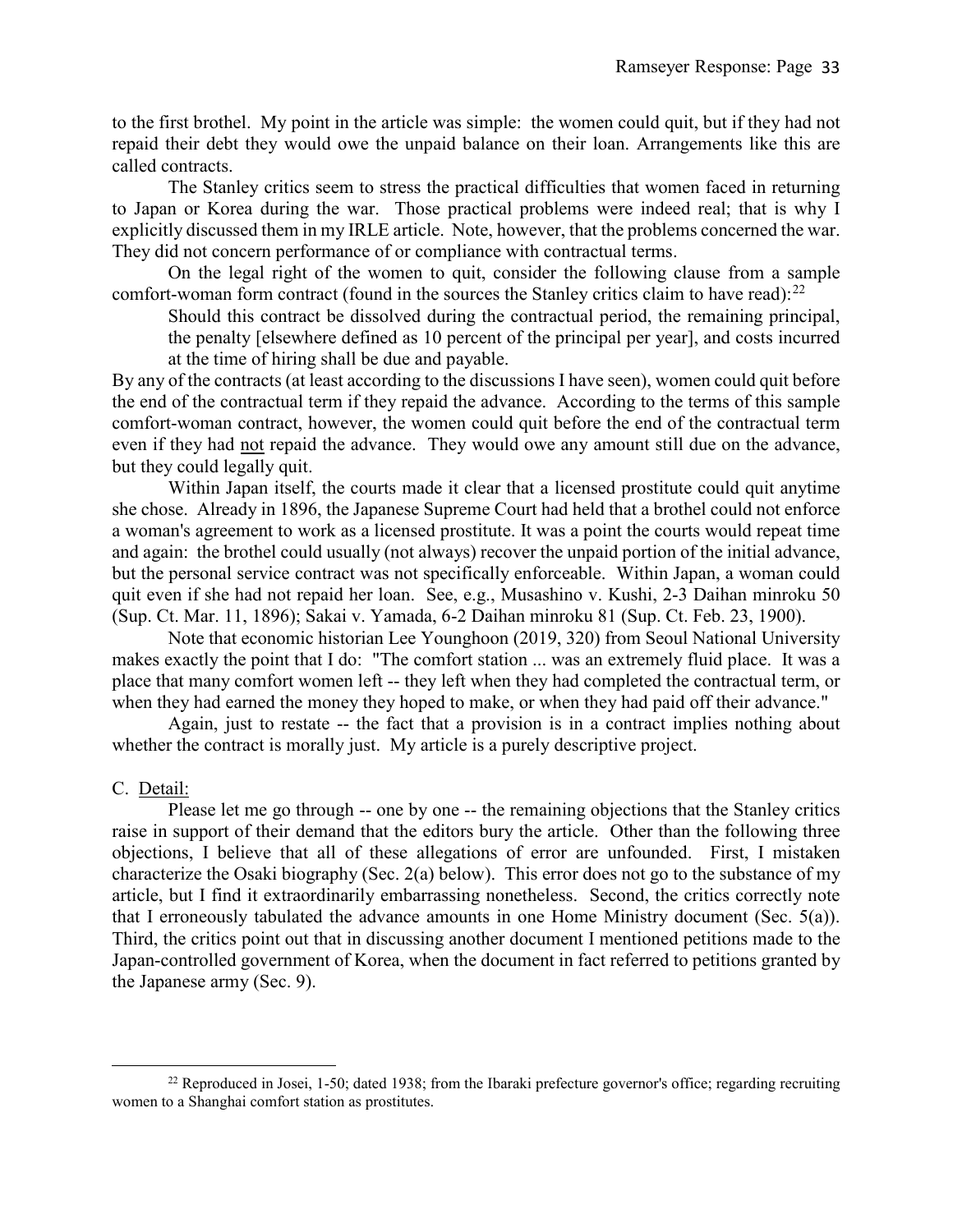to the first brothel. My point in the article was simple: the women could quit, but if they had not repaid their debt they would owe the unpaid balance on their loan. Arrangements like this are called contracts.

The Stanley critics seem to stress the practical difficulties that women faced in returning to Japan or Korea during the war. Those practical problems were indeed real; that is why I explicitly discussed them in my IRLE article. Note, however, that the problems concerned the war. They did not concern performance of or compliance with contractual terms.

On the legal right of the women to quit, consider the following clause from a sample comfort-woman form contract (found in the sources the Stanley critics claim to have read):[22]

> Should this contract be dissolved during the contractual period, the remaining principal, the penalty [elsewhere defined as 10 percent of the principal per year], and costs incurred at the time of hiring shall be due and payable.

By any of the contracts (at least according to the discussions I have seen), women could quit before the end of the contractual term if they repaid the advance. According to the terms of this sample comfort-woman contract, however, the women could quit before the end of the contractual term even if they had not repaid the advance. They would owe any amount still due on the advance, but they could legally quit.

Within Japan itself, the courts made it clear that a licensed prostitute could quit anytime she chose. Already in 1896, the Japanese Supreme Court had held that a brothel could not enforce a woman's agreement to work as a licensed prostitute. It was a point the courts would repeat time and again: the brothel could usually (not always) recover the unpaid portion of the initial advance, but the personal service contract was not specifically enforceable. Within Japan, a woman could quit even if she had not repaid her loan. See, e.g., Musashino v. Kushi, 2-3 Daihan minroku 50 (Sup. Ct. Mar. 11, 1896); Sakai v. Yamada, 6-2 Daihan minroku 81 (Sup. Ct. Feb. 23, 1900).

Note that economic historian Lee Younghoon (2019, 320) from Seoul National University makes exactly the point that I do: "The comfort station ... was an extremely fluid place. It was a place that many comfort women left -- they left when they had completed the contractual term, or when they had earned the money they hoped to make, or when they had paid off their advance."

Again, just to restate -- the fact that a provision is in a contract implies nothing about whether the contract is morally just. My article is a purely descriptive project.

C. Detail:

Please let me go through -- one by one -- the remaining objections that the Stanley critics raise in support of their demand that the editors bury the article. Other than the following three objections, I believe that all of these allegations of error are unfounded. First, I mistaken characterize the Osaki biography (Sec. 2(a) below). This error does not go to the substance of my article, but I find it extraordinarily embarrassing nonetheless. Second, the critics correctly note that I erroneously tabulated the advance amounts in one Home Ministry document (Sec. 5(a)). Third, the critics point out that in discussing another document I mentioned petitions made to the Japan-controlled government of Korea, when the document in fact referred to petitions granted by the Japanese army (Sec. 9).

---

[22] Reproduced in Josei, 1-50; dated 1938; from the Ibaraki prefecture governor's office; regarding recruiting women to a Shanghai comfort station as prostitutes.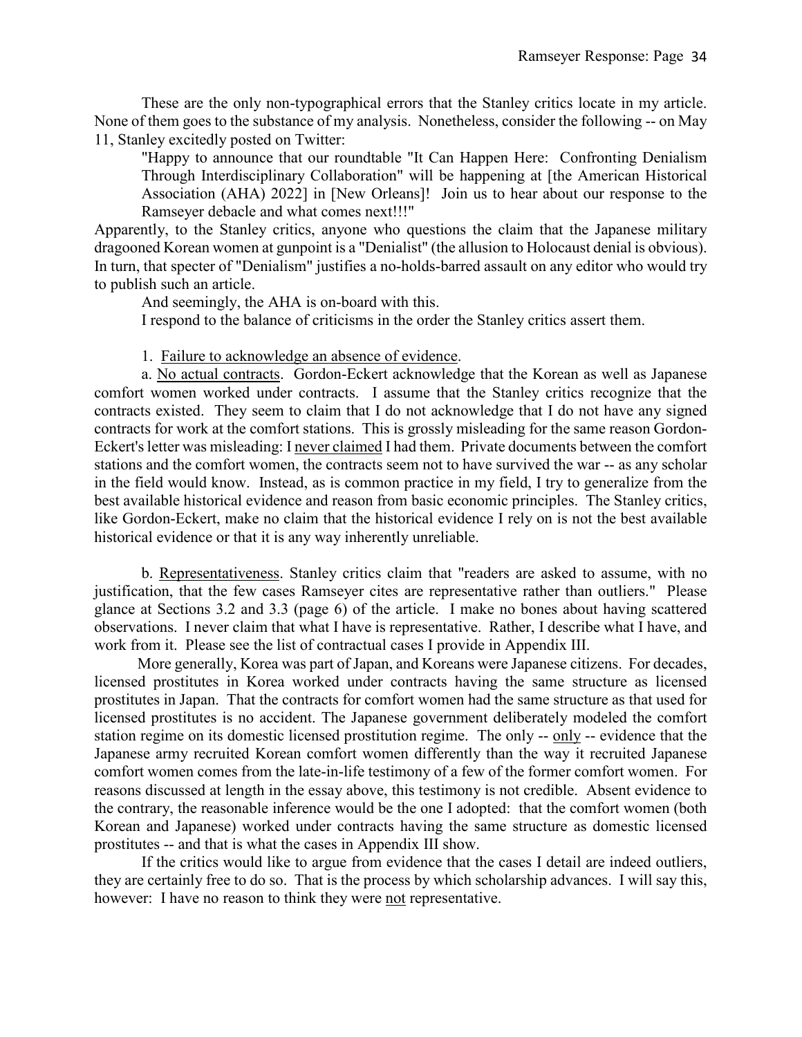These are the only non-typographical errors that the Stanley critics locate in my article. None of them goes to the substance of my analysis. Nonetheless, consider the following -- on May 11, Stanley excitedly posted on Twitter:

> "Happy to announce that our roundtable "It Can Happen Here: Confronting Denialism Through Interdisciplinary Collaboration" will be happening at [the American Historical Association (AHA) 2022] in [New Orleans]! Join us to hear about our response to the Ramseyer debacle and what comes next!!!"

Apparently, to the Stanley critics, anyone who questions the claim that the Japanese military dragooned Korean women at gunpoint is a "Denialist" (the allusion to Holocaust denial is obvious). In turn, that specter of "Denialism" justifies a no-holds-barred assault on any editor who would try to publish such an article.

And seemingly, the AHA is on-board with this.

I respond to the balance of criticisms in the order the Stanley critics assert them.

1. <u>Failure to acknowledge an absence of evidence</u>.

a. <u>No actual contracts</u>. Gordon-Eckert acknowledge that the Korean as well as Japanese comfort women worked under contracts. I assume that the Stanley critics recognize that the contracts existed. They seem to claim that I do not acknowledge that I do not have any signed contracts for work at the comfort stations. This is grossly misleading for the same reason Gordon-Eckert's letter was misleading: I <u>never claimed</u> I had them. Private documents between the comfort stations and the comfort women, the contracts seem not to have survived the war -- as any scholar in the field would know. Instead, as is common practice in my field, I try to generalize from the best available historical evidence and reason from basic economic principles. The Stanley critics, like Gordon-Eckert, make no claim that the historical evidence I rely on is not the best available historical evidence or that it is any way inherently unreliable.

b. <u>Representativeness</u>. Stanley critics claim that "readers are asked to assume, with no justification, that the few cases Ramseyer cites are representative rather than outliers." Please glance at Sections 3.2 and 3.3 (page 6) of the article. I make no bones about having scattered observations. I never claim that what I have is representative. Rather, I describe what I have, and work from it. Please see the list of contractual cases I provide in Appendix III.

More generally, Korea was part of Japan, and Koreans were Japanese citizens. For decades, licensed prostitutes in Korea worked under contracts having the same structure as licensed prostitutes in Japan. That the contracts for comfort women had the same structure as that used for licensed prostitutes is no accident. The Japanese government deliberately modeled the comfort station regime on its domestic licensed prostitution regime. The only -- <u>only</u> -- evidence that the Japanese army recruited Korean comfort women differently than the way it recruited Japanese comfort women comes from the late-in-life testimony of a few of the former comfort women. For reasons discussed at length in the essay above, this testimony is not credible. Absent evidence to the contrary, the reasonable inference would be the one I adopted: that the comfort women (both Korean and Japanese) worked under contracts having the same structure as domestic licensed prostitutes -- and that is what the cases in Appendix III show.

If the critics would like to argue from evidence that the cases I detail are indeed outliers, they are certainly free to do so. That is the process by which scholarship advances. I will say this, however: I have no reason to think they were <u>not</u> representative.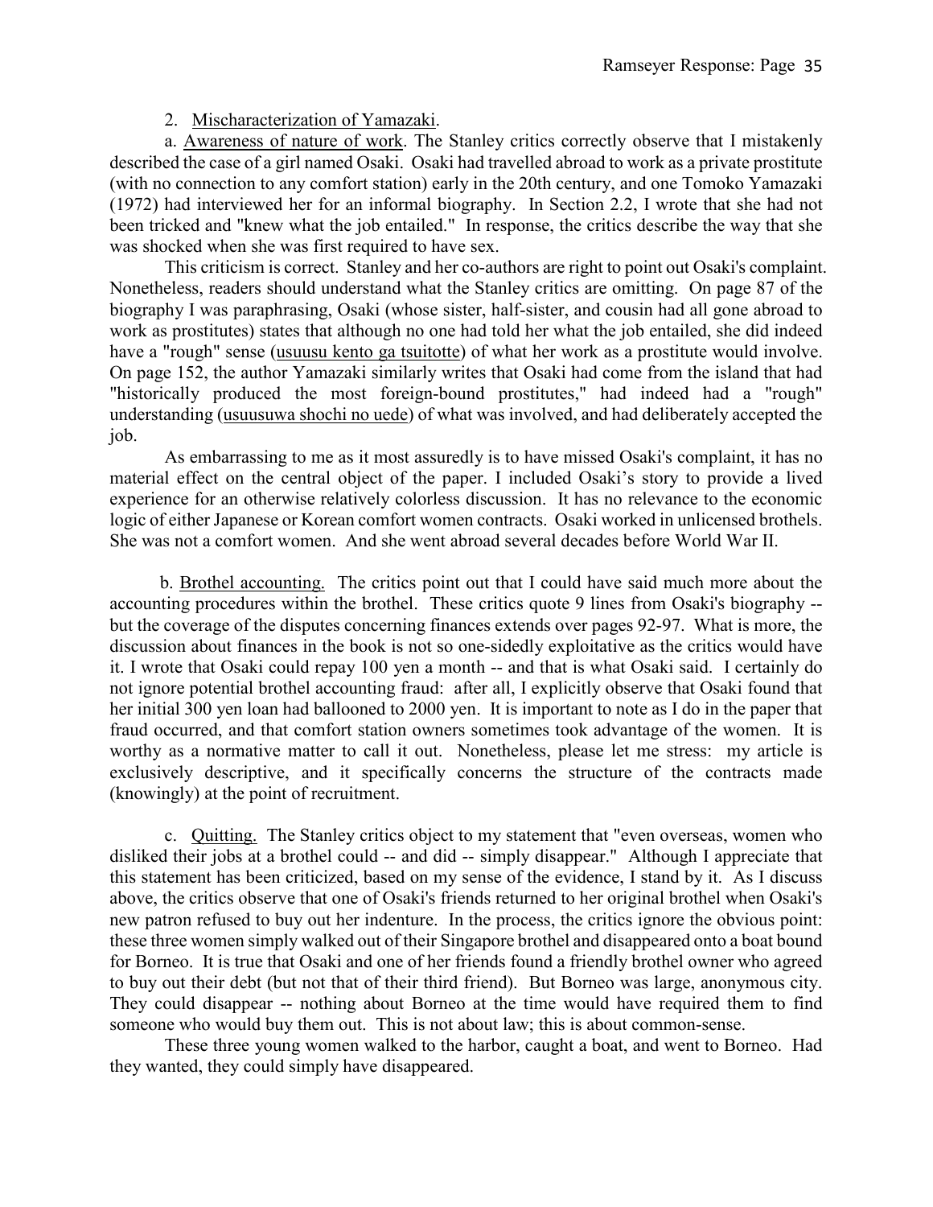2. Mischaracterization of Yamazaki.

a. Awareness of nature of work. The Stanley critics correctly observe that I mistakenly described the case of a girl named Osaki. Osaki had travelled abroad to work as a private prostitute (with no connection to any comfort station) early in the 20th century, and one Tomoko Yamazaki (1972) had interviewed her for an informal biography. In Section 2.2, I wrote that she had not been tricked and "knew what the job entailed." In response, the critics describe the way that she was shocked when she was first required to have sex.

This criticism is correct. Stanley and her co-authors are right to point out Osaki's complaint. Nonetheless, readers should understand what the Stanley critics are omitting. On page 87 of the biography I was paraphrasing, Osaki (whose sister, half-sister, and cousin had all gone abroad to work as prostitutes) states that although no one had told her what the job entailed, she did indeed have a "rough" sense (usuusu kento ga tsuitotte) of what her work as a prostitute would involve. On page 152, the author Yamazaki similarly writes that Osaki had come from the island that had "historically produced the most foreign-bound prostitutes," had indeed had a "rough" understanding (usuusuwa shochi no uede) of what was involved, and had deliberately accepted the job.

As embarrassing to me as it most assuredly is to have missed Osaki's complaint, it has no material effect on the central object of the paper. I included Osaki's story to provide a lived experience for an otherwise relatively colorless discussion. It has no relevance to the economic logic of either Japanese or Korean comfort women contracts. Osaki worked in unlicensed brothels. She was not a comfort women. And she went abroad several decades before World War II.

b. Brothel accounting. The critics point out that I could have said much more about the accounting procedures within the brothel. These critics quote 9 lines from Osaki's biography -- but the coverage of the disputes concerning finances extends over pages 92-97. What is more, the discussion about finances in the book is not so one-sidedly exploitative as the critics would have it. I wrote that Osaki could repay 100 yen a month -- and that is what Osaki said. I certainly do not ignore potential brothel accounting fraud: after all, I explicitly observe that Osaki found that her initial 300 yen loan had ballooned to 2000 yen. It is important to note as I do in the paper that fraud occurred, and that comfort station owners sometimes took advantage of the women. It is worthy as a normative matter to call it out. Nonetheless, please let me stress: my article is exclusively descriptive, and it specifically concerns the structure of the contracts made (knowingly) at the point of recruitment.

c. Quitting. The Stanley critics object to my statement that "even overseas, women who disliked their jobs at a brothel could -- and did -- simply disappear." Although I appreciate that this statement has been criticized, based on my sense of the evidence, I stand by it. As I discuss above, the critics observe that one of Osaki's friends returned to her original brothel when Osaki's new patron refused to buy out her indenture. In the process, the critics ignore the obvious point: these three women simply walked out of their Singapore brothel and disappeared onto a boat bound for Borneo. It is true that Osaki and one of her friends found a friendly brothel owner who agreed to buy out their debt (but not that of their third friend). But Borneo was large, anonymous city. They could disappear -- nothing about Borneo at the time would have required them to find someone who would buy them out. This is not about law; this is about common-sense.

These three young women walked to the harbor, caught a boat, and went to Borneo. Had they wanted, they could simply have disappeared.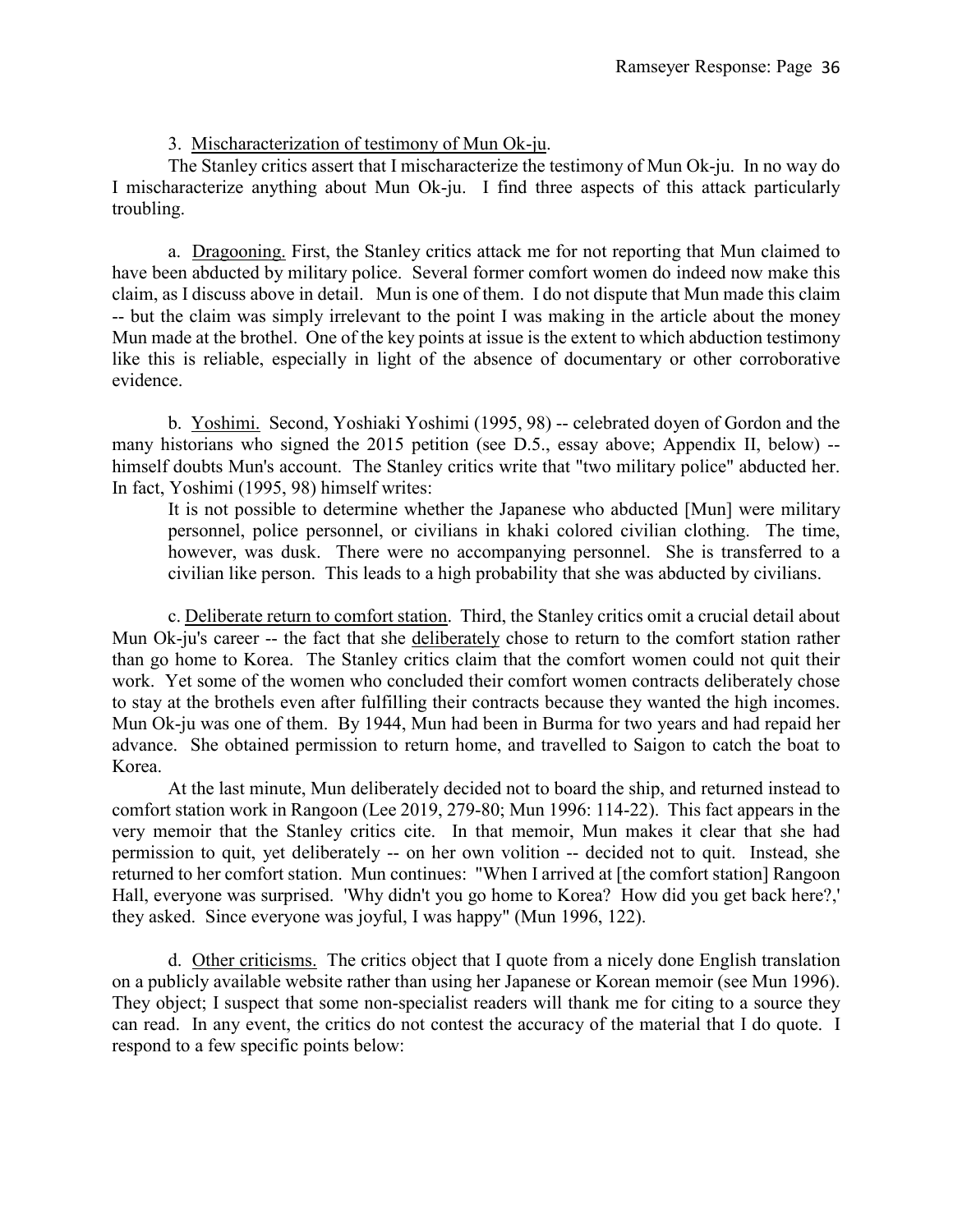3. Mischaracterization of testimony of Mun Ok-ju.

The Stanley critics assert that I mischaracterize the testimony of Mun Ok-ju. In no way do I mischaracterize anything about Mun Ok-ju. I find three aspects of this attack particularly troubling.

a. Dragooning. First, the Stanley critics attack me for not reporting that Mun claimed to have been abducted by military police. Several former comfort women do indeed now make this claim, as I discuss above in detail. Mun is one of them. I do not dispute that Mun made this claim -- but the claim was simply irrelevant to the point I was making in the article about the money Mun made at the brothel. One of the key points at issue is the extent to which abduction testimony like this is reliable, especially in light of the absence of documentary or other corroborative evidence.

b. Yoshimi. Second, Yoshiaki Yoshimi (1995, 98) -- celebrated doyen of Gordon and the many historians who signed the 2015 petition (see D.5., essay above; Appendix II, below) -- himself doubts Mun's account. The Stanley critics write that "two military police" abducted her. In fact, Yoshimi (1995, 98) himself writes:

> It is not possible to determine whether the Japanese who abducted [Mun] were military personnel, police personnel, or civilians in khaki colored civilian clothing. The time, however, was dusk. There were no accompanying personnel. She is transferred to a civilian like person. This leads to a high probability that she was abducted by civilians.

c. Deliberate return to comfort station. Third, the Stanley critics omit a crucial detail about Mun Ok-ju's career -- the fact that she deliberately chose to return to the comfort station rather than go home to Korea. The Stanley critics claim that the comfort women could not quit their work. Yet some of the women who concluded their comfort women contracts deliberately chose to stay at the brothels even after fulfilling their contracts because they wanted the high incomes. Mun Ok-ju was one of them. By 1944, Mun had been in Burma for two years and had repaid her advance. She obtained permission to return home, and travelled to Saigon to catch the boat to Korea.

At the last minute, Mun deliberately decided not to board the ship, and returned instead to comfort station work in Rangoon (Lee 2019, 279-80; Mun 1996: 114-22). This fact appears in the very memoir that the Stanley critics cite. In that memoir, Mun makes it clear that she had permission to quit, yet deliberately -- on her own volition -- decided not to quit. Instead, she returned to her comfort station. Mun continues: "When I arrived at [the comfort station] Rangoon Hall, everyone was surprised. 'Why didn't you go home to Korea? How did you get back here?,' they asked. Since everyone was joyful, I was happy" (Mun 1996, 122).

d. Other criticisms. The critics object that I quote from a nicely done English translation on a publicly available website rather than using her Japanese or Korean memoir (see Mun 1996). They object; I suspect that some non-specialist readers will thank me for citing to a source they can read. In any event, the critics do not contest the accuracy of the material that I do quote. I respond to a few specific points below: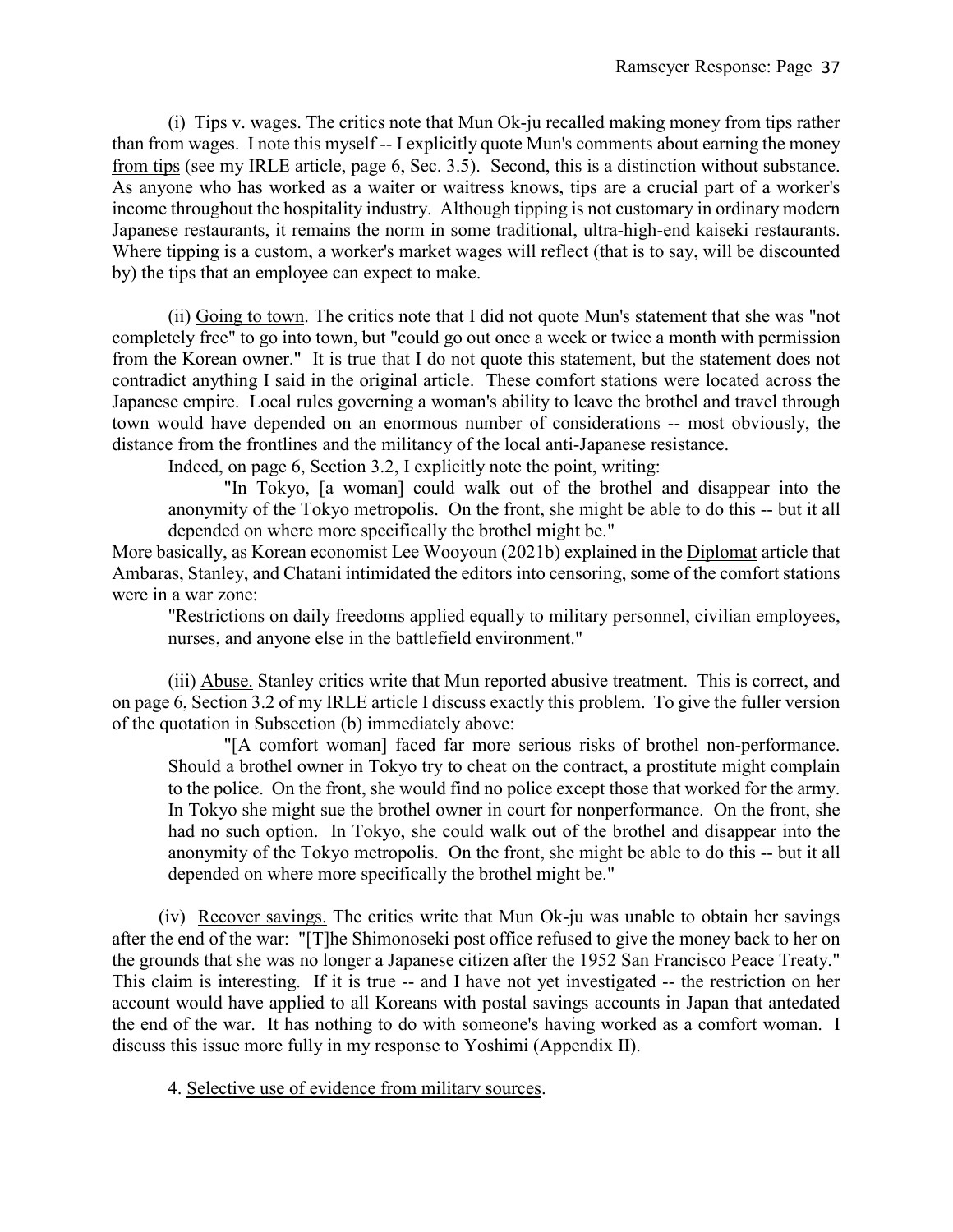(i) Tips v. wages. The critics note that Mun Ok-ju recalled making money from tips rather than from wages. I note this myself -- I explicitly quote Mun's comments about earning the money from tips (see my IRLE article, page 6, Sec. 3.5). Second, this is a distinction without substance. As anyone who has worked as a waiter or waitress knows, tips are a crucial part of a worker's income throughout the hospitality industry. Although tipping is not customary in ordinary modern Japanese restaurants, it remains the norm in some traditional, ultra-high-end kaiseki restaurants. Where tipping is a custom, a worker's market wages will reflect (that is to say, will be discounted by) the tips that an employee can expect to make.

(ii) Going to town. The critics note that I did not quote Mun's statement that she was "not completely free" to go into town, but "could go out once a week or twice a month with permission from the Korean owner." It is true that I do not quote this statement, but the statement does not contradict anything I said in the original article. These comfort stations were located across the Japanese empire. Local rules governing a woman's ability to leave the brothel and travel through town would have depended on an enormous number of considerations -- most obviously, the distance from the frontlines and the militancy of the local anti-Japanese resistance.

Indeed, on page 6, Section 3.2, I explicitly note the point, writing:

> "In Tokyo, [a woman] could walk out of the brothel and disappear into the anonymity of the Tokyo metropolis. On the front, she might be able to do this -- but it all depended on where more specifically the brothel might be."

More basically, as Korean economist Lee Wooyoun (2021b) explained in the Diplomat article that Ambaras, Stanley, and Chatani intimidated the editors into censoring, some of the comfort stations were in a war zone:

> "Restrictions on daily freedoms applied equally to military personnel, civilian employees, nurses, and anyone else in the battlefield environment."

(iii) Abuse. Stanley critics write that Mun reported abusive treatment. This is correct, and on page 6, Section 3.2 of my IRLE article I discuss exactly this problem. To give the fuller version of the quotation in Subsection (b) immediately above:

> "[A comfort woman] faced far more serious risks of brothel non-performance. Should a brothel owner in Tokyo try to cheat on the contract, a prostitute might complain to the police. On the front, she would find no police except those that worked for the army. In Tokyo she might sue the brothel owner in court for nonperformance. On the front, she had no such option. In Tokyo, she could walk out of the brothel and disappear into the anonymity of the Tokyo metropolis. On the front, she might be able to do this -- but it all depended on where more specifically the brothel might be."

(iv) Recover savings. The critics write that Mun Ok-ju was unable to obtain her savings after the end of the war: "[T]he Shimonoseki post office refused to give the money back to her on the grounds that she was no longer a Japanese citizen after the 1952 San Francisco Peace Treaty." This claim is interesting. If it is true -- and I have not yet investigated -- the restriction on her account would have applied to all Koreans with postal savings accounts in Japan that antedated the end of the war. It has nothing to do with someone's having worked as a comfort woman. I discuss this issue more fully in my response to Yoshimi (Appendix II).

4. Selective use of evidence from military sources.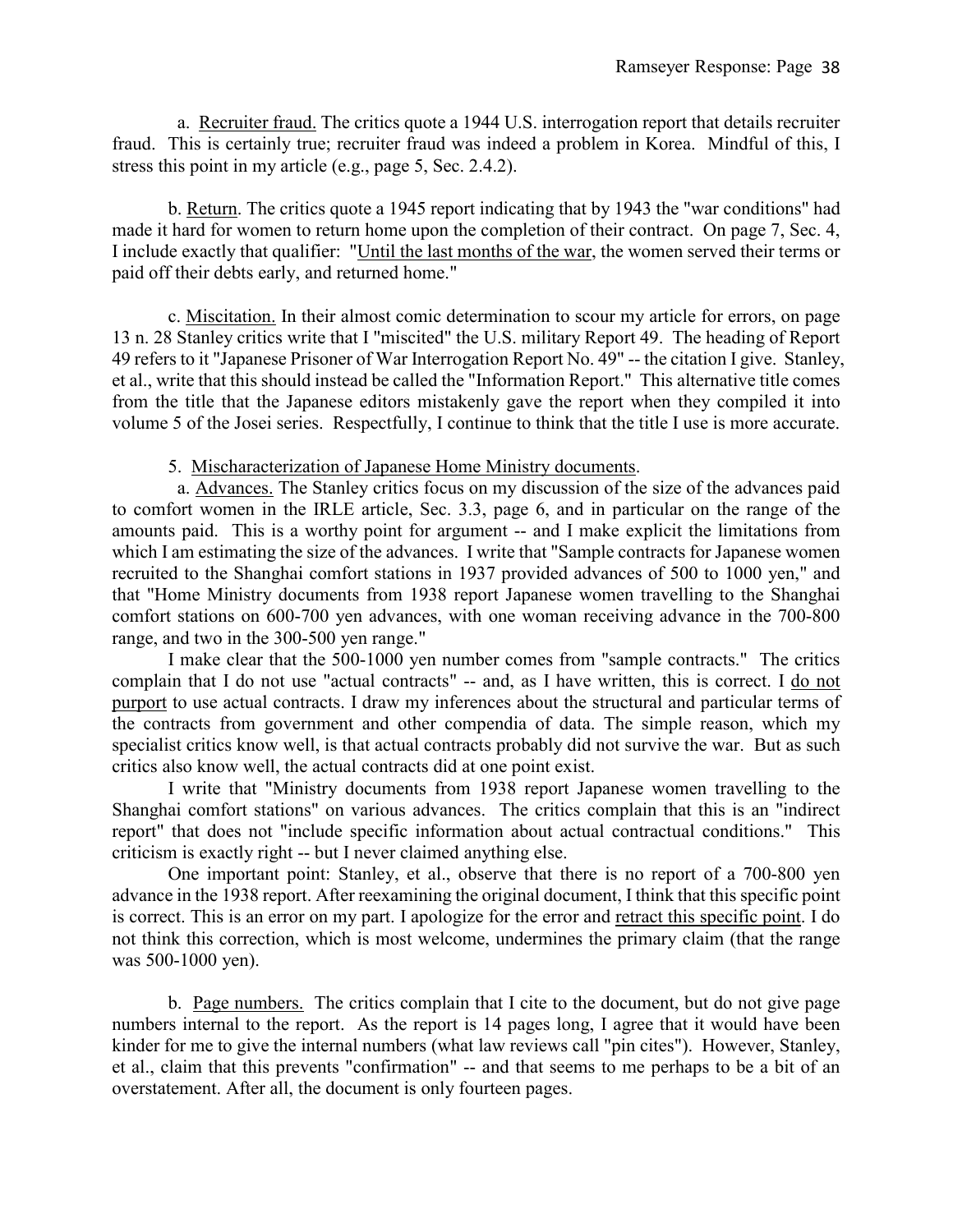a. Recruiter fraud. The critics quote a 1944 U.S. interrogation report that details recruiter fraud. This is certainly true; recruiter fraud was indeed a problem in Korea. Mindful of this, I stress this point in my article (e.g., page 5, Sec. 2.4.2).

b. Return. The critics quote a 1945 report indicating that by 1943 the "war conditions" had made it hard for women to return home upon the completion of their contract. On page 7, Sec. 4, I include exactly that qualifier: "Until the last months of the war, the women served their terms or paid off their debts early, and returned home."

c. Miscitation. In their almost comic determination to scour my article for errors, on page 13 n. 28 Stanley critics write that I "miscited" the U.S. military Report 49. The heading of Report 49 refers to it "Japanese Prisoner of War Interrogation Report No. 49" -- the citation I give. Stanley, et al., write that this should instead be called the "Information Report." This alternative title comes from the title that the Japanese editors mistakenly gave the report when they compiled it into volume 5 of the Josei series. Respectfully, I continue to think that the title I use is more accurate.

5. Mischaracterization of Japanese Home Ministry documents.

a. Advances. The Stanley critics focus on my discussion of the size of the advances paid to comfort women in the IRLE article, Sec. 3.3, page 6, and in particular on the range of the amounts paid. This is a worthy point for argument -- and I make explicit the limitations from which I am estimating the size of the advances. I write that "Sample contracts for Japanese women recruited to the Shanghai comfort stations in 1937 provided advances of 500 to 1000 yen," and that "Home Ministry documents from 1938 report Japanese women travelling to the Shanghai comfort stations on 600-700 yen advances, with one woman receiving advance in the 700-800 range, and two in the 300-500 yen range."

I make clear that the 500-1000 yen number comes from "sample contracts." The critics complain that I do not use "actual contracts" -- and, as I have written, this is correct. I do not purport to use actual contracts. I draw my inferences about the structural and particular terms of the contracts from government and other compendia of data. The simple reason, which my specialist critics know well, is that actual contracts probably did not survive the war. But as such critics also know well, the actual contracts did at one point exist.

I write that "Ministry documents from 1938 report Japanese women travelling to the Shanghai comfort stations" on various advances. The critics complain that this is an "indirect report" that does not "include specific information about actual contractual conditions." This criticism is exactly right -- but I never claimed anything else.

One important point: Stanley, et al., observe that there is no report of a 700-800 yen advance in the 1938 report. After reexamining the original document, I think that this specific point is correct. This is an error on my part. I apologize for the error and retract this specific point. I do not think this correction, which is most welcome, undermines the primary claim (that the range was 500-1000 yen).

b. Page numbers. The critics complain that I cite to the document, but do not give page numbers internal to the report. As the report is 14 pages long, I agree that it would have been kinder for me to give the internal numbers (what law reviews call "pin cites"). However, Stanley, et al., claim that this prevents "confirmation" -- and that seems to me perhaps to be a bit of an overstatement. After all, the document is only fourteen pages.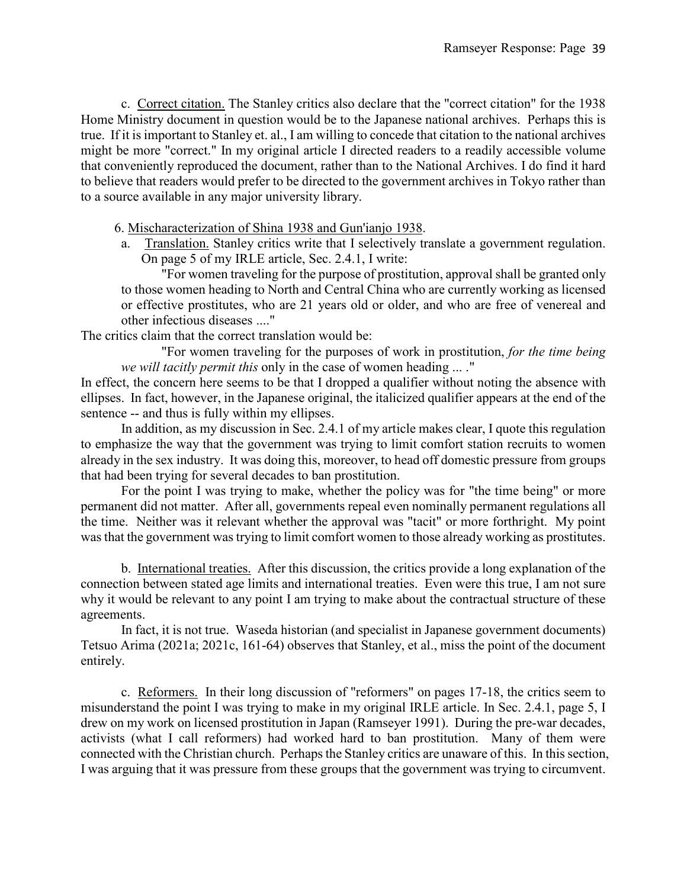c. Correct citation. The Stanley critics also declare that the "correct citation" for the 1938 Home Ministry document in question would be to the Japanese national archives. Perhaps this is true. If it is important to Stanley et. al., I am willing to concede that citation to the national archives might be more "correct." In my original article I directed readers to a readily accessible volume that conveniently reproduced the document, rather than to the National Archives. I do find it hard to believe that readers would prefer to be directed to the government archives in Tokyo rather than to a source available in any major university library.

6. Mischaracterization of Shina 1938 and Gun'ianjo 1938.

a. Translation. Stanley critics write that I selectively translate a government regulation. On page 5 of my IRLE article, Sec. 2.4.1, I write:

> "For women traveling for the purpose of prostitution, approval shall be granted only to those women heading to North and Central China who are currently working as licensed or effective prostitutes, who are 21 years old or older, and who are free of venereal and other infectious diseases ...."

The critics claim that the correct translation would be:

> "For women traveling for the purposes of work in prostitution, *for the time being we will tacitly permit this* only in the case of women heading ... ."

In effect, the concern here seems to be that I dropped a qualifier without noting the absence with ellipses. In fact, however, in the Japanese original, the italicized qualifier appears at the end of the sentence -- and thus is fully within my ellipses.

In addition, as my discussion in Sec. 2.4.1 of my article makes clear, I quote this regulation to emphasize the way that the government was trying to limit comfort station recruits to women already in the sex industry. It was doing this, moreover, to head off domestic pressure from groups that had been trying for several decades to ban prostitution.

For the point I was trying to make, whether the policy was for "the time being" or more permanent did not matter. After all, governments repeal even nominally permanent regulations all the time. Neither was it relevant whether the approval was "tacit" or more forthright. My point was that the government was trying to limit comfort women to those already working as prostitutes.

b. International treaties. After this discussion, the critics provide a long explanation of the connection between stated age limits and international treaties. Even were this true, I am not sure why it would be relevant to any point I am trying to make about the contractual structure of these agreements.

In fact, it is not true. Waseda historian (and specialist in Japanese government documents) Tetsuo Arima (2021a; 2021c, 161-64) observes that Stanley, et al., miss the point of the document entirely.

c. Reformers. In their long discussion of "reformers" on pages 17-18, the critics seem to misunderstand the point I was trying to make in my original IRLE article. In Sec. 2.4.1, page 5, I drew on my work on licensed prostitution in Japan (Ramseyer 1991). During the pre-war decades, activists (what I call reformers) had worked hard to ban prostitution. Many of them were connected with the Christian church. Perhaps the Stanley critics are unaware of this. In this section, I was arguing that it was pressure from these groups that the government was trying to circumvent.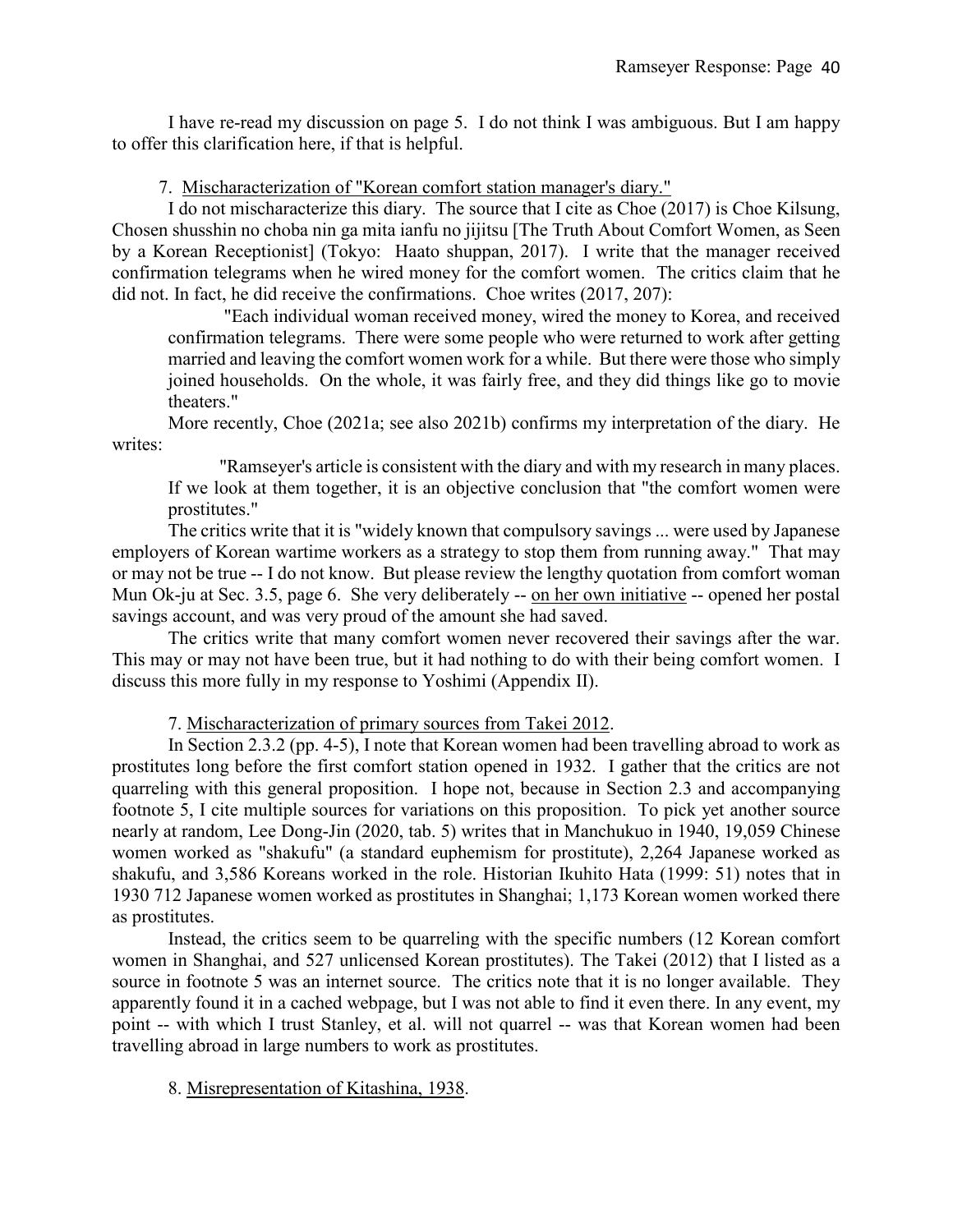I have re-read my discussion on page 5. I do not think I was ambiguous. But I am happy to offer this clarification here, if that is helpful.

7. <u>Mischaracterization of "Korean comfort station manager's diary."</u>

I do not mischaracterize this diary. The source that I cite as Choe (2017) is Choe Kilsung, Chosen shusshin no choba nin ga mita ianfu no jijitsu [The Truth About Comfort Women, as Seen by a Korean Receptionist] (Tokyo: Haato shuppan, 2017). I write that the manager received confirmation telegrams when he wired money for the comfort women. The critics claim that he did not. In fact, he did receive the confirmations. Choe writes (2017, 207):

> "Each individual woman received money, wired the money to Korea, and received confirmation telegrams. There were some people who were returned to work after getting married and leaving the comfort women work for a while. But there were those who simply joined households. On the whole, it was fairly free, and they did things like go to movie theaters."

More recently, Choe (2021a; see also 2021b) confirms my interpretation of the diary. He writes:

> "Ramseyer's article is consistent with the diary and with my research in many places. If we look at them together, it is an objective conclusion that "the comfort women were prostitutes."

The critics write that it is "widely known that compulsory savings ... were used by Japanese employers of Korean wartime workers as a strategy to stop them from running away." That may or may not be true -- I do not know. But please review the lengthy quotation from comfort woman Mun Ok-ju at Sec. 3.5, page 6. She very deliberately -- <u>on her own initiative</u> -- opened her postal savings account, and was very proud of the amount she had saved.

The critics write that many comfort women never recovered their savings after the war. This may or may not have been true, but it had nothing to do with their being comfort women. I discuss this more fully in my response to Yoshimi (Appendix II).

7. <u>Mischaracterization of primary sources from Takei 2012</u>.

In Section 2.3.2 (pp. 4-5), I note that Korean women had been travelling abroad to work as prostitutes long before the first comfort station opened in 1932. I gather that the critics are not quarreling with this general proposition. I hope not, because in Section 2.3 and accompanying footnote 5, I cite multiple sources for variations on this proposition. To pick yet another source nearly at random, Lee Dong-Jin (2020, tab. 5) writes that in Manchukuo in 1940, 19,059 Chinese women worked as "shakufu" (a standard euphemism for prostitute), 2,264 Japanese worked as shakufu, and 3,586 Koreans worked in the role. Historian Ikuhito Hata (1999: 51) notes that in 1930 712 Japanese women worked as prostitutes in Shanghai; 1,173 Korean women worked there as prostitutes.

Instead, the critics seem to be quarreling with the specific numbers (12 Korean comfort women in Shanghai, and 527 unlicensed Korean prostitutes). The Takei (2012) that I listed as a source in footnote 5 was an internet source. The critics note that it is no longer available. They apparently found it in a cached webpage, but I was not able to find it even there. In any event, my point -- with which I trust Stanley, et al. will not quarrel -- was that Korean women had been travelling abroad in large numbers to work as prostitutes.

8. <u>Misrepresentation of Kitashina, 1938</u>.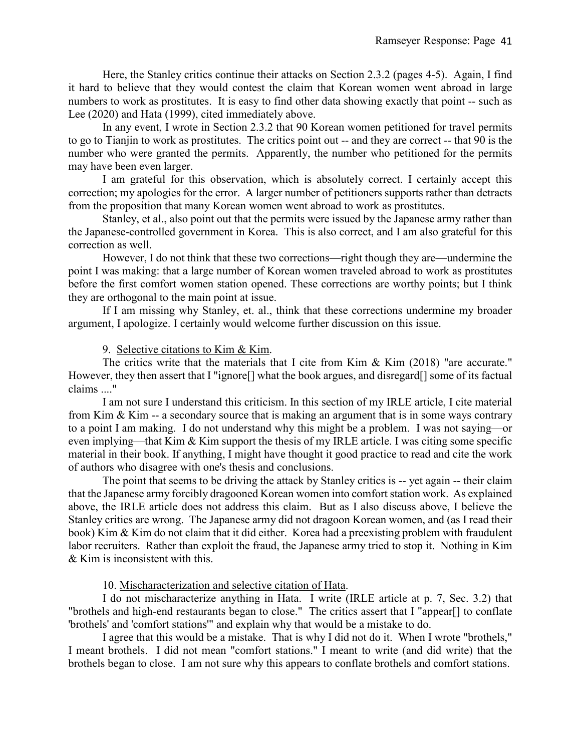Here, the Stanley critics continue their attacks on Section 2.3.2 (pages 4-5). Again, I find it hard to believe that they would contest the claim that Korean women went abroad in large numbers to work as prostitutes. It is easy to find other data showing exactly that point -- such as Lee (2020) and Hata (1999), cited immediately above.

In any event, I wrote in Section 2.3.2 that 90 Korean women petitioned for travel permits to go to Tianjin to work as prostitutes. The critics point out -- and they are correct -- that 90 is the number who were granted the permits. Apparently, the number who petitioned for the permits may have been even larger.

I am grateful for this observation, which is absolutely correct. I certainly accept this correction; my apologies for the error. A larger number of petitioners supports rather than detracts from the proposition that many Korean women went abroad to work as prostitutes.

Stanley, et al., also point out that the permits were issued by the Japanese army rather than the Japanese-controlled government in Korea. This is also correct, and I am also grateful for this correction as well.

However, I do not think that these two corrections—right though they are—undermine the point I was making: that a large number of Korean women traveled abroad to work as prostitutes before the first comfort women station opened. These corrections are worthy points; but I think they are orthogonal to the main point at issue.

If I am missing why Stanley, et. al., think that these corrections undermine my broader argument, I apologize. I certainly would welcome further discussion on this issue.

9. <u>Selective citations to Kim & Kim</u>.

The critics write that the materials that I cite from Kim & Kim (2018) "are accurate." However, they then assert that I "ignore[] what the book argues, and disregard[] some of its factual claims ...."

I am not sure I understand this criticism. In this section of my IRLE article, I cite material from Kim & Kim -- a secondary source that is making an argument that is in some ways contrary to a point I am making. I do not understand why this might be a problem. I was not saying—or even implying—that Kim & Kim support the thesis of my IRLE article. I was citing some specific material in their book. If anything, I might have thought it good practice to read and cite the work of authors who disagree with one's thesis and conclusions.

The point that seems to be driving the attack by Stanley critics is -- yet again -- their claim that the Japanese army forcibly dragooned Korean women into comfort station work. As explained above, the IRLE article does not address this claim. But as I also discuss above, I believe the Stanley critics are wrong. The Japanese army did not dragoon Korean women, and (as I read their book) Kim & Kim do not claim that it did either. Korea had a preexisting problem with fraudulent labor recruiters. Rather than exploit the fraud, the Japanese army tried to stop it. Nothing in Kim & Kim is inconsistent with this.

10. <u>Mischaracterization and selective citation of Hata</u>.

I do not mischaracterize anything in Hata. I write (IRLE article at p. 7, Sec. 3.2) that "brothels and high-end restaurants began to close." The critics assert that I "appear[] to conflate 'brothels' and 'comfort stations'" and explain why that would be a mistake to do.

I agree that this would be a mistake. That is why I did not do it. When I wrote "brothels," I meant brothels. I did not mean "comfort stations." I meant to write (and did write) that the brothels began to close. I am not sure why this appears to conflate brothels and comfort stations.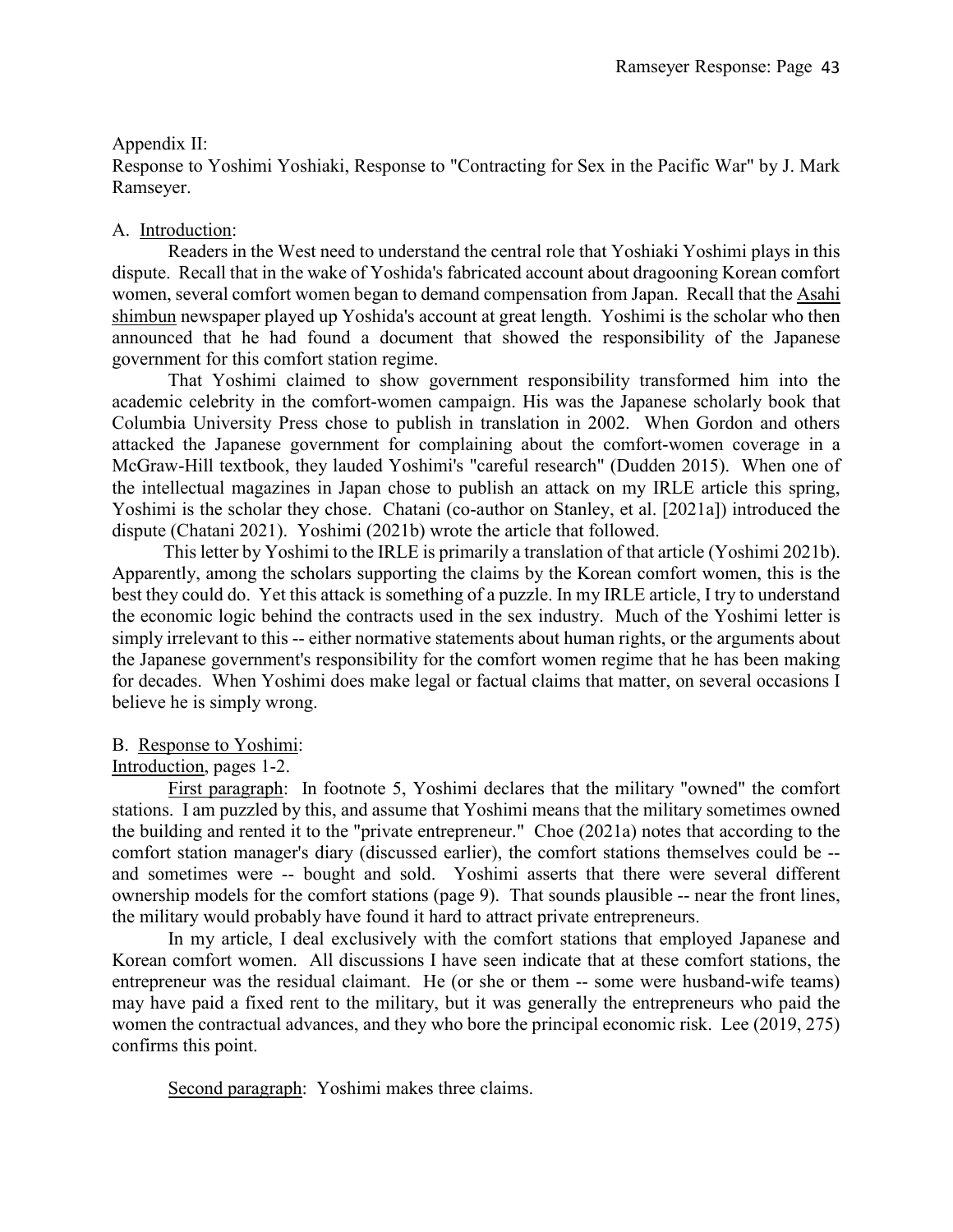Appendix II:
Response to Yoshimi Yoshiaki, Response to "Contracting for Sex in the Pacific War" by J. Mark Ramseyer.

A. Introduction:

Readers in the West need to understand the central role that Yoshiaki Yoshimi plays in this dispute. Recall that in the wake of Yoshida's fabricated account about dragooning Korean comfort women, several comfort women began to demand compensation from Japan. Recall that the Asahi shimbun newspaper played up Yoshida's account at great length. Yoshimi is the scholar who then announced that he had found a document that showed the responsibility of the Japanese government for this comfort station regime.

That Yoshimi claimed to show government responsibility transformed him into the academic celebrity in the comfort-women campaign. His was the Japanese scholarly book that Columbia University Press chose to publish in translation in 2002. When Gordon and others attacked the Japanese government for complaining about the comfort-women coverage in a McGraw-Hill textbook, they lauded Yoshimi's "careful research" (Dudden 2015). When one of the intellectual magazines in Japan chose to publish an attack on my IRLE article this spring, Yoshimi is the scholar they chose. Chatani (co-author on Stanley, et al. [2021a]) introduced the dispute (Chatani 2021). Yoshimi (2021b) wrote the article that followed.

This letter by Yoshimi to the IRLE is primarily a translation of that article (Yoshimi 2021b). Apparently, among the scholars supporting the claims by the Korean comfort women, this is the best they could do. Yet this attack is something of a puzzle. In my IRLE article, I try to understand the economic logic behind the contracts used in the sex industry. Much of the Yoshimi letter is simply irrelevant to this -- either normative statements about human rights, or the arguments about the Japanese government's responsibility for the comfort women regime that he has been making for decades. When Yoshimi does make legal or factual claims that matter, on several occasions I believe he is simply wrong.

B. Response to Yoshimi:

Introduction, pages 1-2.

First paragraph: In footnote 5, Yoshimi declares that the military "owned" the comfort stations. I am puzzled by this, and assume that Yoshimi means that the military sometimes owned the building and rented it to the "private entrepreneur." Choe (2021a) notes that according to the comfort station manager's diary (discussed earlier), the comfort stations themselves could be -- and sometimes were -- bought and sold. Yoshimi asserts that there were several different ownership models for the comfort stations (page 9). That sounds plausible -- near the front lines, the military would probably have found it hard to attract private entrepreneurs.

In my article, I deal exclusively with the comfort stations that employed Japanese and Korean comfort women. All discussions I have seen indicate that at these comfort stations, the entrepreneur was the residual claimant. He (or she or them -- some were husband-wife teams) may have paid a fixed rent to the military, but it was generally the entrepreneurs who paid the women the contractual advances, and they who bore the principal economic risk. Lee (2019, 275) confirms this point.

Second paragraph: Yoshimi makes three claims.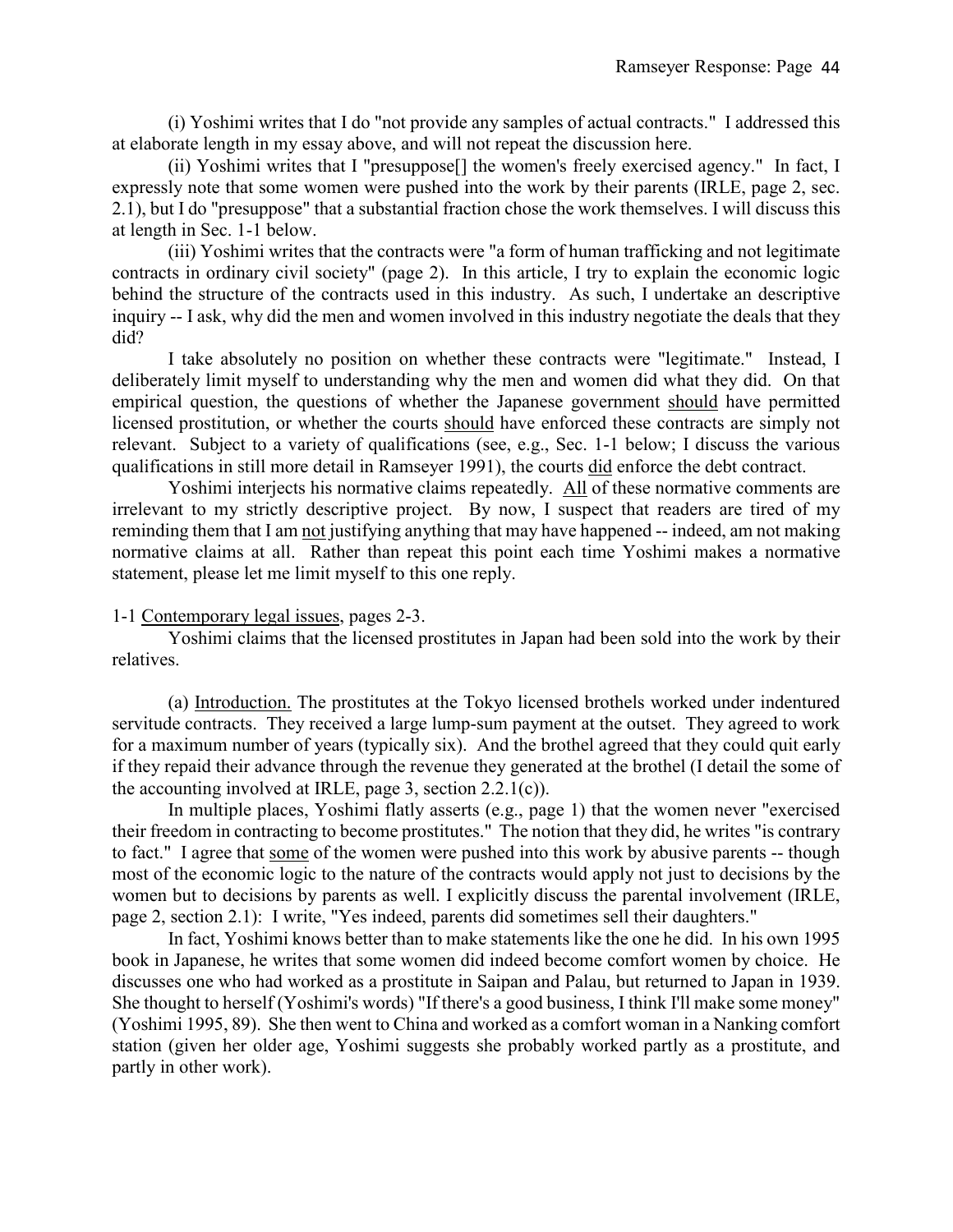(i) Yoshimi writes that I do "not provide any samples of actual contracts." I addressed this at elaborate length in my essay above, and will not repeat the discussion here.

(ii) Yoshimi writes that I "presuppose[] the women's freely exercised agency." In fact, I expressly note that some women were pushed into the work by their parents (IRLE, page 2, sec. 2.1), but I do "presuppose" that a substantial fraction chose the work themselves. I will discuss this at length in Sec. 1-1 below.

(iii) Yoshimi writes that the contracts were "a form of human trafficking and not legitimate contracts in ordinary civil society" (page 2). In this article, I try to explain the economic logic behind the structure of the contracts used in this industry. As such, I undertake an descriptive inquiry -- I ask, why did the men and women involved in this industry negotiate the deals that they did?

I take absolutely no position on whether these contracts were "legitimate." Instead, I deliberately limit myself to understanding why the men and women did what they did. On that empirical question, the questions of whether the Japanese government <u>should</u> have permitted licensed prostitution, or whether the courts <u>should</u> have enforced these contracts are simply not relevant. Subject to a variety of qualifications (see, e.g., Sec. 1-1 below; I discuss the various qualifications in still more detail in Ramseyer 1991), the courts <u>did</u> enforce the debt contract.

Yoshimi interjects his normative claims repeatedly. <u>All</u> of these normative comments are irrelevant to my strictly descriptive project. By now, I suspect that readers are tired of my reminding them that I am <u>not</u> justifying anything that may have happened -- indeed, am not making normative claims at all. Rather than repeat this point each time Yoshimi makes a normative statement, please let me limit myself to this one reply.

1-1 <u>Contemporary legal issues</u>, pages 2-3.

Yoshimi claims that the licensed prostitutes in Japan had been sold into the work by their relatives.

(a) <u>Introduction.</u> The prostitutes at the Tokyo licensed brothels worked under indentured servitude contracts. They received a large lump-sum payment at the outset. They agreed to work for a maximum number of years (typically six). And the brothel agreed that they could quit early if they repaid their advance through the revenue they generated at the brothel (I detail the some of the accounting involved at IRLE, page 3, section 2.2.1(c)).

In multiple places, Yoshimi flatly asserts (e.g., page 1) that the women never "exercised their freedom in contracting to become prostitutes." The notion that they did, he writes "is contrary to fact." I agree that <u>some</u> of the women were pushed into this work by abusive parents -- though most of the economic logic to the nature of the contracts would apply not just to decisions by the women but to decisions by parents as well. I explicitly discuss the parental involvement (IRLE, page 2, section 2.1): I write, "Yes indeed, parents did sometimes sell their daughters."

In fact, Yoshimi knows better than to make statements like the one he did. In his own 1995 book in Japanese, he writes that some women did indeed become comfort women by choice. He discusses one who had worked as a prostitute in Saipan and Palau, but returned to Japan in 1939. She thought to herself (Yoshimi's words) "If there's a good business, I think I'll make some money" (Yoshimi 1995, 89). She then went to China and worked as a comfort woman in a Nanking comfort station (given her older age, Yoshimi suggests she probably worked partly as a prostitute, and partly in other work).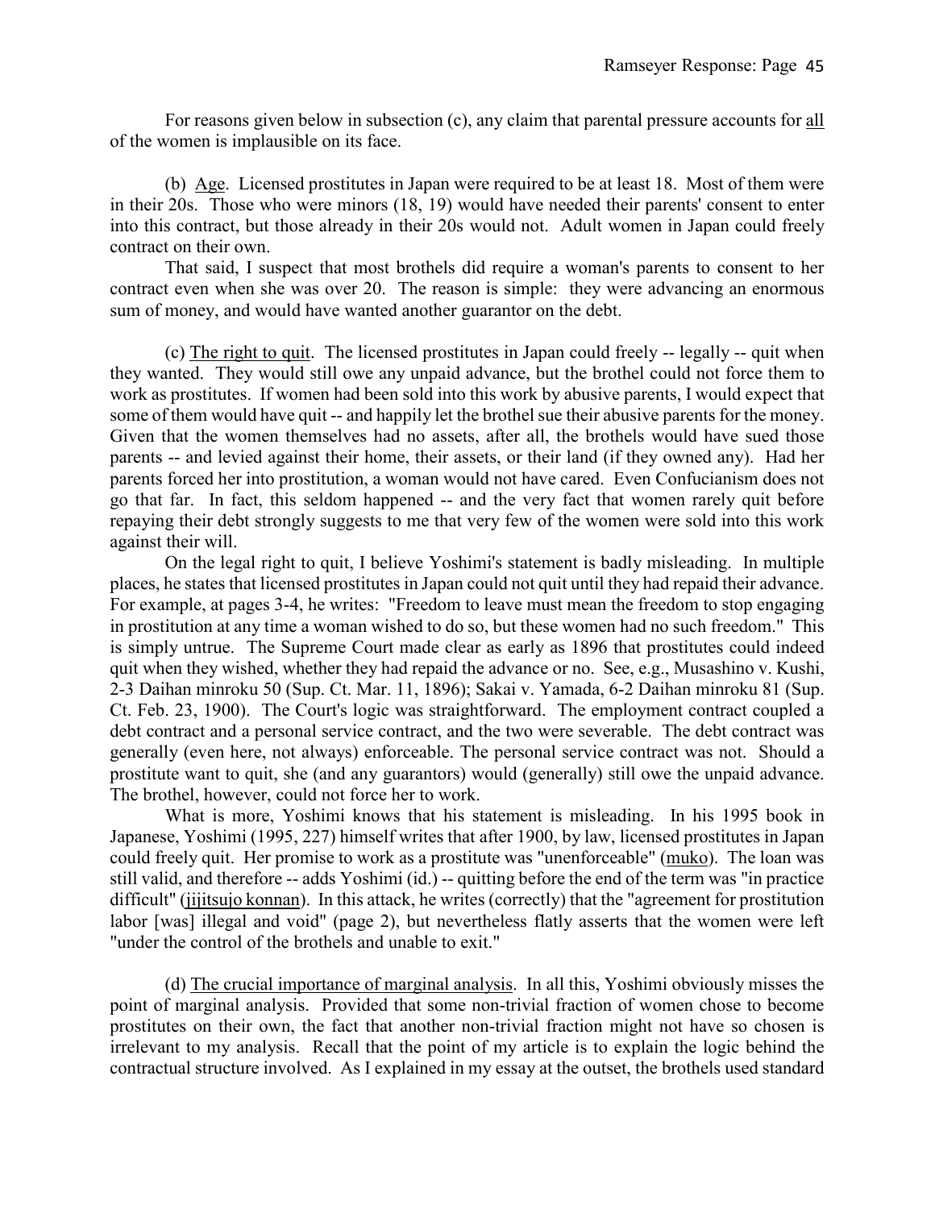For reasons given below in subsection (c), any claim that parental pressure accounts for all of the women is implausible on its face.

(b) Age. Licensed prostitutes in Japan were required to be at least 18. Most of them were in their 20s. Those who were minors (18, 19) would have needed their parents' consent to enter into this contract, but those already in their 20s would not. Adult women in Japan could freely contract on their own.

That said, I suspect that most brothels did require a woman's parents to consent to her contract even when she was over 20. The reason is simple: they were advancing an enormous sum of money, and would have wanted another guarantor on the debt.

(c) The right to quit. The licensed prostitutes in Japan could freely -- legally -- quit when they wanted. They would still owe any unpaid advance, but the brothel could not force them to work as prostitutes. If women had been sold into this work by abusive parents, I would expect that some of them would have quit -- and happily let the brothel sue their abusive parents for the money. Given that the women themselves had no assets, after all, the brothels would have sued those parents -- and levied against their home, their assets, or their land (if they owned any). Had her parents forced her into prostitution, a woman would not have cared. Even Confucianism does not go that far. In fact, this seldom happened -- and the very fact that women rarely quit before repaying their debt strongly suggests to me that very few of the women were sold into this work against their will.

On the legal right to quit, I believe Yoshimi's statement is badly misleading. In multiple places, he states that licensed prostitutes in Japan could not quit until they had repaid their advance. For example, at pages 3-4, he writes: "Freedom to leave must mean the freedom to stop engaging in prostitution at any time a woman wished to do so, but these women had no such freedom." This is simply untrue. The Supreme Court made clear as early as 1896 that prostitutes could indeed quit when they wished, whether they had repaid the advance or no. See, e.g., Musashino v. Kushi, 2-3 Daihan minroku 50 (Sup. Ct. Mar. 11, 1896); Sakai v. Yamada, 6-2 Daihan minroku 81 (Sup. Ct. Feb. 23, 1900). The Court's logic was straightforward. The employment contract coupled a debt contract and a personal service contract, and the two were severable. The debt contract was generally (even here, not always) enforceable. The personal service contract was not. Should a prostitute want to quit, she (and any guarantors) would (generally) still owe the unpaid advance. The brothel, however, could not force her to work.

What is more, Yoshimi knows that his statement is misleading. In his 1995 book in Japanese, Yoshimi (1995, 227) himself writes that after 1900, by law, licensed prostitutes in Japan could freely quit. Her promise to work as a prostitute was "unenforceable" (muko). The loan was still valid, and therefore -- adds Yoshimi (id.) -- quitting before the end of the term was "in practice difficult" (jijitsujo konnan). In this attack, he writes (correctly) that the "agreement for prostitution labor [was] illegal and void" (page 2), but nevertheless flatly asserts that the women were left "under the control of the brothels and unable to exit."

(d) The crucial importance of marginal analysis. In all this, Yoshimi obviously misses the point of marginal analysis. Provided that some non-trivial fraction of women chose to become prostitutes on their own, the fact that another non-trivial fraction might not have so chosen is irrelevant to my analysis. Recall that the point of my article is to explain the logic behind the contractual structure involved. As I explained in my essay at the outset, the brothels used standard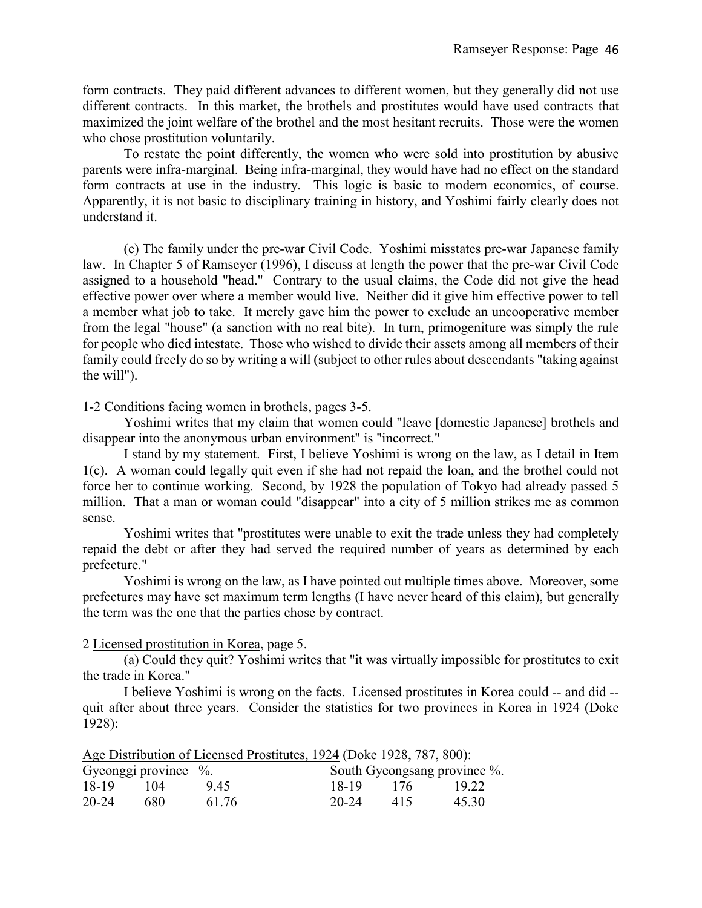form contracts. They paid different advances to different women, but they generally did not use different contracts. In this market, the brothels and prostitutes would have used contracts that maximized the joint welfare of the brothel and the most hesitant recruits. Those were the women who chose prostitution voluntarily.

To restate the point differently, the women who were sold into prostitution by abusive parents were infra-marginal. Being infra-marginal, they would have had no effect on the standard form contracts at use in the industry. This logic is basic to modern economics, of course. Apparently, it is not basic to disciplinary training in history, and Yoshimi fairly clearly does not understand it.

(e) <u>The family under the pre-war Civil Code</u>. Yoshimi misstates pre-war Japanese family law. In Chapter 5 of Ramseyer (1996), I discuss at length the power that the pre-war Civil Code assigned to a household "head." Contrary to the usual claims, the Code did not give the head effective power over where a member would live. Neither did it give him effective power to tell a member what job to take. It merely gave him the power to exclude an uncooperative member from the legal "house" (a sanction with no real bite). In turn, primogeniture was simply the rule for people who died intestate. Those who wished to divide their assets among all members of their family could freely do so by writing a will (subject to other rules about descendants "taking against the will").

1-2 <u>Conditions facing women in brothels</u>, pages 3-5.

Yoshimi writes that my claim that women could "leave [domestic Japanese] brothels and disappear into the anonymous urban environment" is "incorrect."

I stand by my statement. First, I believe Yoshimi is wrong on the law, as I detail in Item 1(c). A woman could legally quit even if she had not repaid the loan, and the brothel could not force her to continue working. Second, by 1928 the population of Tokyo had already passed 5 million. That a man or woman could "disappear" into a city of 5 million strikes me as common sense.

Yoshimi writes that "prostitutes were unable to exit the trade unless they had completely repaid the debt or after they had served the required number of years as determined by each prefecture."

Yoshimi is wrong on the law, as I have pointed out multiple times above. Moreover, some prefectures may have set maximum term lengths (I have never heard of this claim), but generally the term was the one that the parties chose by contract.

2 <u>Licensed prostitution in Korea</u>, page 5.

(a) <u>Could they quit</u>? Yoshimi writes that "it was virtually impossible for prostitutes to exit the trade in Korea."

I believe Yoshimi is wrong on the facts. Licensed prostitutes in Korea could -- and did -- quit after about three years. Consider the statistics for two provinces in Korea in 1924 (Doke 1928):

<u>Age Distribution of Licensed Prostitutes, 1924</u> (Doke 1928, 787, 800):

| Gyeonggi province | | % | South Gyeongsang province | | % |
|---|---|---|---|---|---|
| 18-19 | 104 | 9.45 | 18-19 | 176 | 19.22 |
| 20-24 | 680 | 61.76 | 20-24 | 415 | 45.30 |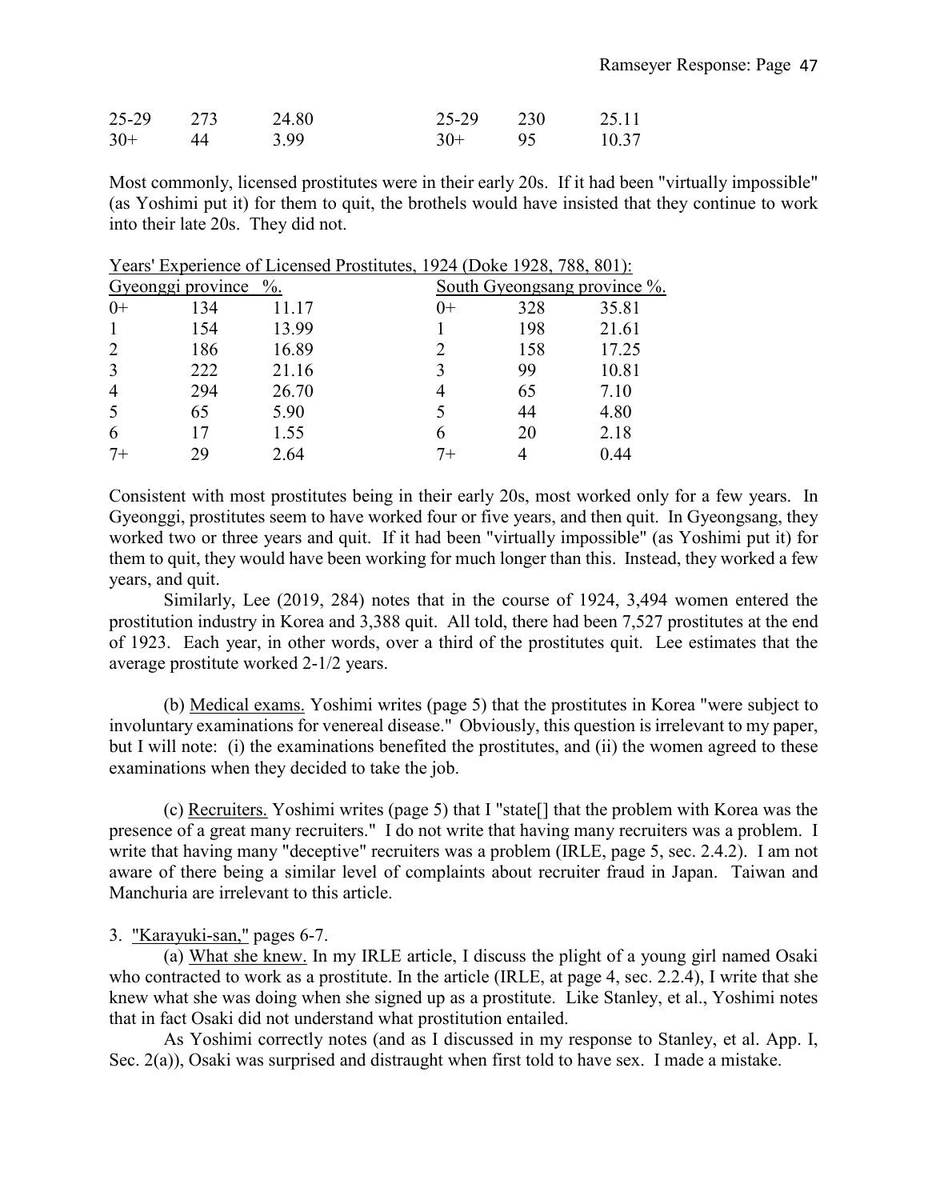| 25-29 | 273 | 24.80 | 25-29 | 230 | 25.11 |
|---|---|---|---|---|---|
| 30+ | 44 | 3.99 | 30+ | 95 | 10.37 |

Most commonly, licensed prostitutes were in their early 20s. If it had been "virtually impossible" (as Yoshimi put it) for them to quit, the brothels would have insisted that they continue to work into their late 20s. They did not.

Years' Experience of Licensed Prostitutes, 1924 (Doke 1928, 788, 801):

| Gyeonggi province | | %. | South Gyeongsang province | | %. |
|---|---|---|---|---|---|
| 0+ | 134 | 11.17 | 0+ | 328 | 35.81 |
| 1 | 154 | 13.99 | 1 | 198 | 21.61 |
| 2 | 186 | 16.89 | 2 | 158 | 17.25 |
| 3 | 222 | 21.16 | 3 | 99 | 10.81 |
| 4 | 294 | 26.70 | 4 | 65 | 7.10 |
| 5 | 65 | 5.90 | 5 | 44 | 4.80 |
| 6 | 17 | 1.55 | 6 | 20 | 2.18 |
| 7+ | 29 | 2.64 | 7+ | 4 | 0.44 |

Consistent with most prostitutes being in their early 20s, most worked only for a few years. In Gyeonggi, prostitutes seem to have worked four or five years, and then quit. In Gyeongsang, they worked two or three years and quit. If it had been "virtually impossible" (as Yoshimi put it) for them to quit, they would have been working for much longer than this. Instead, they worked a few years, and quit.

Similarly, Lee (2019, 284) notes that in the course of 1924, 3,494 women entered the prostitution industry in Korea and 3,388 quit. All told, there had been 7,527 prostitutes at the end of 1923. Each year, in other words, over a third of the prostitutes quit. Lee estimates that the average prostitute worked 2-1/2 years.

(b) Medical exams. Yoshimi writes (page 5) that the prostitutes in Korea "were subject to involuntary examinations for venereal disease." Obviously, this question is irrelevant to my paper, but I will note: (i) the examinations benefited the prostitutes, and (ii) the women agreed to these examinations when they decided to take the job.

(c) Recruiters. Yoshimi writes (page 5) that I "state[] that the problem with Korea was the presence of a great many recruiters." I do not write that having many recruiters was a problem. I write that having many "deceptive" recruiters was a problem (IRLE, page 5, sec. 2.4.2). I am not aware of there being a similar level of complaints about recruiter fraud in Japan. Taiwan and Manchuria are irrelevant to this article.

3. "Karayuki-san," pages 6-7.

(a) What she knew. In my IRLE article, I discuss the plight of a young girl named Osaki who contracted to work as a prostitute. In the article (IRLE, at page 4, sec. 2.2.4), I write that she knew what she was doing when she signed up as a prostitute. Like Stanley, et al., Yoshimi notes that in fact Osaki did not understand what prostitution entailed.

As Yoshimi correctly notes (and as I discussed in my response to Stanley, et al. App. I, Sec. 2(a)), Osaki was surprised and distraught when first told to have sex. I made a mistake.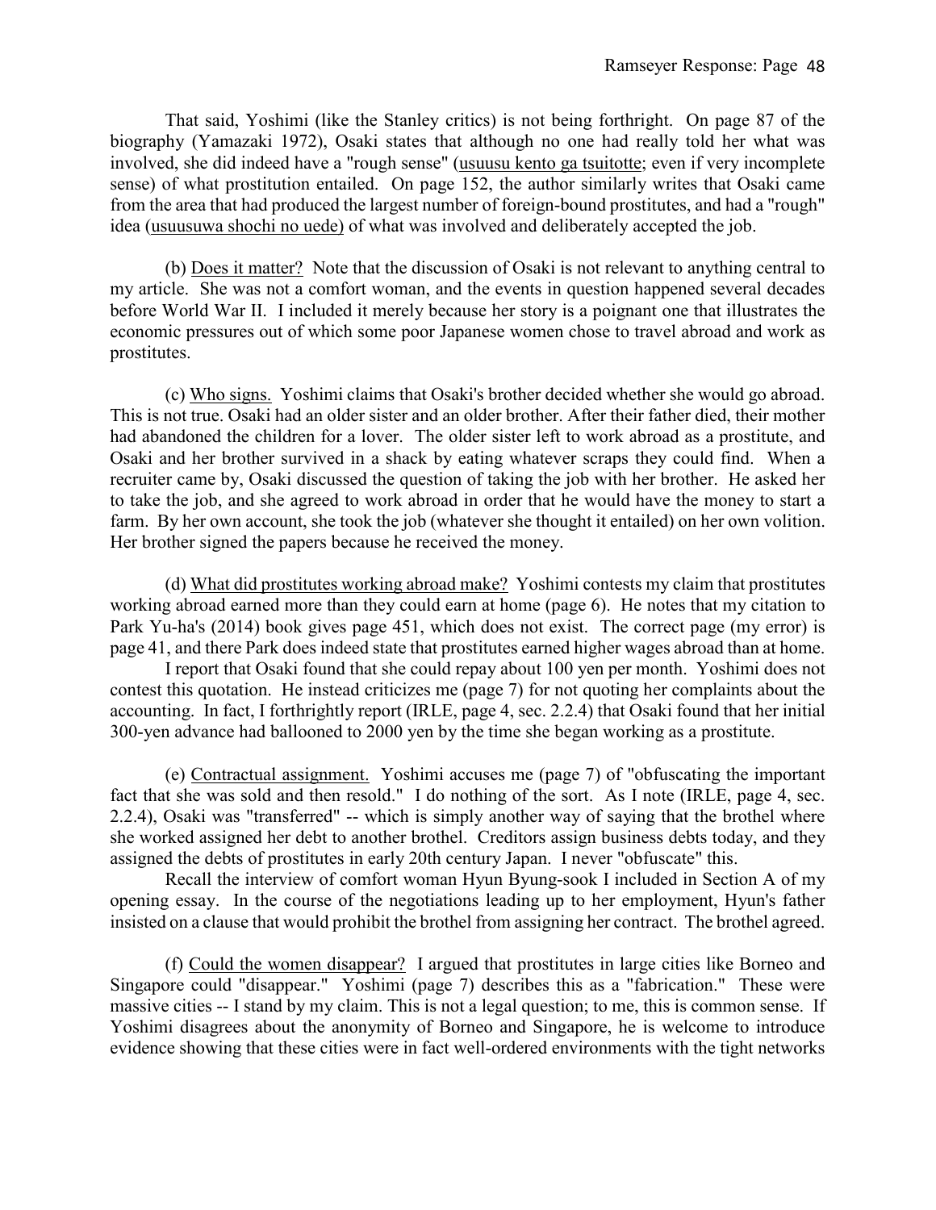That said, Yoshimi (like the Stanley critics) is not being forthright. On page 87 of the biography (Yamazaki 1972), Osaki states that although no one had really told her what was involved, she did indeed have a "rough sense" (<u>usuusu kento ga tsuitotte</u>; even if very incomplete sense) of what prostitution entailed. On page 152, the author similarly writes that Osaki came from the area that had produced the largest number of foreign-bound prostitutes, and had a "rough" idea (<u>usuusuwa shochi no uede</u>) of what was involved and deliberately accepted the job.

(b) <u>Does it matter?</u> Note that the discussion of Osaki is not relevant to anything central to my article. She was not a comfort woman, and the events in question happened several decades before World War II. I included it merely because her story is a poignant one that illustrates the economic pressures out of which some poor Japanese women chose to travel abroad and work as prostitutes.

(c) <u>Who signs.</u> Yoshimi claims that Osaki's brother decided whether she would go abroad. This is not true. Osaki had an older sister and an older brother. After their father died, their mother had abandoned the children for a lover. The older sister left to work abroad as a prostitute, and Osaki and her brother survived in a shack by eating whatever scraps they could find. When a recruiter came by, Osaki discussed the question of taking the job with her brother. He asked her to take the job, and she agreed to work abroad in order that he would have the money to start a farm. By her own account, she took the job (whatever she thought it entailed) on her own volition. Her brother signed the papers because he received the money.

(d) <u>What did prostitutes working abroad make?</u> Yoshimi contests my claim that prostitutes working abroad earned more than they could earn at home (page 6). He notes that my citation to Park Yu-ha's (2014) book gives page 451, which does not exist. The correct page (my error) is page 41, and there Park does indeed state that prostitutes earned higher wages abroad than at home.

I report that Osaki found that she could repay about 100 yen per month. Yoshimi does not contest this quotation. He instead criticizes me (page 7) for not quoting her complaints about the accounting. In fact, I forthrightly report (IRLE, page 4, sec. 2.2.4) that Osaki found that her initial 300-yen advance had ballooned to 2000 yen by the time she began working as a prostitute.

(e) <u>Contractual assignment.</u> Yoshimi accuses me (page 7) of "obfuscating the important fact that she was sold and then resold." I do nothing of the sort. As I note (IRLE, page 4, sec. 2.2.4), Osaki was "transferred" -- which is simply another way of saying that the brothel where she worked assigned her debt to another brothel. Creditors assign business debts today, and they assigned the debts of prostitutes in early 20th century Japan. I never "obfuscate" this.

Recall the interview of comfort woman Hyun Byung-sook I included in Section A of my opening essay. In the course of the negotiations leading up to her employment, Hyun's father insisted on a clause that would prohibit the brothel from assigning her contract. The brothel agreed.

(f) <u>Could the women disappear?</u> I argued that prostitutes in large cities like Borneo and Singapore could "disappear." Yoshimi (page 7) describes this as a "fabrication." These were massive cities -- I stand by my claim. This is not a legal question; to me, this is common sense. If Yoshimi disagrees about the anonymity of Borneo and Singapore, he is welcome to introduce evidence showing that these cities were in fact well-ordered environments with the tight networks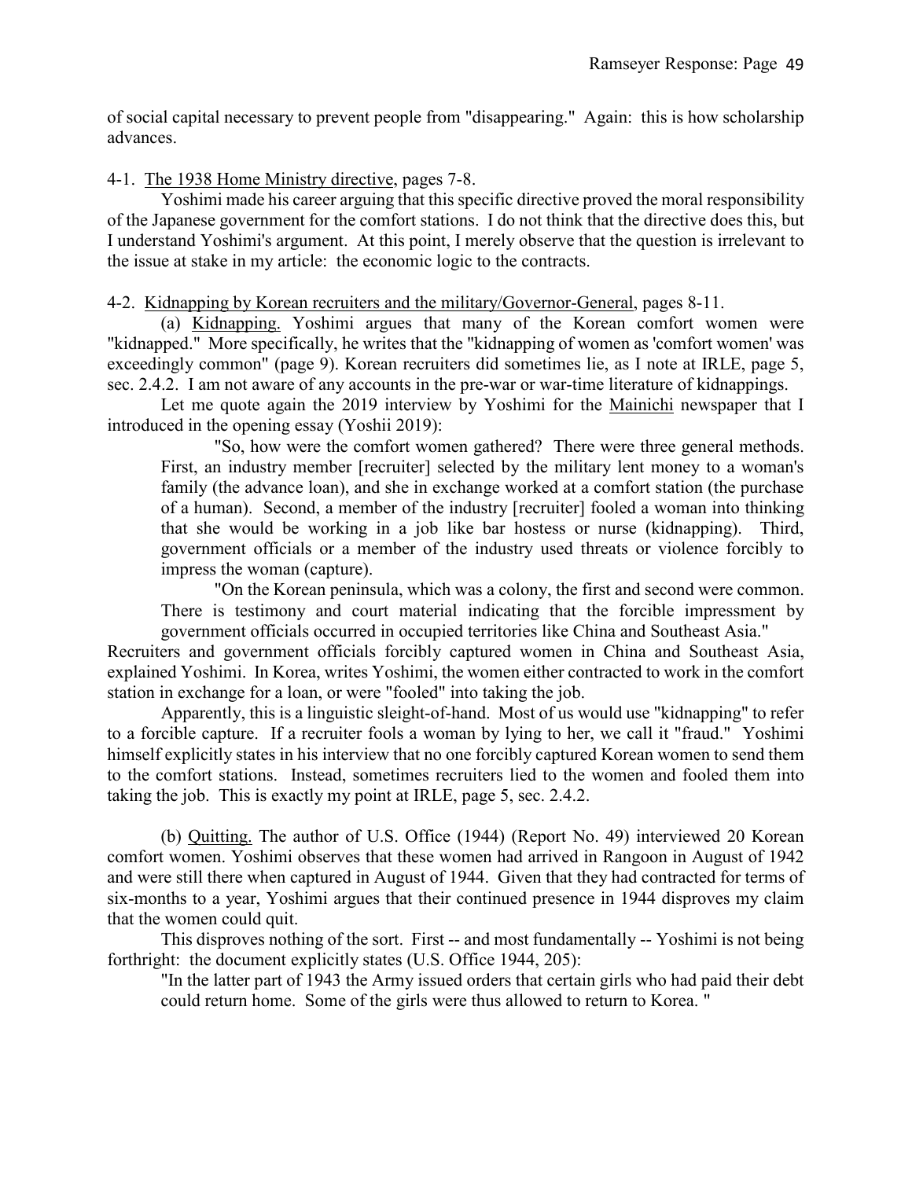of social capital necessary to prevent people from "disappearing." Again: this is how scholarship advances.

4-1. The 1938 Home Ministry directive, pages 7-8.

Yoshimi made his career arguing that this specific directive proved the moral responsibility of the Japanese government for the comfort stations. I do not think that the directive does this, but I understand Yoshimi's argument. At this point, I merely observe that the question is irrelevant to the issue at stake in my article: the economic logic to the contracts.

4-2. Kidnapping by Korean recruiters and the military/Governor-General, pages 8-11.

(a) Kidnapping. Yoshimi argues that many of the Korean comfort women were "kidnapped." More specifically, he writes that the "kidnapping of women as 'comfort women' was exceedingly common" (page 9). Korean recruiters did sometimes lie, as I note at IRLE, page 5, sec. 2.4.2. I am not aware of any accounts in the pre-war or war-time literature of kidnappings.

Let me quote again the 2019 interview by Yoshimi for the Mainichi newspaper that I introduced in the opening essay (Yoshii 2019):

> "So, how were the comfort women gathered? There were three general methods. First, an industry member [recruiter] selected by the military lent money to a woman's family (the advance loan), and she in exchange worked at a comfort station (the purchase of a human). Second, a member of the industry [recruiter] fooled a woman into thinking that she would be working in a job like bar hostess or nurse (kidnapping). Third, government officials or a member of the industry used threats or violence forcibly to impress the woman (capture).
>
> "On the Korean peninsula, which was a colony, the first and second were common. There is testimony and court material indicating that the forcible impressment by government officials occurred in occupied territories like China and Southeast Asia."

Recruiters and government officials forcibly captured women in China and Southeast Asia, explained Yoshimi. In Korea, writes Yoshimi, the women either contracted to work in the comfort station in exchange for a loan, or were "fooled" into taking the job.

Apparently, this is a linguistic sleight-of-hand. Most of us would use "kidnapping" to refer to a forcible capture. If a recruiter fools a woman by lying to her, we call it "fraud." Yoshimi himself explicitly states in his interview that no one forcibly captured Korean women to send them to the comfort stations. Instead, sometimes recruiters lied to the women and fooled them into taking the job. This is exactly my point at IRLE, page 5, sec. 2.4.2.

(b) Quitting. The author of U.S. Office (1944) (Report No. 49) interviewed 20 Korean comfort women. Yoshimi observes that these women had arrived in Rangoon in August of 1942 and were still there when captured in August of 1944. Given that they had contracted for terms of six-months to a year, Yoshimi argues that their continued presence in 1944 disproves my claim that the women could quit.

This disproves nothing of the sort. First -- and most fundamentally -- Yoshimi is not being forthright: the document explicitly states (U.S. Office 1944, 205):

> "In the latter part of 1943 the Army issued orders that certain girls who had paid their debt could return home. Some of the girls were thus allowed to return to Korea."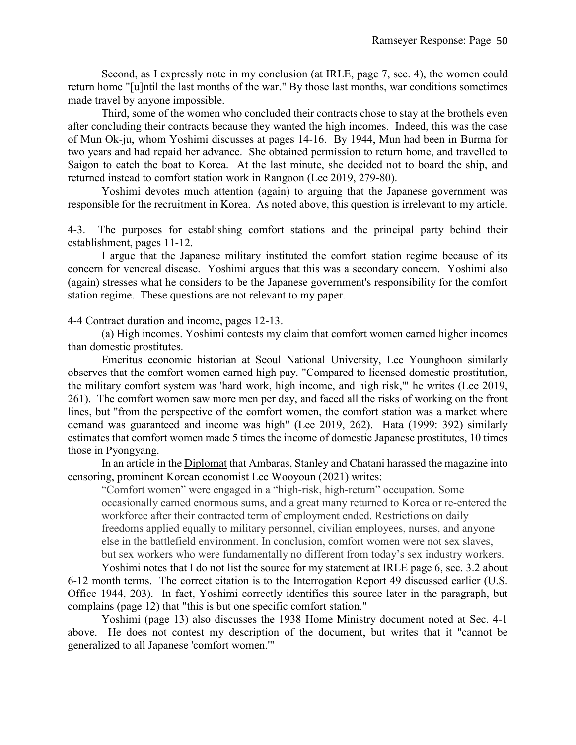Second, as I expressly note in my conclusion (at IRLE, page 7, sec. 4), the women could return home "[u]ntil the last months of the war." By those last months, war conditions sometimes made travel by anyone impossible.

Third, some of the women who concluded their contracts chose to stay at the brothels even after concluding their contracts because they wanted the high incomes. Indeed, this was the case of Mun Ok-ju, whom Yoshimi discusses at pages 14-16. By 1944, Mun had been in Burma for two years and had repaid her advance. She obtained permission to return home, and travelled to Saigon to catch the boat to Korea. At the last minute, she decided not to board the ship, and returned instead to comfort station work in Rangoon (Lee 2019, 279-80).

Yoshimi devotes much attention (again) to arguing that the Japanese government was responsible for the recruitment in Korea. As noted above, this question is irrelevant to my article.

4-3. <u>The purposes for establishing comfort stations and the principal party behind their establishment</u>, pages 11-12.

I argue that the Japanese military instituted the comfort station regime because of its concern for venereal disease. Yoshimi argues that this was a secondary concern. Yoshimi also (again) stresses what he considers to be the Japanese government's responsibility for the comfort station regime. These questions are not relevant to my paper.

4-4 <u>Contract duration and income</u>, pages 12-13.

(a) <u>High incomes</u>. Yoshimi contests my claim that comfort women earned higher incomes than domestic prostitutes.

Emeritus economic historian at Seoul National University, Lee Younghoon similarly observes that the comfort women earned high pay. "Compared to licensed domestic prostitution, the military comfort system was 'hard work, high income, and high risk,'" he writes (Lee 2019, 261). The comfort women saw more men per day, and faced all the risks of working on the front lines, but "from the perspective of the comfort women, the comfort station was a market where demand was guaranteed and income was high" (Lee 2019, 262). Hata (1999: 392) similarly estimates that comfort women made 5 times the income of domestic Japanese prostitutes, 10 times those in Pyongyang.

In an article in the <u>Diplomat</u> that Ambaras, Stanley and Chatani harassed the magazine into censoring, prominent Korean economist Lee Wooyoun (2021) writes:

> "Comfort women" were engaged in a "high-risk, high-return" occupation. Some occasionally earned enormous sums, and a great many returned to Korea or re-entered the workforce after their contracted term of employment ended. Restrictions on daily freedoms applied equally to military personnel, civilian employees, nurses, and anyone else in the battlefield environment. In conclusion, comfort women were not sex slaves, but sex workers who were fundamentally no different from today's sex industry workers.

Yoshimi notes that I do not list the source for my statement at IRLE page 6, sec. 3.2 about 6-12 month terms. The correct citation is to the Interrogation Report 49 discussed earlier (U.S. Office 1944, 203). In fact, Yoshimi correctly identifies this source later in the paragraph, but complains (page 12) that "this is but one specific comfort station."

Yoshimi (page 13) also discusses the 1938 Home Ministry document noted at Sec. 4-1 above. He does not contest my description of the document, but writes that it "cannot be generalized to all Japanese 'comfort women.'"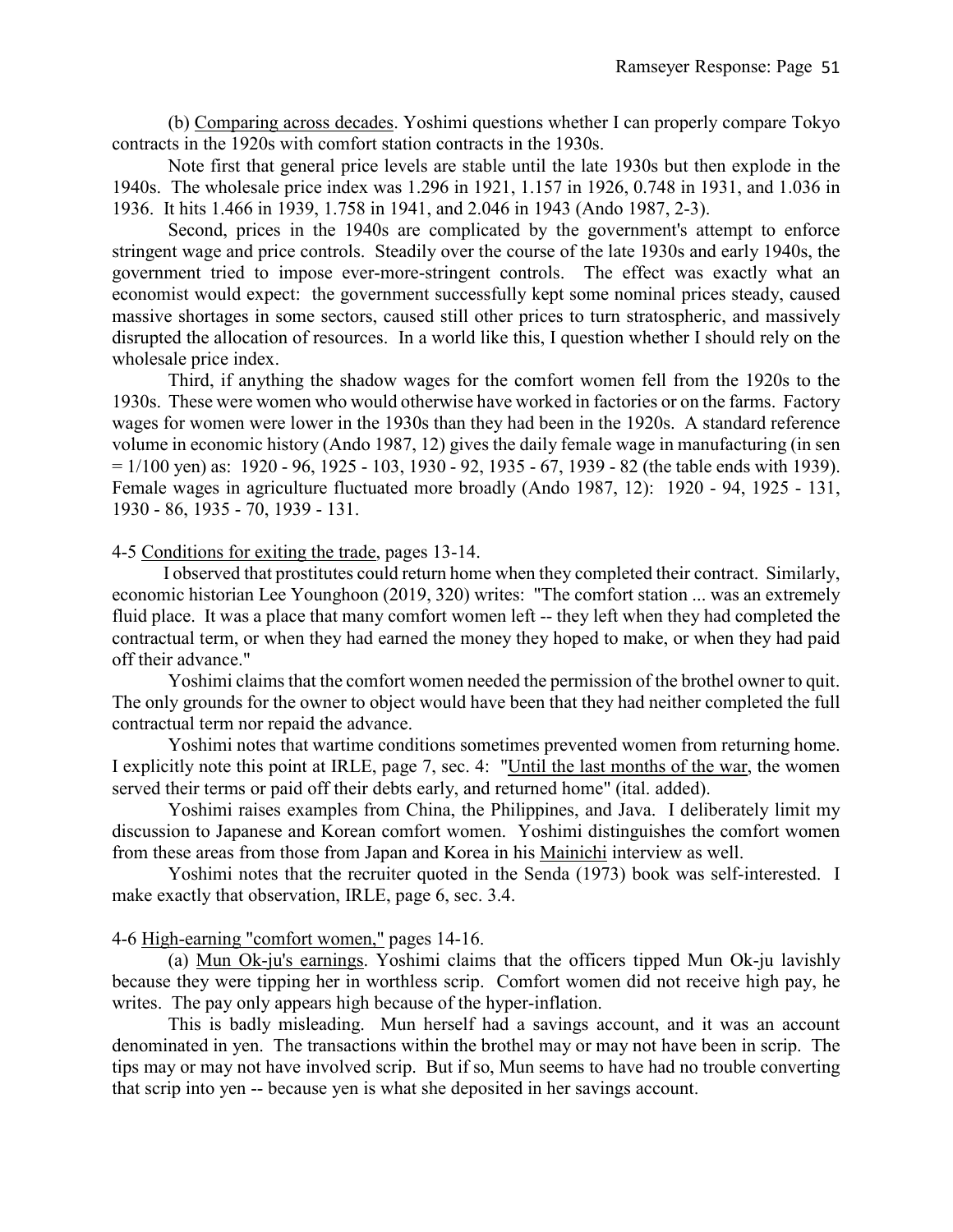(b) Comparing across decades. Yoshimi questions whether I can properly compare Tokyo contracts in the 1920s with comfort station contracts in the 1930s.

Note first that general price levels are stable until the late 1930s but then explode in the 1940s. The wholesale price index was 1.296 in 1921, 1.157 in 1926, 0.748 in 1931, and 1.036 in 1936. It hits 1.466 in 1939, 1.758 in 1941, and 2.046 in 1943 (Ando 1987, 2-3).

Second, prices in the 1940s are complicated by the government's attempt to enforce stringent wage and price controls. Steadily over the course of the late 1930s and early 1940s, the government tried to impose ever-more-stringent controls. The effect was exactly what an economist would expect: the government successfully kept some nominal prices steady, caused massive shortages in some sectors, caused still other prices to turn stratospheric, and massively disrupted the allocation of resources. In a world like this, I question whether I should rely on the wholesale price index.

Third, if anything the shadow wages for the comfort women fell from the 1920s to the 1930s. These were women who would otherwise have worked in factories or on the farms. Factory wages for women were lower in the 1930s than they had been in the 1920s. A standard reference volume in economic history (Ando 1987, 12) gives the daily female wage in manufacturing (in sen = 1/100 yen) as: 1920 - 96, 1925 - 103, 1930 - 92, 1935 - 67, 1939 - 82 (the table ends with 1939). Female wages in agriculture fluctuated more broadly (Ando 1987, 12): 1920 - 94, 1925 - 131, 1930 - 86, 1935 - 70, 1939 - 131.

4-5 Conditions for exiting the trade, pages 13-14.

I observed that prostitutes could return home when they completed their contract. Similarly, economic historian Lee Younghoon (2019, 320) writes: "The comfort station ... was an extremely fluid place. It was a place that many comfort women left -- they left when they had completed the contractual term, or when they had earned the money they hoped to make, or when they had paid off their advance."

Yoshimi claims that the comfort women needed the permission of the brothel owner to quit. The only grounds for the owner to object would have been that they had neither completed the full contractual term nor repaid the advance.

Yoshimi notes that wartime conditions sometimes prevented women from returning home. I explicitly note this point at IRLE, page 7, sec. 4: "Until the last months of the war, the women served their terms or paid off their debts early, and returned home" (ital. added).

Yoshimi raises examples from China, the Philippines, and Java. I deliberately limit my discussion to Japanese and Korean comfort women. Yoshimi distinguishes the comfort women from these areas from those from Japan and Korea in his Mainichi interview as well.

Yoshimi notes that the recruiter quoted in the Senda (1973) book was self-interested. I make exactly that observation, IRLE, page 6, sec. 3.4.

4-6 High-earning "comfort women," pages 14-16.

(a) Mun Ok-ju's earnings. Yoshimi claims that the officers tipped Mun Ok-ju lavishly because they were tipping her in worthless scrip. Comfort women did not receive high pay, he writes. The pay only appears high because of the hyper-inflation.

This is badly misleading. Mun herself had a savings account, and it was an account denominated in yen. The transactions within the brothel may or may not have been in scrip. The tips may or may not have involved scrip. But if so, Mun seems to have had no trouble converting that scrip into yen -- because yen is what she deposited in her savings account.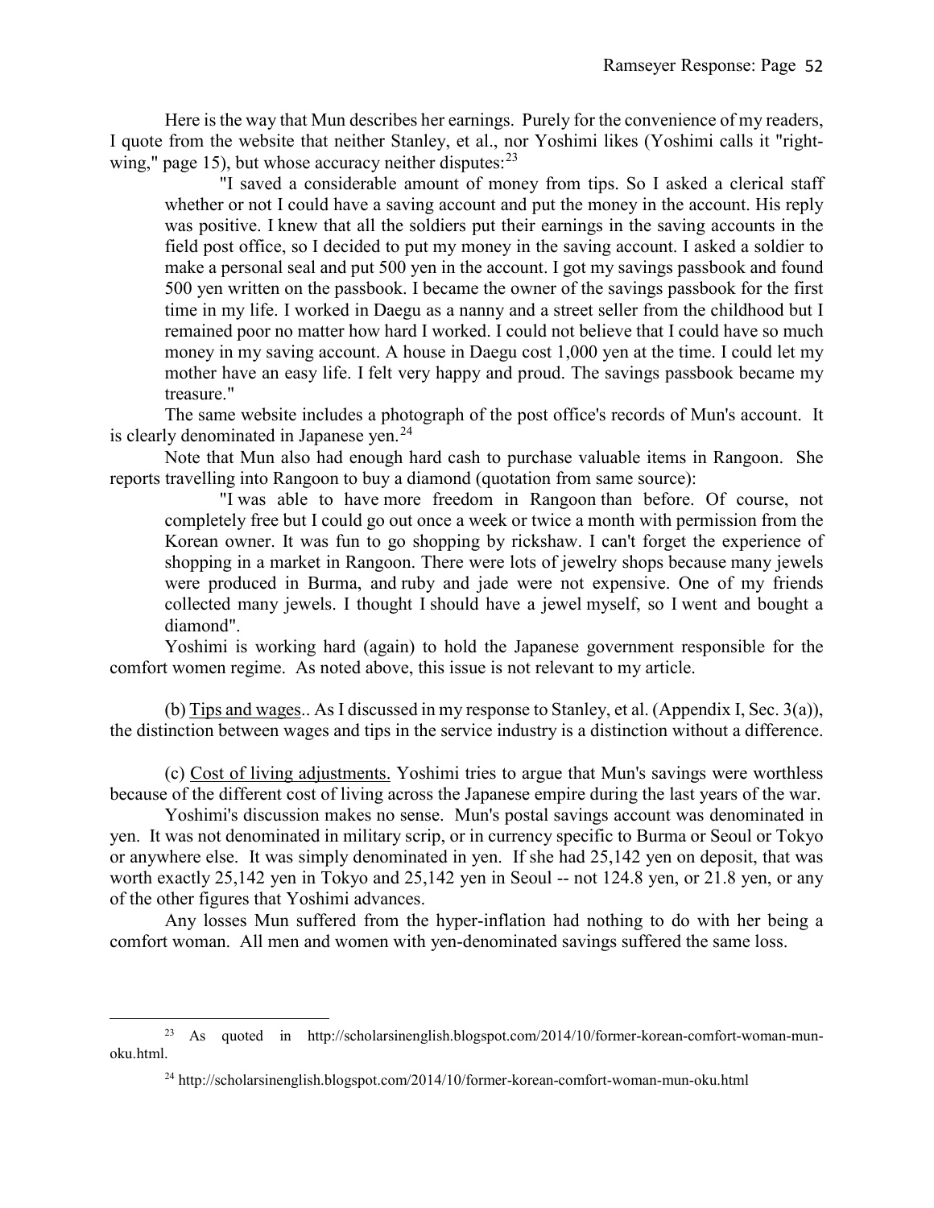Here is the way that Mun describes her earnings. Purely for the convenience of my readers, I quote from the website that neither Stanley, et al., nor Yoshimi likes (Yoshimi calls it "right-wing," page 15), but whose accuracy neither disputes:[23]

> "I saved a considerable amount of money from tips. So I asked a clerical staff whether or not I could have a saving account and put the money in the account. His reply was positive. I knew that all the soldiers put their earnings in the saving accounts in the field post office, so I decided to put my money in the saving account. I asked a soldier to make a personal seal and put 500 yen in the account. I got my savings passbook and found 500 yen written on the passbook. I became the owner of the savings passbook for the first time in my life. I worked in Daegu as a nanny and a street seller from the childhood but I remained poor no matter how hard I worked. I could not believe that I could have so much money in my saving account. A house in Daegu cost 1,000 yen at the time. I could let my mother have an easy life. I felt very happy and proud. The savings passbook became my treasure."

The same website includes a photograph of the post office's records of Mun's account. It is clearly denominated in Japanese yen.[24]

Note that Mun also had enough hard cash to purchase valuable items in Rangoon. She reports travelling into Rangoon to buy a diamond (quotation from same source):

> "I was able to have more freedom in Rangoon than before. Of course, not completely free but I could go out once a week or twice a month with permission from the Korean owner. It was fun to go shopping by rickshaw. I can't forget the experience of shopping in a market in Rangoon. There were lots of jewelry shops because many jewels were produced in Burma, and ruby and jade were not expensive. One of my friends collected many jewels. I thought I should have a jewel myself, so I went and bought a diamond".

Yoshimi is working hard (again) to hold the Japanese government responsible for the comfort women regime. As noted above, this issue is not relevant to my article.

(b) Tips and wages.. As I discussed in my response to Stanley, et al. (Appendix I, Sec. 3(a)), the distinction between wages and tips in the service industry is a distinction without a difference.

(c) Cost of living adjustments. Yoshimi tries to argue that Mun's savings were worthless because of the different cost of living across the Japanese empire during the last years of the war.

Yoshimi's discussion makes no sense. Mun's postal savings account was denominated in yen. It was not denominated in military scrip, or in currency specific to Burma or Seoul or Tokyo or anywhere else. It was simply denominated in yen. If she had 25,142 yen on deposit, that was worth exactly 25,142 yen in Tokyo and 25,142 yen in Seoul -- not 124.8 yen, or 21.8 yen, or any of the other figures that Yoshimi advances.

Any losses Mun suffered from the hyper-inflation had nothing to do with her being a comfort woman. All men and women with yen-denominated savings suffered the same loss.

---

[23] As quoted in http://scholarsinenglish.blogspot.com/2014/10/former-korean-comfort-woman-mun-oku.html.

[24] http://scholarsinenglish.blogspot.com/2014/10/former-korean-comfort-woman-mun-oku.html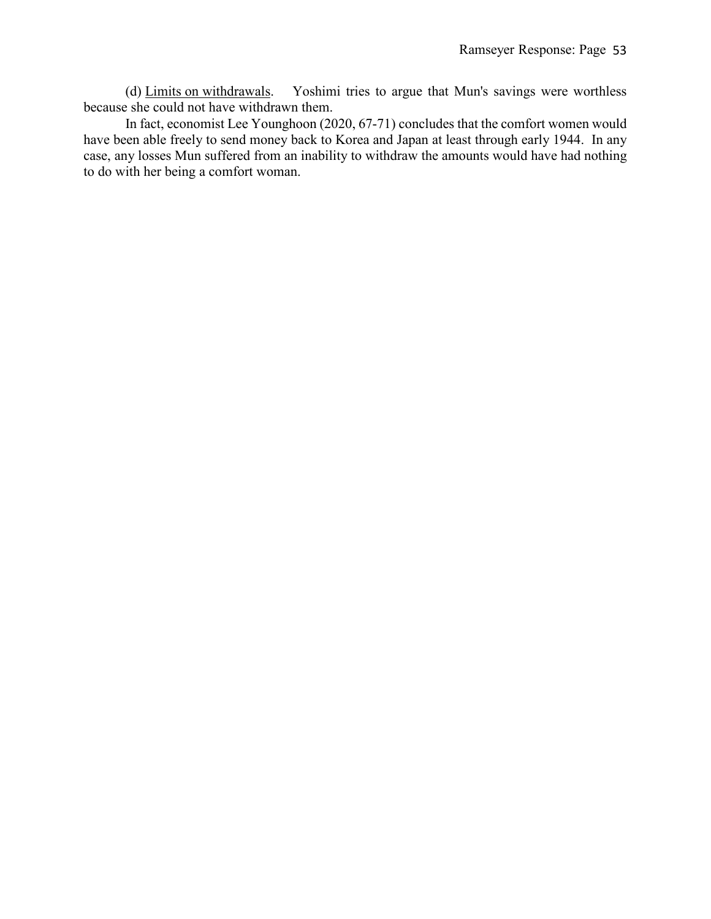(d) Limits on withdrawals. Yoshimi tries to argue that Mun's savings were worthless because she could not have withdrawn them.

In fact, economist Lee Younghoon (2020, 67-71) concludes that the comfort women would have been able freely to send money back to Korea and Japan at least through early 1944. In any case, any losses Mun suffered from an inability to withdraw the amounts would have had nothing to do with her being a comfort woman.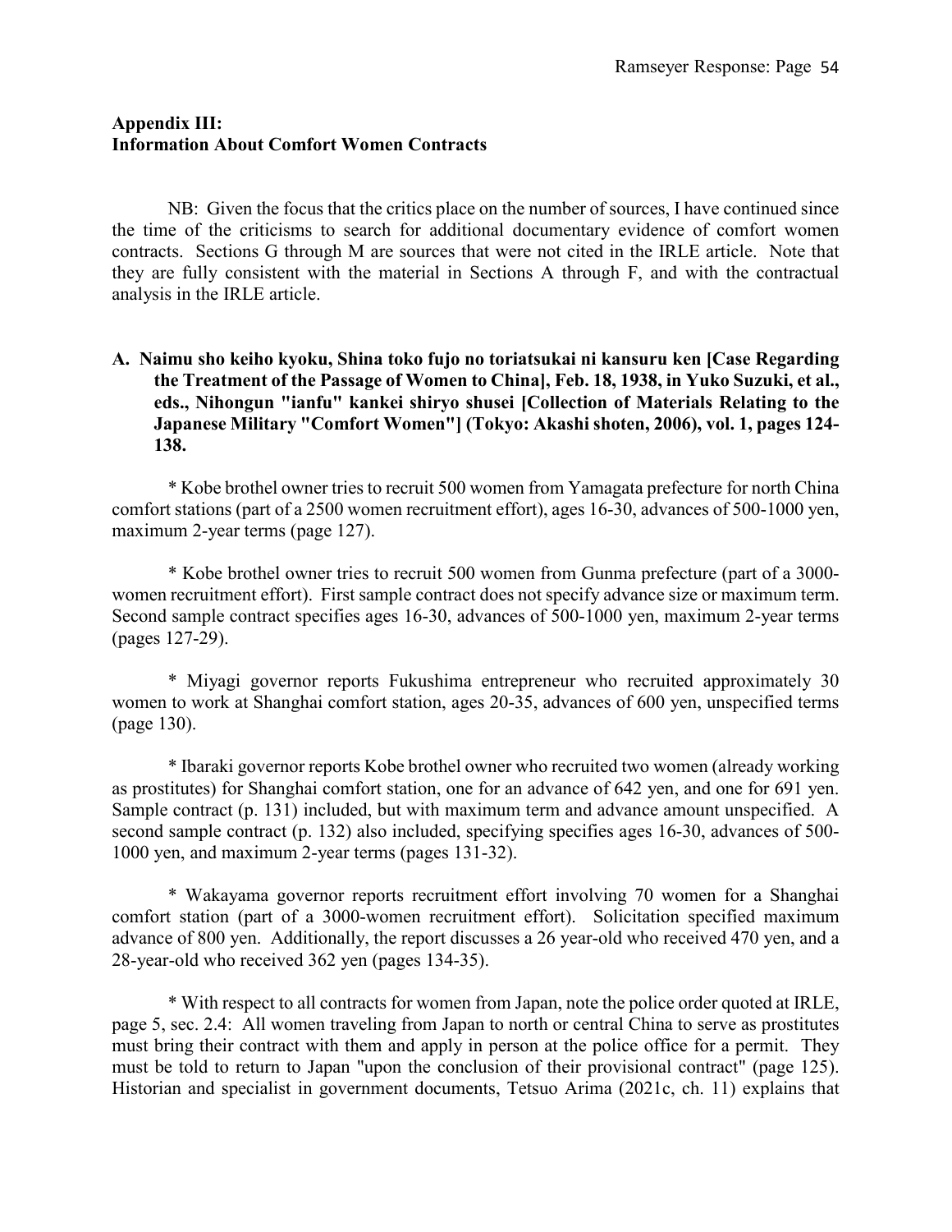## Appendix III: Information About Comfort Women Contracts

NB: Given the focus that the critics place on the number of sources, I have continued since the time of the criticisms to search for additional documentary evidence of comfort women contracts. Sections G through M are sources that were not cited in the IRLE article. Note that they are fully consistent with the material in Sections A through F, and with the contractual analysis in the IRLE article.

### A. Naimu sho keiho kyoku, Shina toko fujo no toriatsukai ni kansuru ken [Case Regarding the Treatment of the Passage of Women to China], Feb. 18, 1938, in Yuko Suzuki, et al., eds., Nihongun "ianfu" kankei shiryo shusei [Collection of Materials Relating to the Japanese Military "Comfort Women"] (Tokyo: Akashi shoten, 2006), vol. 1, pages 124-138.

* Kobe brothel owner tries to recruit 500 women from Yamagata prefecture for north China comfort stations (part of a 2500 women recruitment effort), ages 16-30, advances of 500-1000 yen, maximum 2-year terms (page 127).

* Kobe brothel owner tries to recruit 500 women from Gunma prefecture (part of a 3000-women recruitment effort). First sample contract does not specify advance size or maximum term. Second sample contract specifies ages 16-30, advances of 500-1000 yen, maximum 2-year terms (pages 127-29).

* Miyagi governor reports Fukushima entrepreneur who recruited approximately 30 women to work at Shanghai comfort station, ages 20-35, advances of 600 yen, unspecified terms (page 130).

* Ibaraki governor reports Kobe brothel owner who recruited two women (already working as prostitutes) for Shanghai comfort station, one for an advance of 642 yen, and one for 691 yen. Sample contract (p. 131) included, but with maximum term and advance amount unspecified. A second sample contract (p. 132) also included, specifying specifies ages 16-30, advances of 500-1000 yen, and maximum 2-year terms (pages 131-32).

* Wakayama governor reports recruitment effort involving 70 women for a Shanghai comfort station (part of a 3000-women recruitment effort). Solicitation specified maximum advance of 800 yen. Additionally, the report discusses a 26 year-old who received 470 yen, and a 28-year-old who received 362 yen (pages 134-35).

* With respect to all contracts for women from Japan, note the police order quoted at IRLE, page 5, sec. 2.4: All women traveling from Japan to north or central China to serve as prostitutes must bring their contract with them and apply in person at the police office for a permit. They must be told to return to Japan "upon the conclusion of their provisional contract" (page 125). Historian and specialist in government documents, Tetsuo Arima (2021c, ch. 11) explains that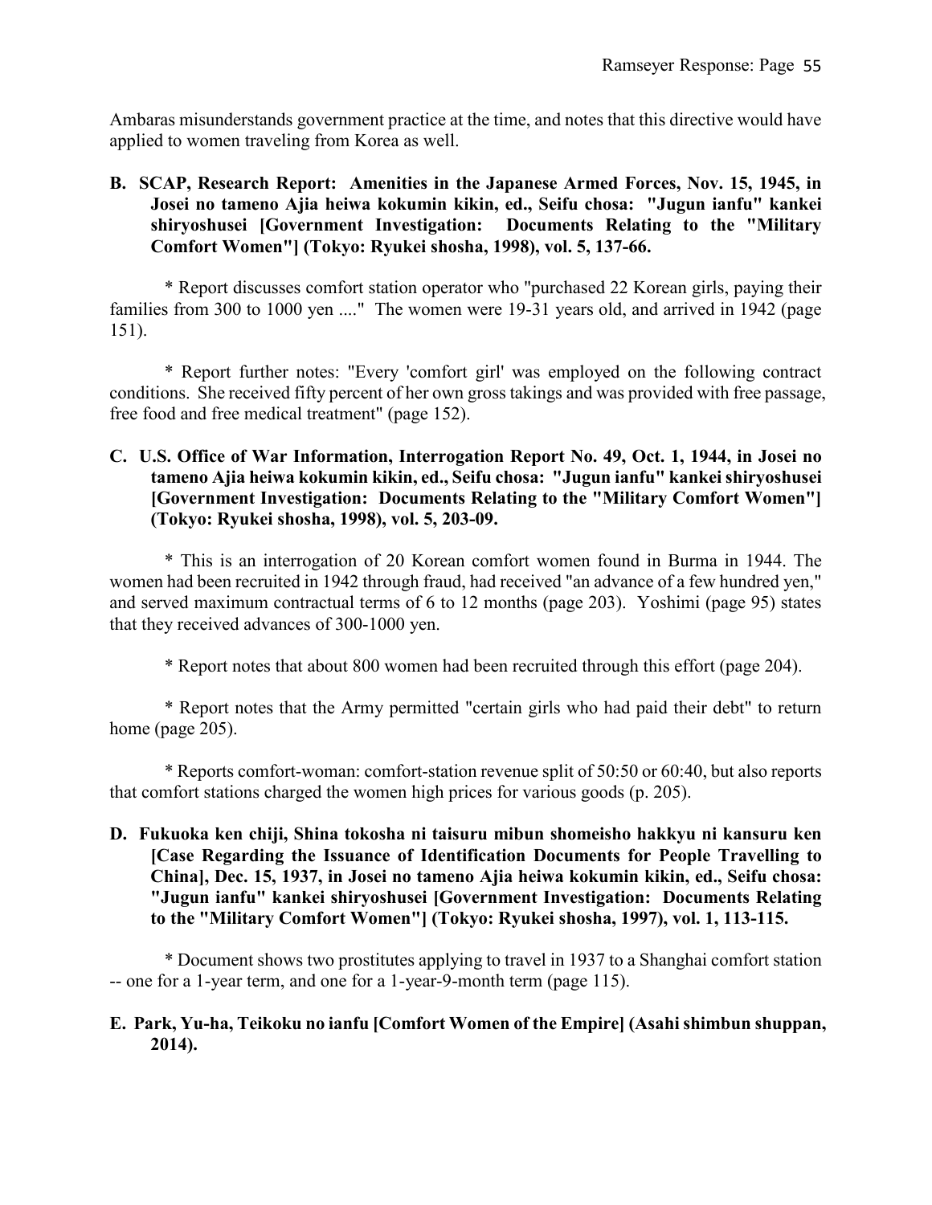Ambaras misunderstands government practice at the time, and notes that this directive would have applied to women traveling from Korea as well.

**B. SCAP, Research Report: Amenities in the Japanese Armed Forces, Nov. 15, 1945, in Josei no tameno Ajia heiwa kokumin kikin, ed., Seifu chosa: "Jugun ianfu" kankei shiryoshusei [Government Investigation: Documents Relating to the "Military Comfort Women"] (Tokyo: Ryukei shosha, 1998), vol. 5, 137-66.**

* Report discusses comfort station operator who "purchased 22 Korean girls, paying their families from 300 to 1000 yen ...." The women were 19-31 years old, and arrived in 1942 (page 151).

* Report further notes: "Every 'comfort girl' was employed on the following contract conditions. She received fifty percent of her own gross takings and was provided with free passage, free food and free medical treatment" (page 152).

**C. U.S. Office of War Information, Interrogation Report No. 49, Oct. 1, 1944, in Josei no tameno Ajia heiwa kokumin kikin, ed., Seifu chosa: "Jugun ianfu" kankei shiryoshusei [Government Investigation: Documents Relating to the "Military Comfort Women"] (Tokyo: Ryukei shosha, 1998), vol. 5, 203-09.**

* This is an interrogation of 20 Korean comfort women found in Burma in 1944. The women had been recruited in 1942 through fraud, had received "an advance of a few hundred yen," and served maximum contractual terms of 6 to 12 months (page 203). Yoshimi (page 95) states that they received advances of 300-1000 yen.

* Report notes that about 800 women had been recruited through this effort (page 204).

* Report notes that the Army permitted "certain girls who had paid their debt" to return home (page 205).

* Reports comfort-woman: comfort-station revenue split of 50:50 or 60:40, but also reports that comfort stations charged the women high prices for various goods (p. 205).

**D. Fukuoka ken chiji, Shina tokosha ni taisuru mibun shomeisho hakkyu ni kansuru ken [Case Regarding the Issuance of Identification Documents for People Travelling to China], Dec. 15, 1937, in Josei no tameno Ajia heiwa kokumin kikin, ed., Seifu chosa: "Jugun ianfu" kankei shiryoshusei [Government Investigation: Documents Relating to the "Military Comfort Women"] (Tokyo: Ryukei shosha, 1997), vol. 1, 113-115.**

* Document shows two prostitutes applying to travel in 1937 to a Shanghai comfort station -- one for a 1-year term, and one for a 1-year-9-month term (page 115).

**E. Park, Yu-ha, Teikoku no ianfu [Comfort Women of the Empire] (Asahi shimbun shuppan, 2014).**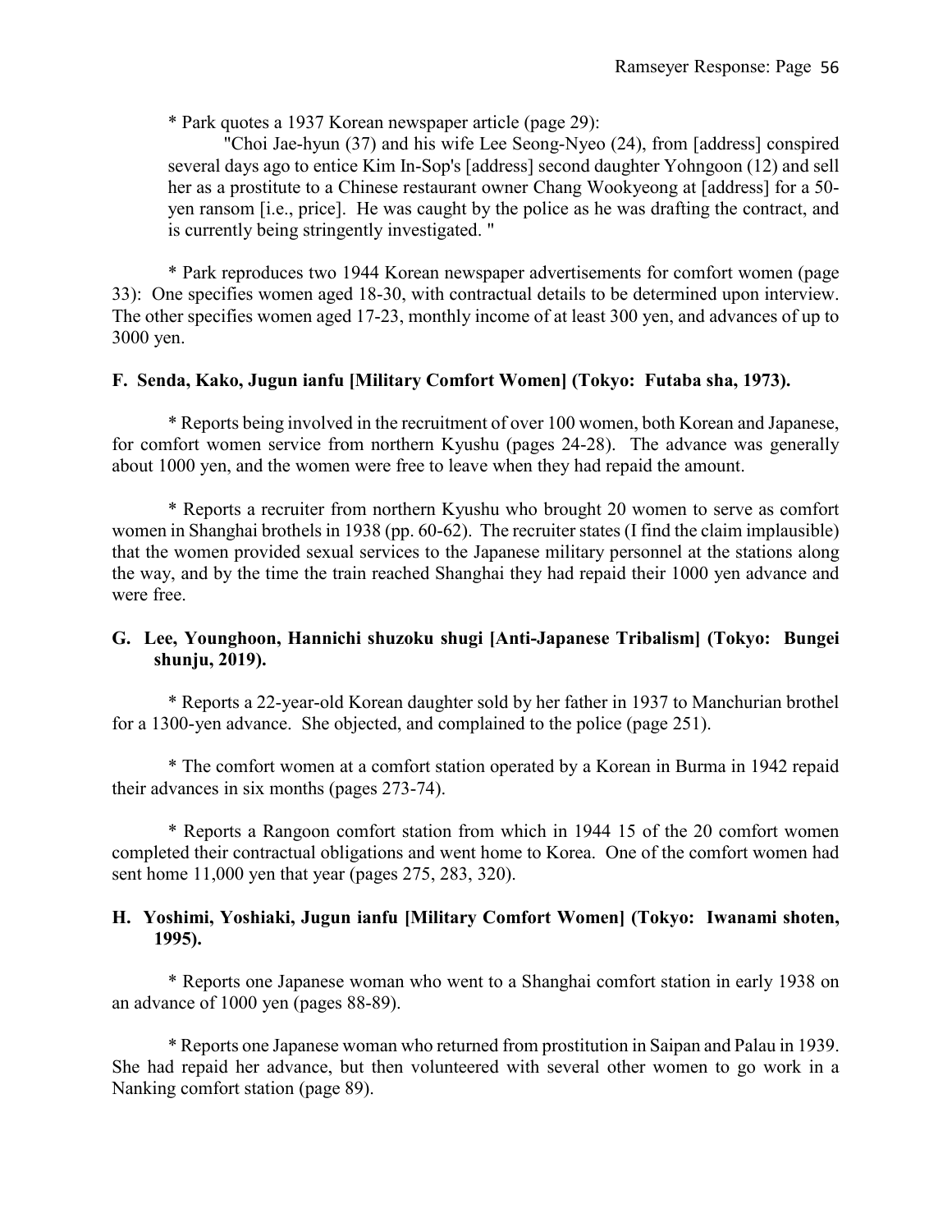* Park quotes a 1937 Korean newspaper article (page 29):

> "Choi Jae-hyun (37) and his wife Lee Seong-Nyeo (24), from [address] conspired several days ago to entice Kim In-Sop's [address] second daughter Yohngoon (12) and sell her as a prostitute to a Chinese restaurant owner Chang Wookyeong at [address] for a 50-yen ransom [i.e., price]. He was caught by the police as he was drafting the contract, and is currently being stringently investigated. "

* Park reproduces two 1944 Korean newspaper advertisements for comfort women (page 33): One specifies women aged 18-30, with contractual details to be determined upon interview. The other specifies women aged 17-23, monthly income of at least 300 yen, and advances of up to 3000 yen.

**F. Senda, Kako, Jugun ianfu [Military Comfort Women] (Tokyo: Futaba sha, 1973).**

* Reports being involved in the recruitment of over 100 women, both Korean and Japanese, for comfort women service from northern Kyushu (pages 24-28). The advance was generally about 1000 yen, and the women were free to leave when they had repaid the amount.

* Reports a recruiter from northern Kyushu who brought 20 women to serve as comfort women in Shanghai brothels in 1938 (pp. 60-62). The recruiter states (I find the claim implausible) that the women provided sexual services to the Japanese military personnel at the stations along the way, and by the time the train reached Shanghai they had repaid their 1000 yen advance and were free.

**G. Lee, Younghoon, Hannichi shuzoku shugi [Anti-Japanese Tribalism] (Tokyo: Bungei shunju, 2019).**

* Reports a 22-year-old Korean daughter sold by her father in 1937 to Manchurian brothel for a 1300-yen advance. She objected, and complained to the police (page 251).

* The comfort women at a comfort station operated by a Korean in Burma in 1942 repaid their advances in six months (pages 273-74).

* Reports a Rangoon comfort station from which in 1944 15 of the 20 comfort women completed their contractual obligations and went home to Korea. One of the comfort women had sent home 11,000 yen that year (pages 275, 283, 320).

**H. Yoshimi, Yoshiaki, Jugun ianfu [Military Comfort Women] (Tokyo: Iwanami shoten, 1995).**

* Reports one Japanese woman who went to a Shanghai comfort station in early 1938 on an advance of 1000 yen (pages 88-89).

* Reports one Japanese woman who returned from prostitution in Saipan and Palau in 1939. She had repaid her advance, but then volunteered with several other women to go work in a Nanking comfort station (page 89).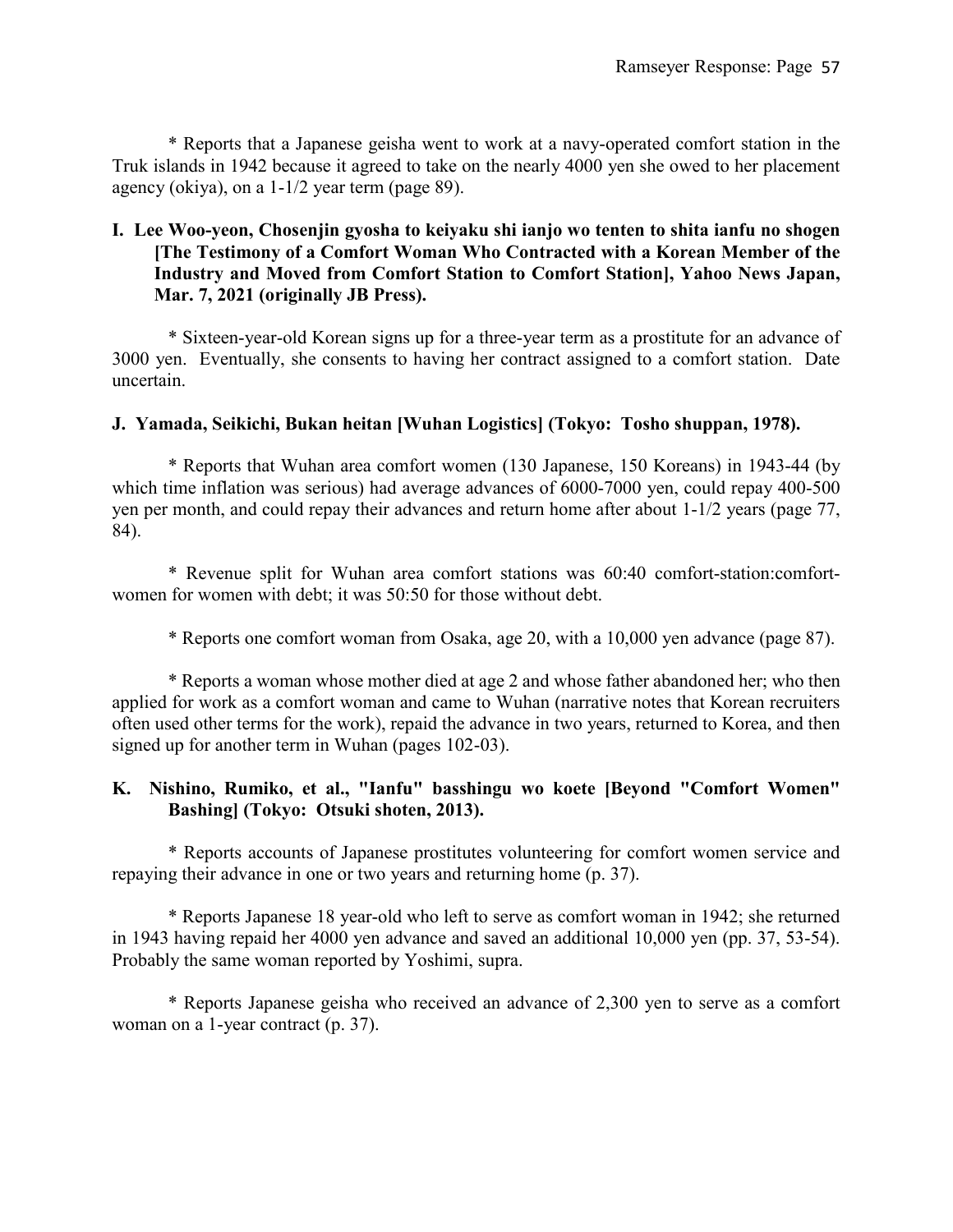* Reports that a Japanese geisha went to work at a navy-operated comfort station in the Truk islands in 1942 because it agreed to take on the nearly 4000 yen she owed to her placement agency (okiya), on a 1-1/2 year term (page 89).

**I. Lee Woo-yeon, Chosenjin gyosha to keiyaku shi ianjo wo tenten to shita ianfu no shogen [The Testimony of a Comfort Woman Who Contracted with a Korean Member of the Industry and Moved from Comfort Station to Comfort Station], Yahoo News Japan, Mar. 7, 2021 (originally JB Press).**

* Sixteen-year-old Korean signs up for a three-year term as a prostitute for an advance of 3000 yen. Eventually, she consents to having her contract assigned to a comfort station. Date uncertain.

**J. Yamada, Seikichi, Bukan heitan [Wuhan Logistics] (Tokyo: Tosho shuppan, 1978).**

* Reports that Wuhan area comfort women (130 Japanese, 150 Koreans) in 1943-44 (by which time inflation was serious) had average advances of 6000-7000 yen, could repay 400-500 yen per month, and could repay their advances and return home after about 1-1/2 years (page 77, 84).

* Revenue split for Wuhan area comfort stations was 60:40 comfort-station:comfort-women for women with debt; it was 50:50 for those without debt.

* Reports one comfort woman from Osaka, age 20, with a 10,000 yen advance (page 87).

* Reports a woman whose mother died at age 2 and whose father abandoned her; who then applied for work as a comfort woman and came to Wuhan (narrative notes that Korean recruiters often used other terms for the work), repaid the advance in two years, returned to Korea, and then signed up for another term in Wuhan (pages 102-03).

**K. Nishino, Rumiko, et al., "Ianfu" basshingu wo koete [Beyond "Comfort Women" Bashing] (Tokyo: Otsuki shoten, 2013).**

* Reports accounts of Japanese prostitutes volunteering for comfort women service and repaying their advance in one or two years and returning home (p. 37).

* Reports Japanese 18 year-old who left to serve as comfort woman in 1942; she returned in 1943 having repaid her 4000 yen advance and saved an additional 10,000 yen (pp. 37, 53-54). Probably the same woman reported by Yoshimi, supra.

* Reports Japanese geisha who received an advance of 2,300 yen to serve as a comfort woman on a 1-year contract (p. 37).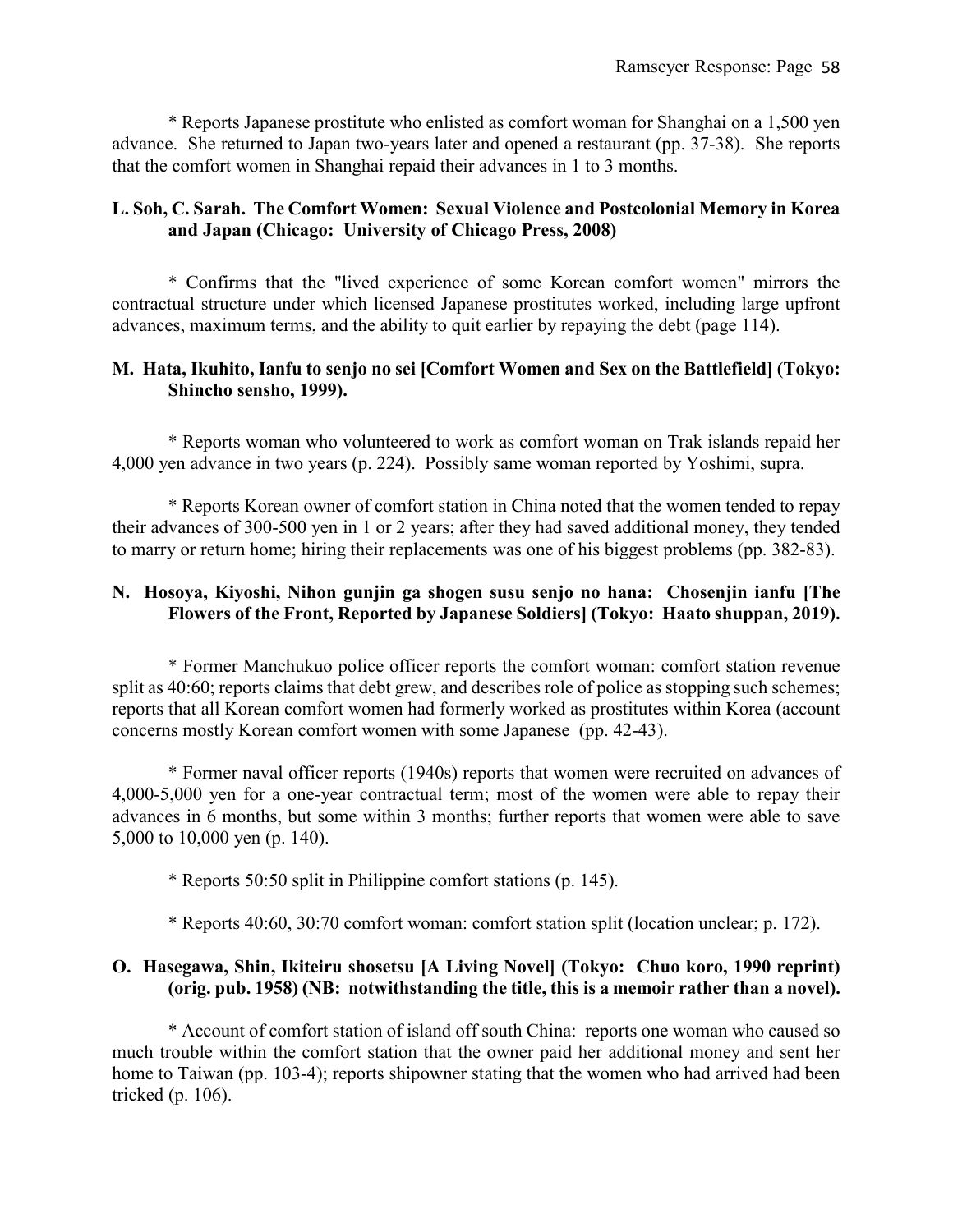\* Reports Japanese prostitute who enlisted as comfort woman for Shanghai on a 1,500 yen advance. She returned to Japan two-years later and opened a restaurant (pp. 37-38). She reports that the comfort women in Shanghai repaid their advances in 1 to 3 months.

**L. Soh, C. Sarah. The Comfort Women: Sexual Violence and Postcolonial Memory in Korea and Japan (Chicago: University of Chicago Press, 2008)**

\* Confirms that the "lived experience of some Korean comfort women" mirrors the contractual structure under which licensed Japanese prostitutes worked, including large upfront advances, maximum terms, and the ability to quit earlier by repaying the debt (page 114).

**M. Hata, Ikuhito, Ianfu to senjo no sei [Comfort Women and Sex on the Battlefield] (Tokyo: Shincho sensho, 1999).**

\* Reports woman who volunteered to work as comfort woman on Trak islands repaid her 4,000 yen advance in two years (p. 224). Possibly same woman reported by Yoshimi, supra.

\* Reports Korean owner of comfort station in China noted that the women tended to repay their advances of 300-500 yen in 1 or 2 years; after they had saved additional money, they tended to marry or return home; hiring their replacements was one of his biggest problems (pp. 382-83).

**N. Hosoya, Kiyoshi, Nihon gunjin ga shogen susu senjo no hana: Chosenjin ianfu [The Flowers of the Front, Reported by Japanese Soldiers] (Tokyo: Haato shuppan, 2019).**

\* Former Manchukuo police officer reports the comfort woman: comfort station revenue split as 40:60; reports claims that debt grew, and describes role of police as stopping such schemes; reports that all Korean comfort women had formerly worked as prostitutes within Korea (account concerns mostly Korean comfort women with some Japanese (pp. 42-43).

\* Former naval officer reports (1940s) reports that women were recruited on advances of 4,000-5,000 yen for a one-year contractual term; most of the women were able to repay their advances in 6 months, but some within 3 months; further reports that women were able to save 5,000 to 10,000 yen (p. 140).

\* Reports 50:50 split in Philippine comfort stations (p. 145).

\* Reports 40:60, 30:70 comfort woman: comfort station split (location unclear; p. 172).

**O. Hasegawa, Shin, Ikiteiru shosetsu [A Living Novel] (Tokyo: Chuo koro, 1990 reprint) (orig. pub. 1958) (NB: notwithstanding the title, this is a memoir rather than a novel).**

\* Account of comfort station of island off south China: reports one woman who caused so much trouble within the comfort station that the owner paid her additional money and sent her home to Taiwan (pp. 103-4); reports shipowner stating that the women who had arrived had been tricked (p. 106).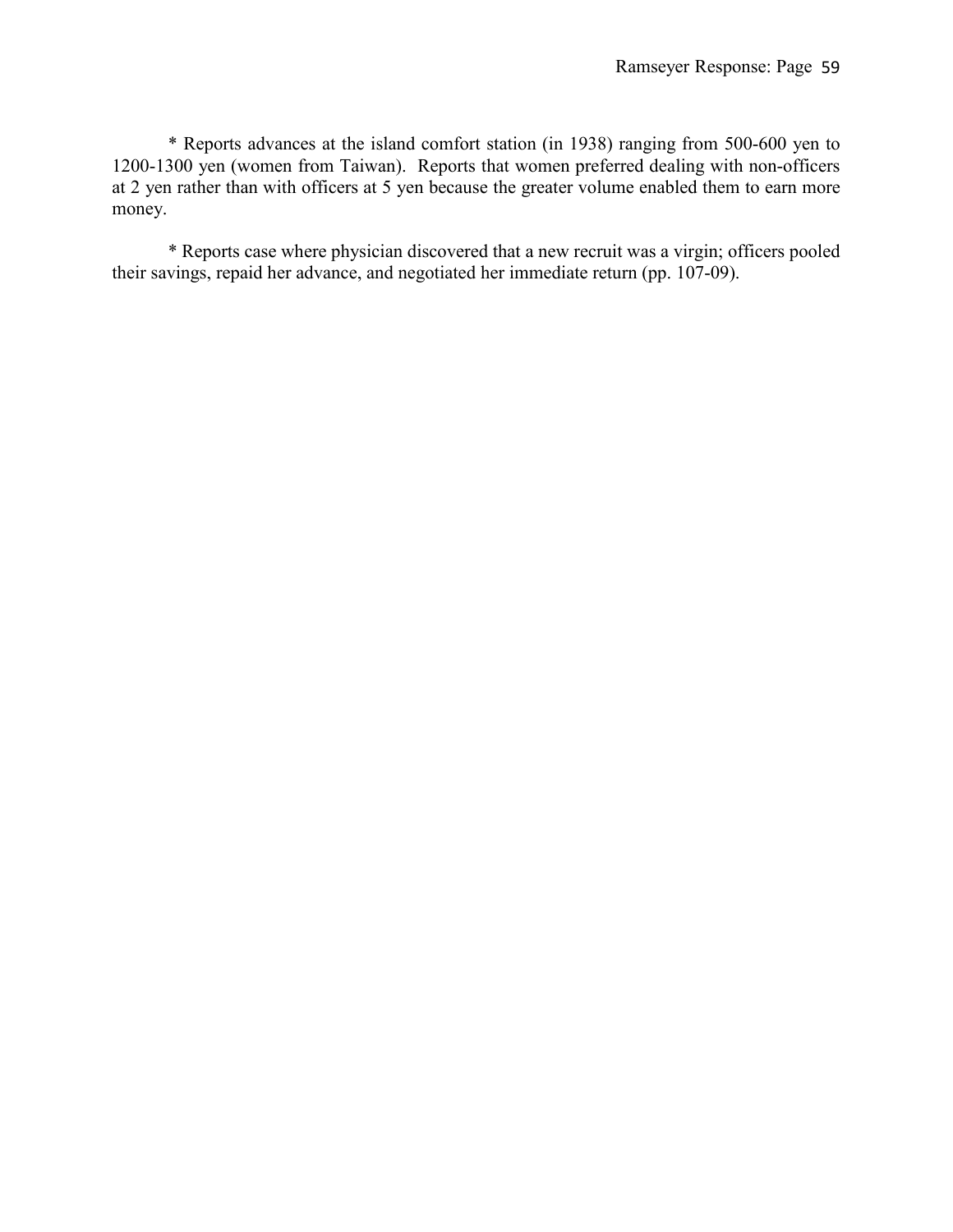\* Reports advances at the island comfort station (in 1938) ranging from 500-600 yen to 1200-1300 yen (women from Taiwan). Reports that women preferred dealing with non-officers at 2 yen rather than with officers at 5 yen because the greater volume enabled them to earn more money.

\* Reports case where physician discovered that a new recruit was a virgin; officers pooled their savings, repaid her advance, and negotiated her immediate return (pp. 107-09).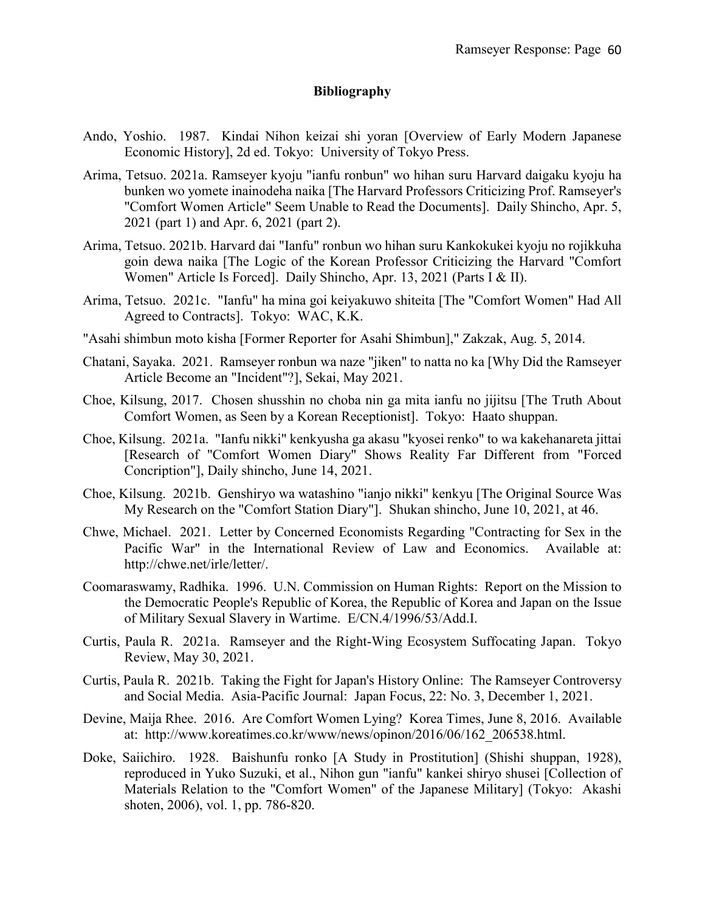## Bibliography

Ando, Yoshio. 1987. Kindai Nihon keizai shi yoran [Overview of Early Modern Japanese Economic History], 2d ed. Tokyo: University of Tokyo Press.

Arima, Tetsuo. 2021a. Ramseyer kyoju "ianfu ronbun" wo hihan suru Harvard daigaku kyoju ha bunken wo yomete inainodeha naika [The Harvard Professors Criticizing Prof. Ramseyer's "Comfort Women Article" Seem Unable to Read the Documents]. Daily Shincho, Apr. 5, 2021 (part 1) and Apr. 6, 2021 (part 2).

Arima, Tetsuo. 2021b. Harvard dai "Ianfu" ronbun wo hihan suru Kankokukei kyoju no rojikkuha goin dewa naika [The Logic of the Korean Professor Criticizing the Harvard "Comfort Women" Article Is Forced]. Daily Shincho, Apr. 13, 2021 (Parts I & II).

Arima, Tetsuo. 2021c. "Ianfu" ha mina goi keiyakuwo shiteita [The "Comfort Women" Had All Agreed to Contracts]. Tokyo: WAC, K.K.

"Asahi shimbun moto kisha [Former Reporter for Asahi Shimbun]," Zakzak, Aug. 5, 2014.

Chatani, Sayaka. 2021. Ramseyer ronbun wa naze "jiken" to natta no ka [Why Did the Ramseyer Article Become an "Incident"?], Sekai, May 2021.

Choe, Kilsung, 2017. Chosen shusshin no choba nin ga mita ianfu no jijitsu [The Truth About Comfort Women, as Seen by a Korean Receptionist]. Tokyo: Haato shuppan.

Choe, Kilsung. 2021a. "Ianfu nikki" kenkyusha ga akasu "kyosei renko" to wa kakehanareta jittai [Research of "Comfort Women Diary" Shows Reality Far Different from "Forced Concription"], Daily shincho, June 14, 2021.

Choe, Kilsung. 2021b. Genshiryo wa watashino "ianjo nikki" kenkyu [The Original Source Was My Research on the "Comfort Station Diary"]. Shukan shincho, June 10, 2021, at 46.

Chwe, Michael. 2021. Letter by Concerned Economists Regarding "Contracting for Sex in the Pacific War" in the International Review of Law and Economics. Available at: http://chwe.net/irle/letter/.

Coomaraswamy, Radhika. 1996. U.N. Commission on Human Rights: Report on the Mission to the Democratic People's Republic of Korea, the Republic of Korea and Japan on the Issue of Military Sexual Slavery in Wartime. E/CN.4/1996/53/Add.I.

Curtis, Paula R. 2021a. Ramseyer and the Right-Wing Ecosystem Suffocating Japan. Tokyo Review, May 30, 2021.

Curtis, Paula R. 2021b. Taking the Fight for Japan's History Online: The Ramseyer Controversy and Social Media. Asia-Pacific Journal: Japan Focus, 22: No. 3, December 1, 2021.

Devine, Maija Rhee. 2016. Are Comfort Women Lying? Korea Times, June 8, 2016. Available at: http://www.koreatimes.co.kr/www/news/opinon/2016/06/162_206538.html.

Doke, Saiichiro. 1928. Baishunfu ronko [A Study in Prostitution] (Shishi shuppan, 1928), reproduced in Yuko Suzuki, et al., Nihon gun "ianfu" kankei shiryo shusei [Collection of Materials Relation to the "Comfort Women" of the Japanese Military] (Tokyo: Akashi shoten, 2006), vol. 1, pp. 786-820.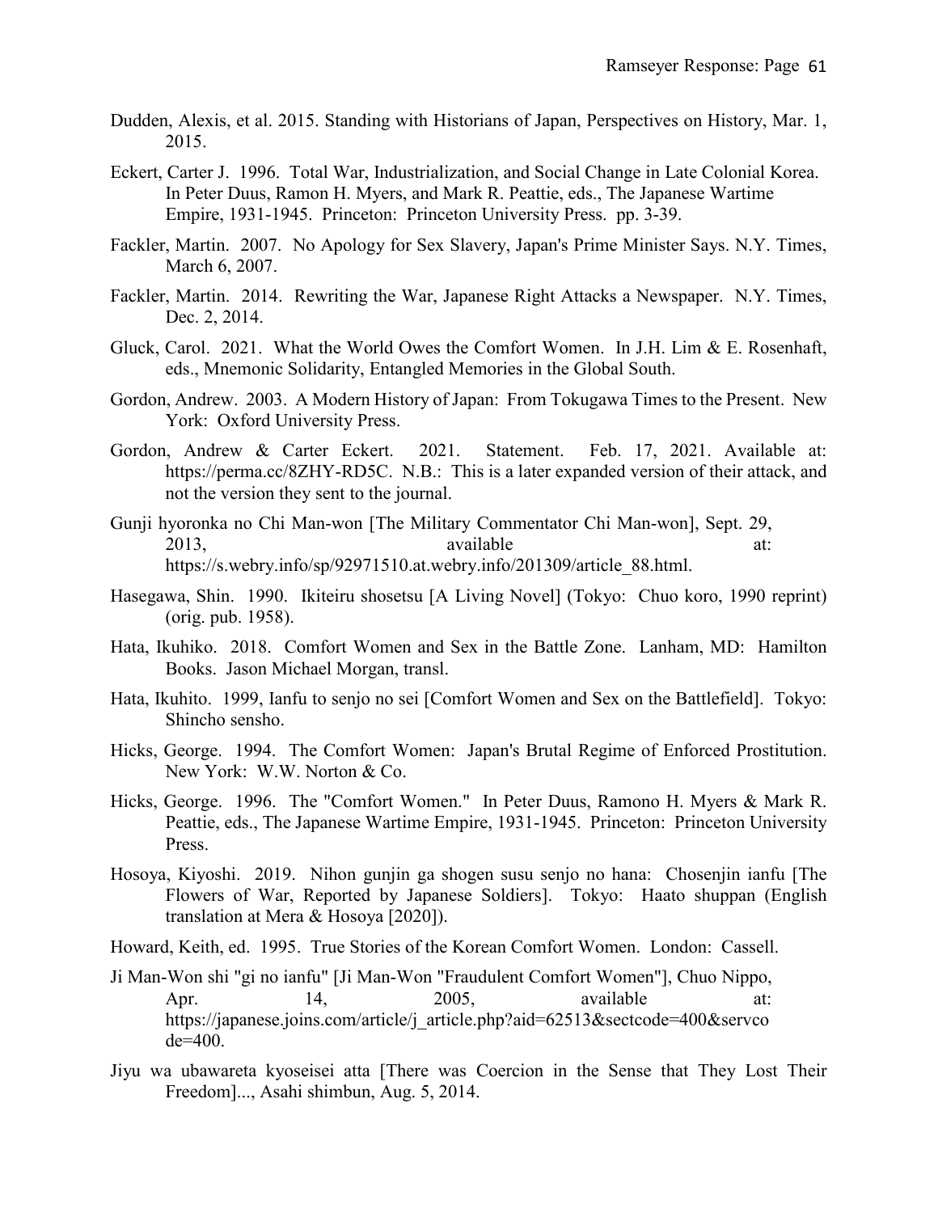Dudden, Alexis, et al. 2015. Standing with Historians of Japan, Perspectives on History, Mar. 1, 2015.

Eckert, Carter J. 1996. Total War, Industrialization, and Social Change in Late Colonial Korea. In Peter Duus, Ramon H. Myers, and Mark R. Peattie, eds., The Japanese Wartime Empire, 1931-1945. Princeton: Princeton University Press. pp. 3-39.

Fackler, Martin. 2007. No Apology for Sex Slavery, Japan's Prime Minister Says. N.Y. Times, March 6, 2007.

Fackler, Martin. 2014. Rewriting the War, Japanese Right Attacks a Newspaper. N.Y. Times, Dec. 2, 2014.

Gluck, Carol. 2021. What the World Owes the Comfort Women. In J.H. Lim & E. Rosenhaft, eds., Mnemonic Solidarity, Entangled Memories in the Global South.

Gordon, Andrew. 2003. A Modern History of Japan: From Tokugawa Times to the Present. New York: Oxford University Press.

Gordon, Andrew & Carter Eckert. 2021. Statement. Feb. 17, 2021. Available at: https://perma.cc/8ZHY-RD5C. N.B.: This is a later expanded version of their attack, and not the version they sent to the journal.

Gunji hyoronka no Chi Man-won [The Military Commentator Chi Man-won], Sept. 29, 2013, available at: https://s.webry.info/sp/92971510.at.webry.info/201309/article_88.html.

Hasegawa, Shin. 1990. Ikiteiru shosetsu [A Living Novel] (Tokyo: Chuo koro, 1990 reprint) (orig. pub. 1958).

Hata, Ikuhiko. 2018. Comfort Women and Sex in the Battle Zone. Lanham, MD: Hamilton Books. Jason Michael Morgan, transl.

Hata, Ikuhito. 1999, Ianfu to senjo no sei [Comfort Women and Sex on the Battlefield]. Tokyo: Shincho sensho.

Hicks, George. 1994. The Comfort Women: Japan's Brutal Regime of Enforced Prostitution. New York: W.W. Norton & Co.

Hicks, George. 1996. The "Comfort Women." In Peter Duus, Ramono H. Myers & Mark R. Peattie, eds., The Japanese Wartime Empire, 1931-1945. Princeton: Princeton University Press.

Hosoya, Kiyoshi. 2019. Nihon gunjin ga shogen susu senjo no hana: Chosenjin ianfu [The Flowers of War, Reported by Japanese Soldiers]. Tokyo: Haato shuppan (English translation at Mera & Hosoya [2020]).

Howard, Keith, ed. 1995. True Stories of the Korean Comfort Women. London: Cassell.

Ji Man-Won shi "gi no ianfu" [Ji Man-Won "Fraudulent Comfort Women"], Chuo Nippo, Apr. 14, 2005, available at: https://japanese.joins.com/article/j_article.php?aid=62513&sectcode=400&servcode=400.

Jiyu wa ubawareta kyoseisei atta [There was Coercion in the Sense that They Lost Their Freedom]..., Asahi shimbun, Aug. 5, 2014.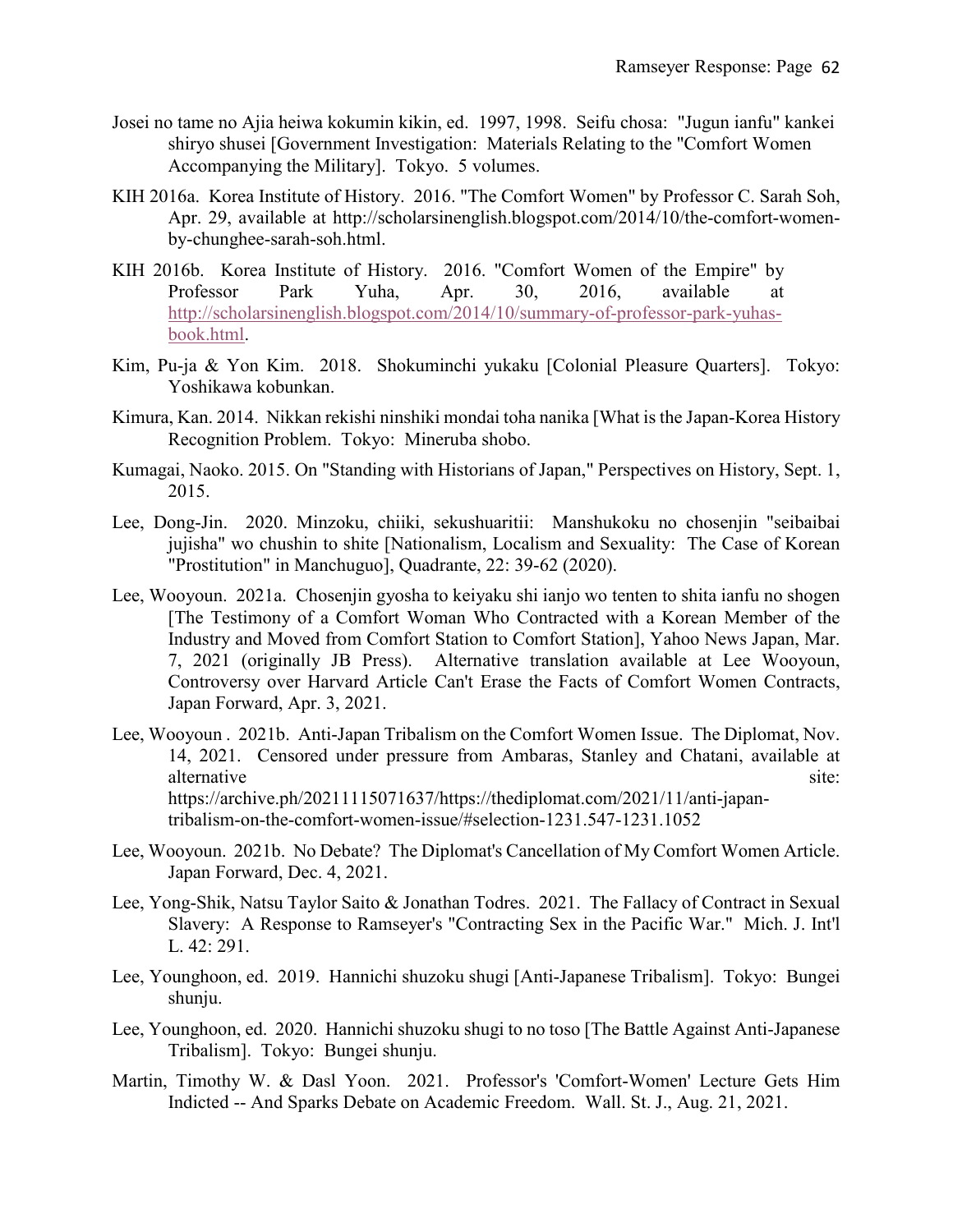Josei no tame no Ajia heiwa kokumin kikin, ed. 1997, 1998. Seifu chosa: "Jugun ianfu" kankei shiryo shusei [Government Investigation: Materials Relating to the "Comfort Women Accompanying the Military]. Tokyo. 5 volumes.

KIH 2016a. Korea Institute of History. 2016. "The Comfort Women" by Professor C. Sarah Soh, Apr. 29, available at http://scholarsinenglish.blogspot.com/2014/10/the-comfort-women-by-chunghee-sarah-soh.html.

KIH 2016b. Korea Institute of History. 2016. "Comfort Women of the Empire" by Professor Park Yuha, Apr. 30, 2016, available at http://scholarsinenglish.blogspot.com/2014/10/summary-of-professor-park-yuhas-book.html.

Kim, Pu-ja & Yon Kim. 2018. Shokuminchi yukaku [Colonial Pleasure Quarters]. Tokyo: Yoshikawa kobunkan.

Kimura, Kan. 2014. Nikkan rekishi ninshiki mondai toha nanika [What is the Japan-Korea History Recognition Problem. Tokyo: Mineruba shobo.

Kumagai, Naoko. 2015. On "Standing with Historians of Japan," Perspectives on History, Sept. 1, 2015.

Lee, Dong-Jin. 2020. Minzoku, chiiki, sekushuaritii: Manshukoku no chosenjin "seibaibai jujisha" wo chushin to shite [Nationalism, Localism and Sexuality: The Case of Korean "Prostitution" in Manchuguo], Quadrante, 22: 39-62 (2020).

Lee, Wooyoun. 2021a. Chosenjin gyosha to keiyaku shi ianjo wo tenten to shita ianfu no shogen [The Testimony of a Comfort Woman Who Contracted with a Korean Member of the Industry and Moved from Comfort Station to Comfort Station], Yahoo News Japan, Mar. 7, 2021 (originally JB Press). Alternative translation available at Lee Wooyoun, Controversy over Harvard Article Can't Erase the Facts of Comfort Women Contracts, Japan Forward, Apr. 3, 2021.

Lee, Wooyoun . 2021b. Anti-Japan Tribalism on the Comfort Women Issue. The Diplomat, Nov. 14, 2021. Censored under pressure from Ambaras, Stanley and Chatani, available at alternative site: https://archive.ph/20211115071637/https://thediplomat.com/2021/11/anti-japan-tribalism-on-the-comfort-women-issue/#selection-1231.547-1231.1052

Lee, Wooyoun. 2021b. No Debate? The Diplomat's Cancellation of My Comfort Women Article. Japan Forward, Dec. 4, 2021.

Lee, Yong-Shik, Natsu Taylor Saito & Jonathan Todres. 2021. The Fallacy of Contract in Sexual Slavery: A Response to Ramseyer's "Contracting Sex in the Pacific War." Mich. J. Int'l L. 42: 291.

Lee, Younghoon, ed. 2019. Hannichi shuzoku shugi [Anti-Japanese Tribalism]. Tokyo: Bungei shunju.

Lee, Younghoon, ed. 2020. Hannichi shuzoku shugi to no toso [The Battle Against Anti-Japanese Tribalism]. Tokyo: Bungei shunju.

Martin, Timothy W. & Dasl Yoon. 2021. Professor's 'Comfort-Women' Lecture Gets Him Indicted -- And Sparks Debate on Academic Freedom. Wall. St. J., Aug. 21, 2021.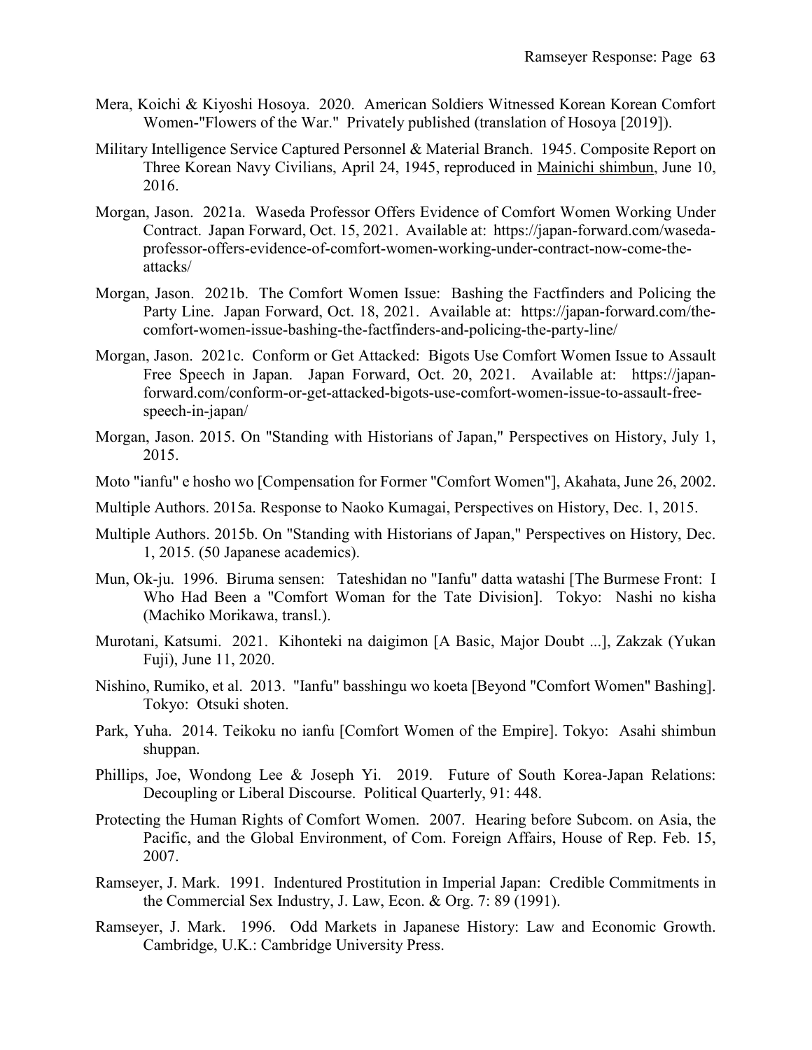Mera, Koichi & Kiyoshi Hosoya. 2020. American Soldiers Witnessed Korean Korean Comfort Women-"Flowers of the War." Privately published (translation of Hosoya [2019]).

Military Intelligence Service Captured Personnel & Material Branch. 1945. Composite Report on Three Korean Navy Civilians, April 24, 1945, reproduced in Mainichi shimbun, June 10, 2016.

Morgan, Jason. 2021a. Waseda Professor Offers Evidence of Comfort Women Working Under Contract. Japan Forward, Oct. 15, 2021. Available at: https://japan-forward.com/waseda-professor-offers-evidence-of-comfort-women-working-under-contract-now-come-the-attacks/

Morgan, Jason. 2021b. The Comfort Women Issue: Bashing the Factfinders and Policing the Party Line. Japan Forward, Oct. 18, 2021. Available at: https://japan-forward.com/the-comfort-women-issue-bashing-the-factfinders-and-policing-the-party-line/

Morgan, Jason. 2021c. Conform or Get Attacked: Bigots Use Comfort Women Issue to Assault Free Speech in Japan. Japan Forward, Oct. 20, 2021. Available at: https://japan-forward.com/conform-or-get-attacked-bigots-use-comfort-women-issue-to-assault-free-speech-in-japan/

Morgan, Jason. 2015. On "Standing with Historians of Japan," Perspectives on History, July 1, 2015.

Moto "ianfu" e hosho wo [Compensation for Former "Comfort Women"], Akahata, June 26, 2002.

Multiple Authors. 2015a. Response to Naoko Kumagai, Perspectives on History, Dec. 1, 2015.

Multiple Authors. 2015b. On "Standing with Historians of Japan," Perspectives on History, Dec. 1, 2015. (50 Japanese academics).

Mun, Ok-ju. 1996. Biruma sensen: Tateshidan no "Ianfu" datta watashi [The Burmese Front: I Who Had Been a "Comfort Woman for the Tate Division]. Tokyo: Nashi no kisha (Machiko Morikawa, transl.).

Murotani, Katsumi. 2021. Kihonteki na daigimon [A Basic, Major Doubt ...], Zakzak (Yukan Fuji), June 11, 2020.

Nishino, Rumiko, et al. 2013. "Ianfu" basshingu wo koeta [Beyond "Comfort Women" Bashing]. Tokyo: Otsuki shoten.

Park, Yuha. 2014. Teikoku no ianfu [Comfort Women of the Empire]. Tokyo: Asahi shimbun shuppan.

Phillips, Joe, Wondong Lee & Joseph Yi. 2019. Future of South Korea-Japan Relations: Decoupling or Liberal Discourse. Political Quarterly, 91: 448.

Protecting the Human Rights of Comfort Women. 2007. Hearing before Subcom. on Asia, the Pacific, and the Global Environment, of Com. Foreign Affairs, House of Rep. Feb. 15, 2007.

Ramseyer, J. Mark. 1991. Indentured Prostitution in Imperial Japan: Credible Commitments in the Commercial Sex Industry, J. Law, Econ. & Org. 7: 89 (1991).

Ramseyer, J. Mark. 1996. Odd Markets in Japanese History: Law and Economic Growth. Cambridge, U.K.: Cambridge University Press.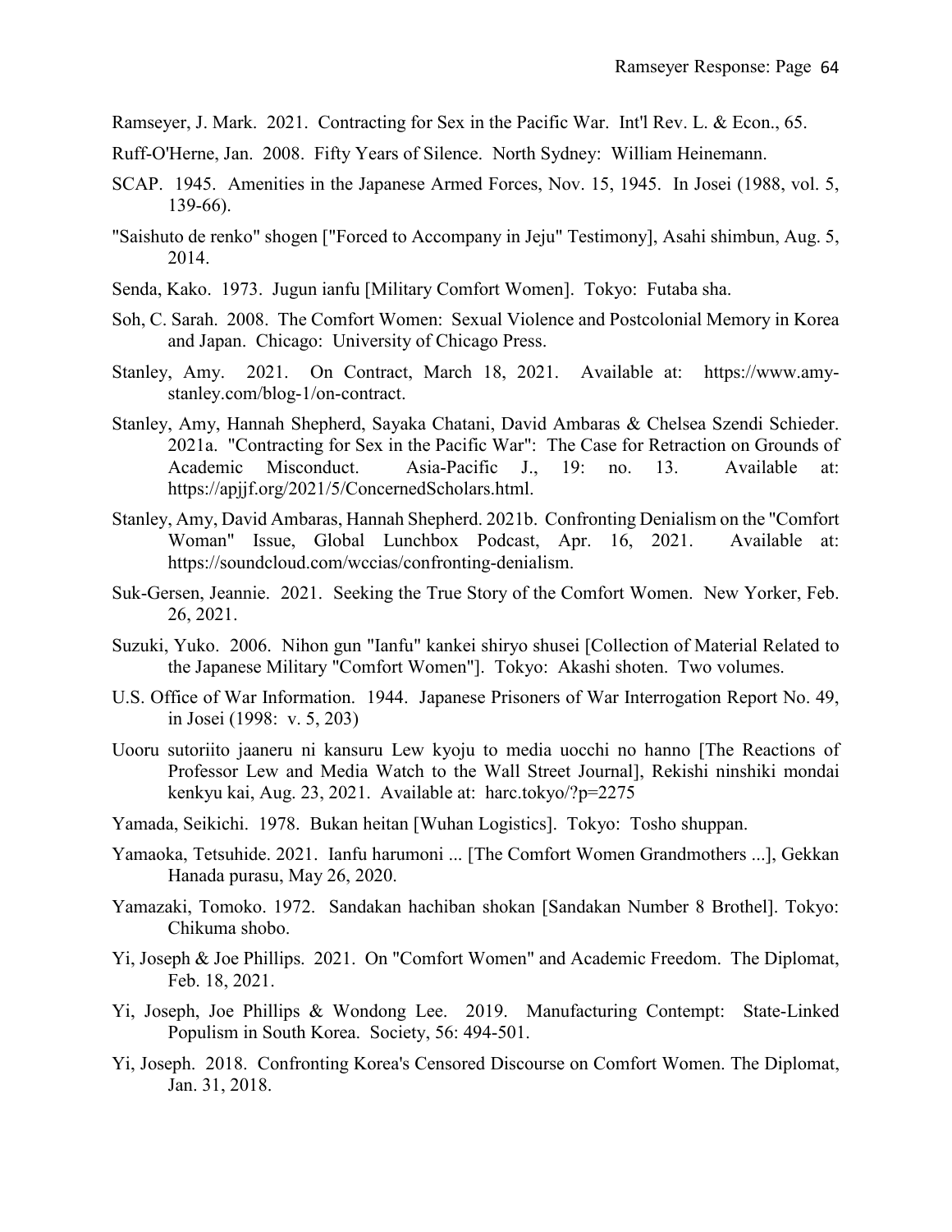Ramseyer, J. Mark. 2021. Contracting for Sex in the Pacific War. Int'l Rev. L. & Econ., 65.

Ruff-O'Herne, Jan. 2008. Fifty Years of Silence. North Sydney: William Heinemann.

SCAP. 1945. Amenities in the Japanese Armed Forces, Nov. 15, 1945. In Josei (1988, vol. 5, 139-66).

"Saishuto de renko" shogen ["Forced to Accompany in Jeju" Testimony], Asahi shimbun, Aug. 5, 2014.

Senda, Kako. 1973. Jugun ianfu [Military Comfort Women]. Tokyo: Futaba sha.

Soh, C. Sarah. 2008. The Comfort Women: Sexual Violence and Postcolonial Memory in Korea and Japan. Chicago: University of Chicago Press.

Stanley, Amy. 2021. On Contract, March 18, 2021. Available at: https://www.amy-stanley.com/blog-1/on-contract.

Stanley, Amy, Hannah Shepherd, Sayaka Chatani, David Ambaras & Chelsea Szendi Schieder. 2021a. "Contracting for Sex in the Pacific War": The Case for Retraction on Grounds of Academic Misconduct. Asia-Pacific J., 19: no. 13. Available at: https://apjjf.org/2021/5/ConcernedScholars.html.

Stanley, Amy, David Ambaras, Hannah Shepherd. 2021b. Confronting Denialism on the "Comfort Woman" Issue, Global Lunchbox Podcast, Apr. 16, 2021. Available at: https://soundcloud.com/wccias/confronting-denialism.

Suk-Gersen, Jeannie. 2021. Seeking the True Story of the Comfort Women. New Yorker, Feb. 26, 2021.

Suzuki, Yuko. 2006. Nihon gun "Ianfu" kankei shiryo shusei [Collection of Material Related to the Japanese Military "Comfort Women"]. Tokyo: Akashi shoten. Two volumes.

U.S. Office of War Information. 1944. Japanese Prisoners of War Interrogation Report No. 49, in Josei (1998: v. 5, 203)

Uooru sutoriito jaaneru ni kansuru Lew kyoju to media uocchi no hanno [The Reactions of Professor Lew and Media Watch to the Wall Street Journal], Rekishi ninshiki mondai kenkyu kai, Aug. 23, 2021. Available at: harc.tokyo/?p=2275

Yamada, Seikichi. 1978. Bukan heitan [Wuhan Logistics]. Tokyo: Tosho shuppan.

Yamaoka, Tetsuhide. 2021. Ianfu harumoni ... [The Comfort Women Grandmothers ...], Gekkan Hanada purasu, May 26, 2020.

Yamazaki, Tomoko. 1972. Sandakan hachiban shokan [Sandakan Number 8 Brothel]. Tokyo: Chikuma shobo.

Yi, Joseph & Joe Phillips. 2021. On "Comfort Women" and Academic Freedom. The Diplomat, Feb. 18, 2021.

Yi, Joseph, Joe Phillips & Wondong Lee. 2019. Manufacturing Contempt: State-Linked Populism in South Korea. Society, 56: 494-501.

Yi, Joseph. 2018. Confronting Korea's Censored Discourse on Comfort Women. The Diplomat, Jan. 31, 2018.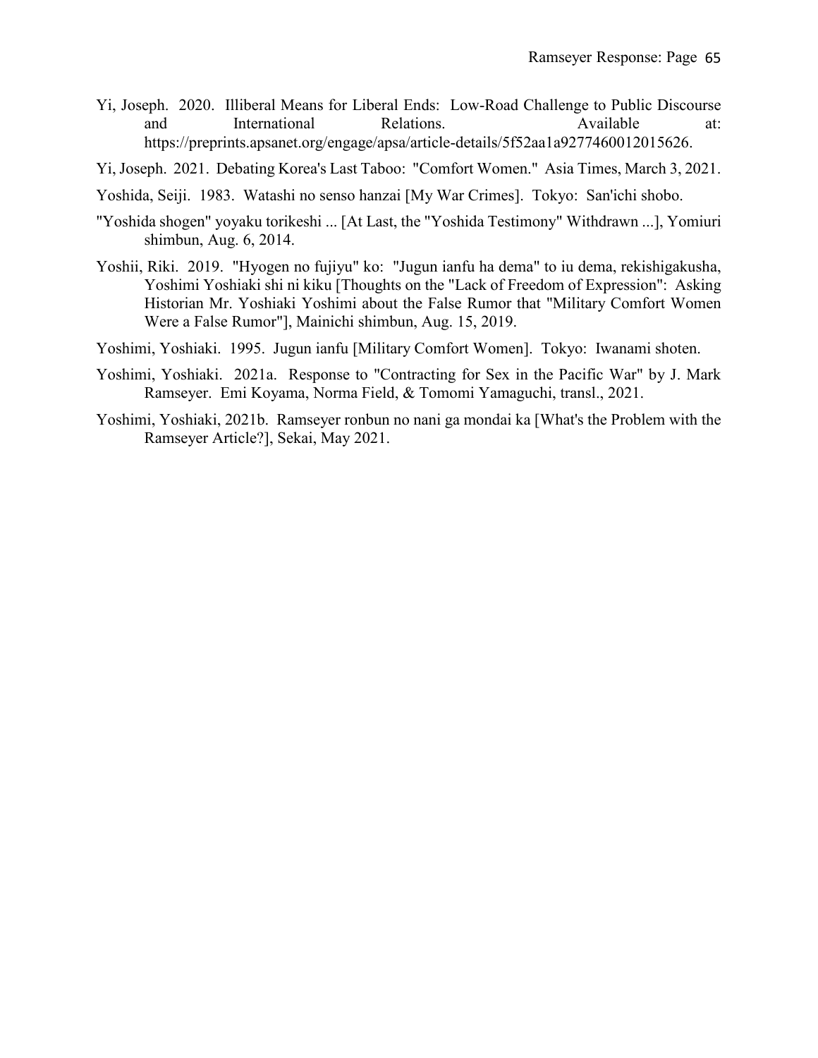Yi, Joseph. 2020. Illiberal Means for Liberal Ends: Low-Road Challenge to Public Discourse and International Relations. Available at: https://preprints.apsanet.org/engage/apsa/article-details/5f52aa1a9277460012015626.

Yi, Joseph. 2021. Debating Korea's Last Taboo: "Comfort Women." Asia Times, March 3, 2021.

Yoshida, Seiji. 1983. Watashi no senso hanzai [My War Crimes]. Tokyo: San'ichi shobo.

"Yoshida shogen" yoyaku torikeshi ... [At Last, the "Yoshida Testimony" Withdrawn ...], Yomiuri shimbun, Aug. 6, 2014.

Yoshii, Riki. 2019. "Hyogen no fujiyu" ko: "Jugun ianfu ha dema" to iu dema, rekishigakusha, Yoshimi Yoshiaki shi ni kiku [Thoughts on the "Lack of Freedom of Expression": Asking Historian Mr. Yoshiaki Yoshimi about the False Rumor that "Military Comfort Women Were a False Rumor"], Mainichi shimbun, Aug. 15, 2019.

Yoshimi, Yoshiaki. 1995. Jugun ianfu [Military Comfort Women]. Tokyo: Iwanami shoten.

Yoshimi, Yoshiaki. 2021a. Response to "Contracting for Sex in the Pacific War" by J. Mark Ramseyer. Emi Koyama, Norma Field, & Tomomi Yamaguchi, transl., 2021.

Yoshimi, Yoshiaki, 2021b. Ramseyer ronbun no nani ga mondai ka [What's the Problem with the Ramseyer Article?], Sekai, May 2021.